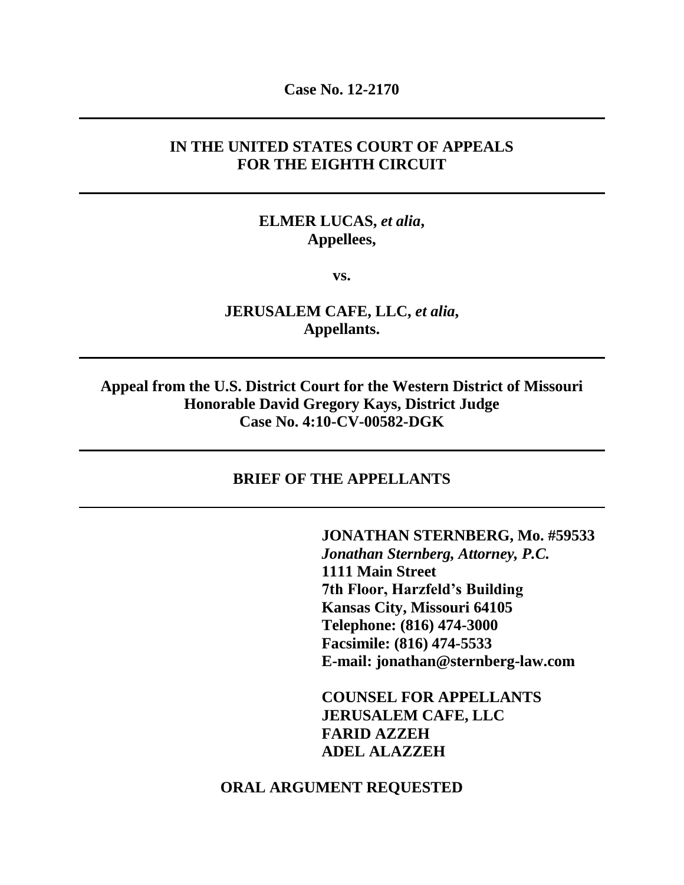**Case No. 12-2170**

---

**IN THE UNITED STATES COURT OF APPEALS**
**FOR THE EIGHTH CIRCUIT**

---

**ELMER LUCAS, *et alia*,**
**Appellees,**

**vs.**

**JERUSALEM CAFE, LLC, *et alia*,**
**Appellants.**

---

**Appeal from the U.S. District Court for the Western District of Missouri**
**Honorable David Gregory Kays, District Judge**
**Case No. 4:10-CV-00582-DGK**

---

**BRIEF OF THE APPELLANTS**

---

**JONATHAN STERNBERG, Mo. #59533**
***Jonathan Sternberg, Attorney, P.C.***
**1111 Main Street**
**7th Floor, Harzfeld's Building**
**Kansas City, Missouri 64105**
**Telephone: (816) 474-3000**
**Facsimile: (816) 474-5533**
**E-mail: jonathan@sternberg-law.com**

**COUNSEL FOR APPELLANTS**
**JERUSALEM CAFE, LLC**
**FARID AZZEH**
**ADEL ALAZZEH**

**ORAL ARGUMENT REQUESTED**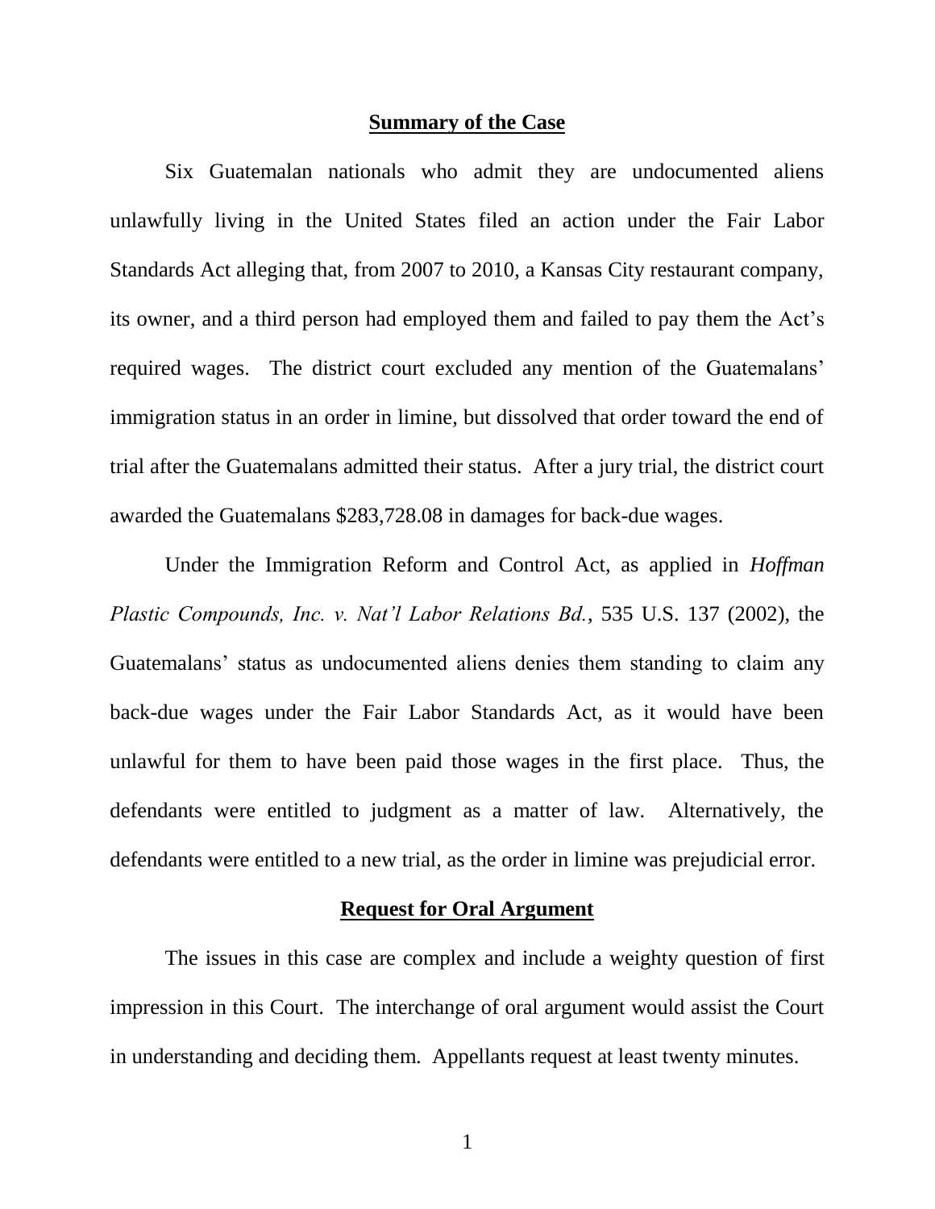## **Summary of the Case**

Six Guatemalan nationals who admit they are undocumented aliens unlawfully living in the United States filed an action under the Fair Labor Standards Act alleging that, from 2007 to 2010, a Kansas City restaurant company, its owner, and a third person had employed them and failed to pay them the Act's required wages. The district court excluded any mention of the Guatemalans' immigration status in an order in limine, but dissolved that order toward the end of trial after the Guatemalans admitted their status. After a jury trial, the district court awarded the Guatemalans $283,728.08 in damages for back-due wages.

Under the Immigration Reform and Control Act, as applied in *Hoffman Plastic Compounds, Inc. v. Nat'l Labor Relations Bd.*, 535 U.S. 137 (2002), the Guatemalans' status as undocumented aliens denies them standing to claim any back-due wages under the Fair Labor Standards Act, as it would have been unlawful for them to have been paid those wages in the first place. Thus, the defendants were entitled to judgment as a matter of law. Alternatively, the defendants were entitled to a new trial, as the order in limine was prejudicial error.

## **Request for Oral Argument**

The issues in this case are complex and include a weighty question of first impression in this Court. The interchange of oral argument would assist the Court in understanding and deciding them. Appellants request at least twenty minutes.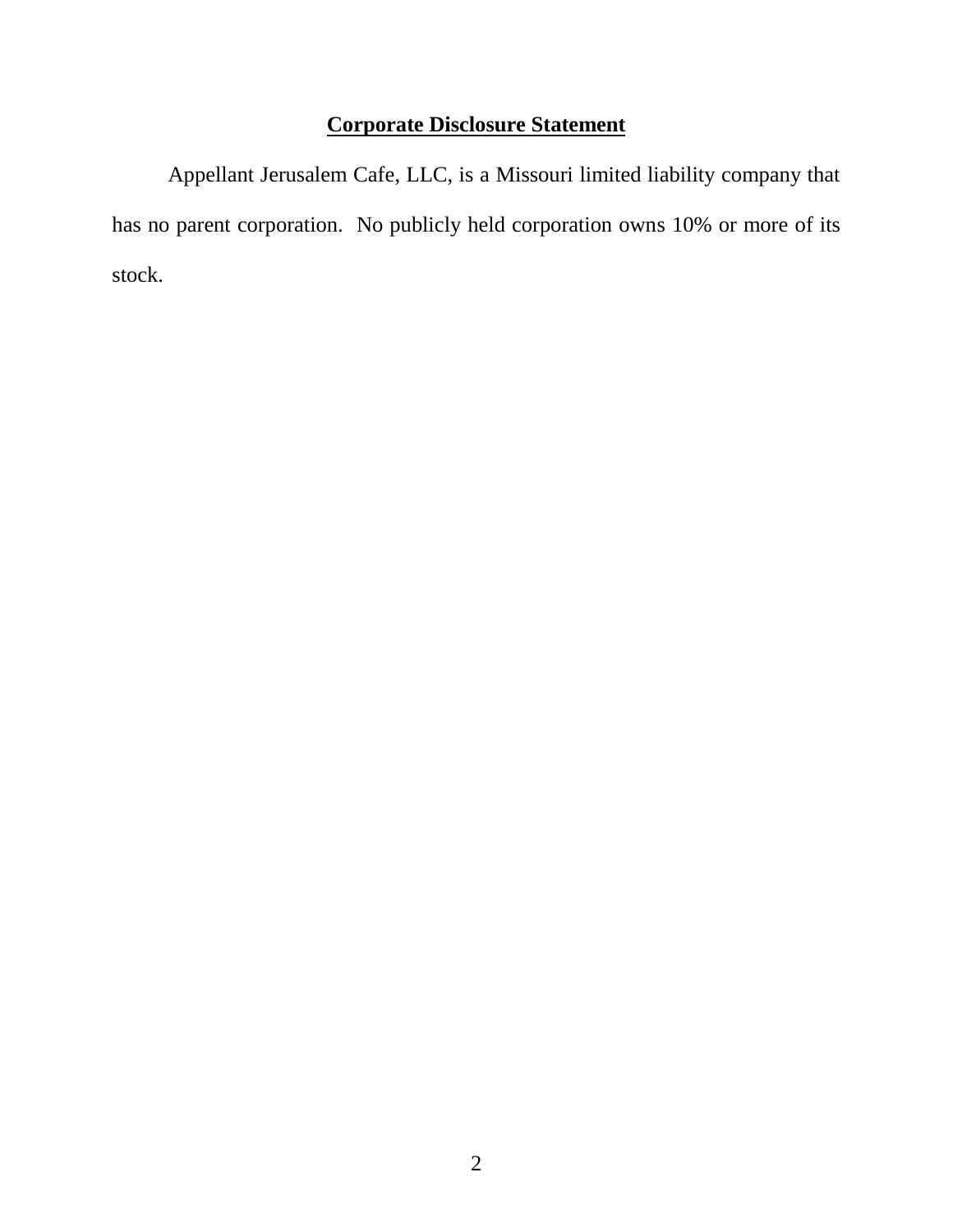## **Corporate Disclosure Statement**

Appellant Jerusalem Cafe, LLC, is a Missouri limited liability company that has no parent corporation. No publicly held corporation owns 10% or more of its stock.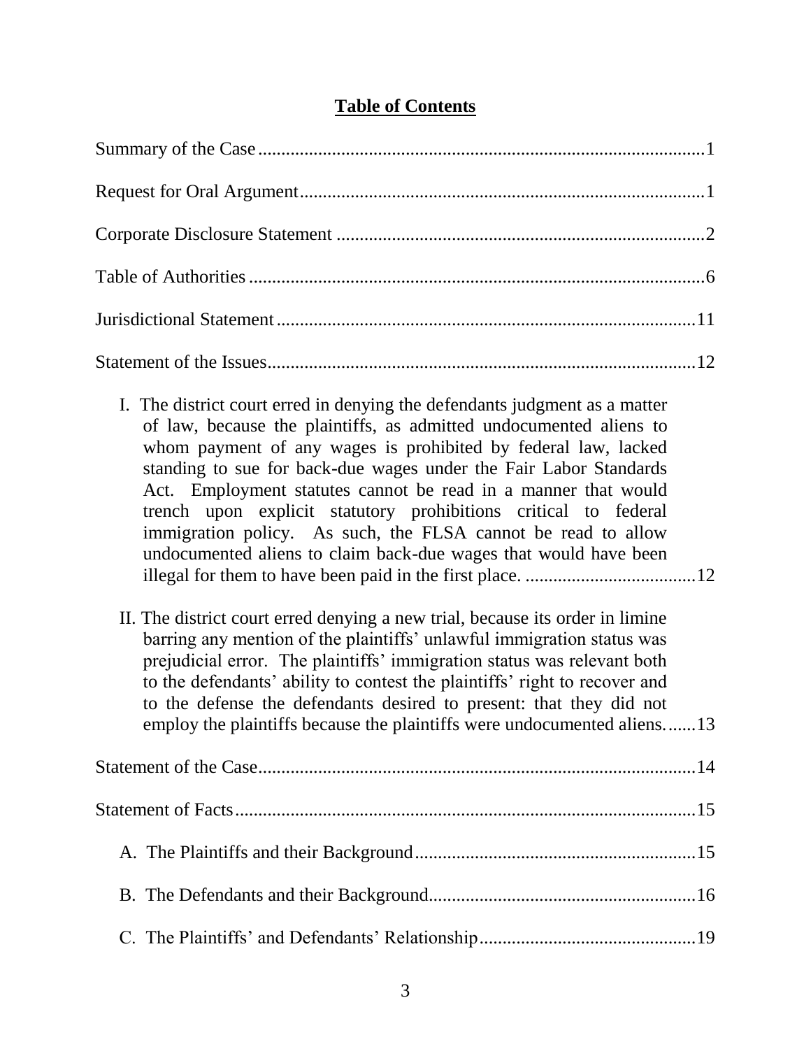# **Table of Contents**

Summary of the Case ........................................................................................ 1

Request for Oral Argument ............................................................................... 1

Corporate Disclosure Statement ....................................................................... 2

Table of Authorities .......................................................................................... 6

Jurisdictional Statement .................................................................................. 11

Statement of the Issues .................................................................................... 12

I. The district court erred in denying the defendants judgment as a matter of law, because the plaintiffs, as admitted undocumented aliens to whom payment of any wages is prohibited by federal law, lacked standing to sue for back-due wages under the Fair Labor Standards Act. Employment statutes cannot be read in a manner that would trench upon explicit statutory prohibitions critical to federal immigration policy. As such, the FLSA cannot be read to allow undocumented aliens to claim back-due wages that would have been illegal for them to have been paid in the first place. .................................... 12

II. The district court erred denying a new trial, because its order in limine barring any mention of the plaintiffs' unlawful immigration status was prejudicial error. The plaintiffs' immigration status was relevant both to the defendants' ability to contest the plaintiffs' right to recover and to the defense the defendants desired to present: that they did not employ the plaintiffs because the plaintiffs were undocumented aliens. ...... 13

Statement of the Case ...................................................................................... 14

Statement of Facts ........................................................................................... 15

A. The Plaintiffs and their Background ............................................................ 15

B. The Defendants and their Background ......................................................... 16

C. The Plaintiffs' and Defendants' Relationship ............................................... 19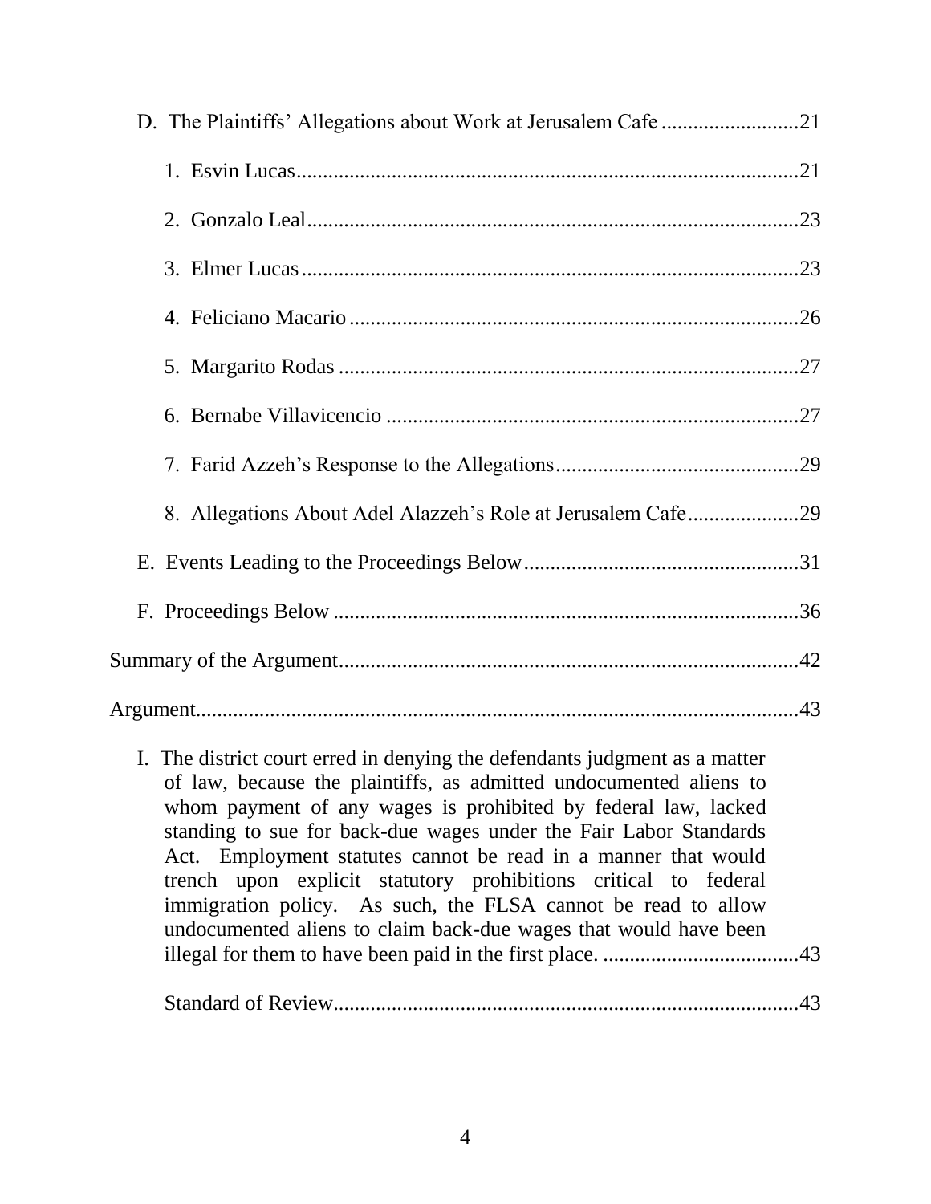D. The Plaintiffs' Allegations about Work at Jerusalem Cafe ..........................21

1. Esvin Lucas..............................................................................................21

2. Gonzalo Leal............................................................................................23

3. Elmer Lucas.............................................................................................23

4. Feliciano Macario ....................................................................................26

5. Margarito Rodas ......................................................................................27

6. Bernabe Villavicencio .............................................................................27

7. Farid Azzeh's Response to the Allegations..............................................29

8. Allegations About Adel Alazzeh's Role at Jerusalem Cafe.....................29

E. Events Leading to the Proceedings Below...................................................31

F. Proceedings Below .......................................................................................36

Summary of the Argument.....................................................................................42

Argument................................................................................................................43

I. The district court erred in denying the defendants judgment as a matter of law, because the plaintiffs, as admitted undocumented aliens to whom payment of any wages is prohibited by federal law, lacked standing to sue for back-due wages under the Fair Labor Standards Act. Employment statutes cannot be read in a manner that would trench upon explicit statutory prohibitions critical to federal immigration policy. As such, the FLSA cannot be read to allow undocumented aliens to claim back-due wages that would have been illegal for them to have been paid in the first place. ....................................43

Standard of Review.......................................................................................43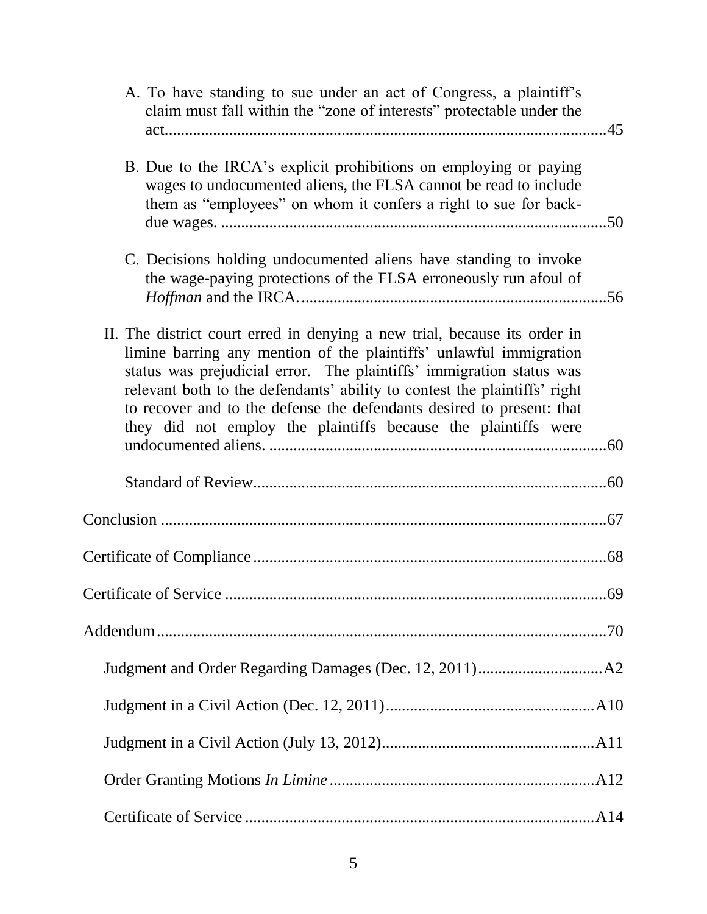A. To have standing to sue under an act of Congress, a plaintiff's claim must fall within the "zone of interests" protectable under the act ....... 45

B. Due to the IRCA's explicit prohibitions on employing or paying wages to undocumented aliens, the FLSA cannot be read to include them as "employees" on whom it confers a right to sue for back-due wages. ....... 50

C. Decisions holding undocumented aliens have standing to invoke the wage-paying protections of the FLSA erroneously run afoul of *Hoffman* and the IRCA. ....... 56

II. The district court erred in denying a new trial, because its order in limine barring any mention of the plaintiffs' unlawful immigration status was prejudicial error. The plaintiffs' immigration status was relevant both to the defendants' ability to contest the plaintiffs' right to recover and to the defense the defendants desired to present: that they did not employ the plaintiffs because the plaintiffs were undocumented aliens. ....... 60

Standard of Review ....... 60

Conclusion ....... 67

Certificate of Compliance ....... 68

Certificate of Service ....... 69

Addendum ....... 70

Judgment and Order Regarding Damages (Dec. 12, 2011) ....... A2

Judgment in a Civil Action (Dec. 12, 2011) ....... A10

Judgment in a Civil Action (July 13, 2012) ....... A11

Order Granting Motions *In Limine* ....... A12

Certificate of Service ....... A14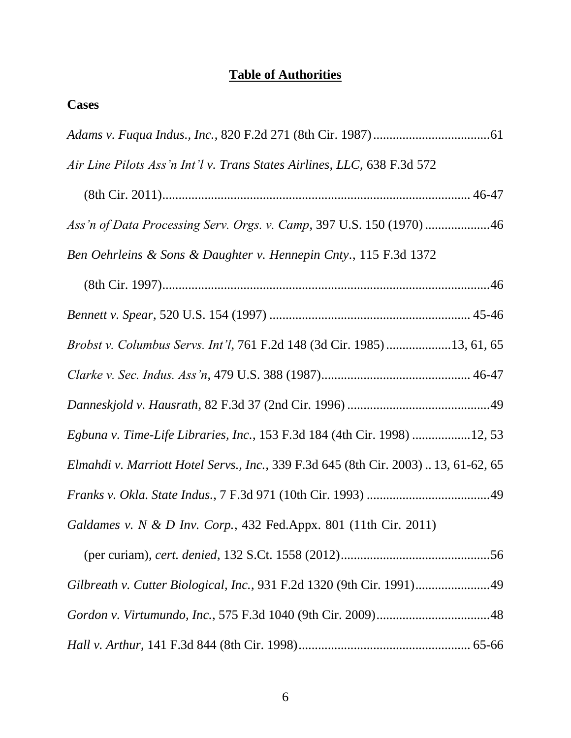## **Table of Authorities**

### **Cases**

*Adams v. Fuqua Indus., Inc.*, 820 F.2d 271 (8th Cir. 1987) .................................... 61

*Air Line Pilots Ass'n Int'l v. Trans States Airlines, LLC*, 638 F.3d 572 (8th Cir. 2011) .............................................................................................. 46-47

*Ass'n of Data Processing Serv. Orgs. v. Camp*, 397 U.S. 150 (1970) .................... 46

*Ben Oehrleins & Sons & Daughter v. Hennepin Cnty*., 115 F.3d 1372 (8th Cir. 1997) .................................................................................................... 46

*Bennett v. Spear*, 520 U.S. 154 (1997) ............................................................. 45-46

*Brobst v. Columbus Servs. Int'l*, 761 F.2d 148 (3d Cir. 1985) ................... 13, 61, 65

*Clarke v. Sec. Indus. Ass'n*, 479 U.S. 388 (1987) ............................................. 46-47

*Danneskjold v. Hausrath*, 82 F.3d 37 (2nd Cir. 1996) ............................................ 49

*Egbuna v. Time-Life Libraries, Inc.*, 153 F.3d 184 (4th Cir. 1998) ................. 12, 53

*Elmahdi v. Marriott Hotel Servs., Inc.*, 339 F.3d 645 (8th Cir. 2003) .. 13, 61-62, 65

*Franks v. Okla. State Indus.*, 7 F.3d 971 (10th Cir. 1993) ...................................... 49

*Galdames v. N & D Inv. Corp.*, 432 Fed.Appx. 801 (11th Cir. 2011) (per curiam), *cert. denied*, 132 S.Ct. 1558 (2012) .............................................. 56

*Gilbreath v. Cutter Biological, Inc.*, 931 F.2d 1320 (9th Cir. 1991) ....................... 49

*Gordon v. Virtumundo, Inc.*, 575 F.3d 1040 (9th Cir. 2009) ................................... 48

*Hall v. Arthur*, 141 F.3d 844 (8th Cir. 1998) ..................................................... 65-66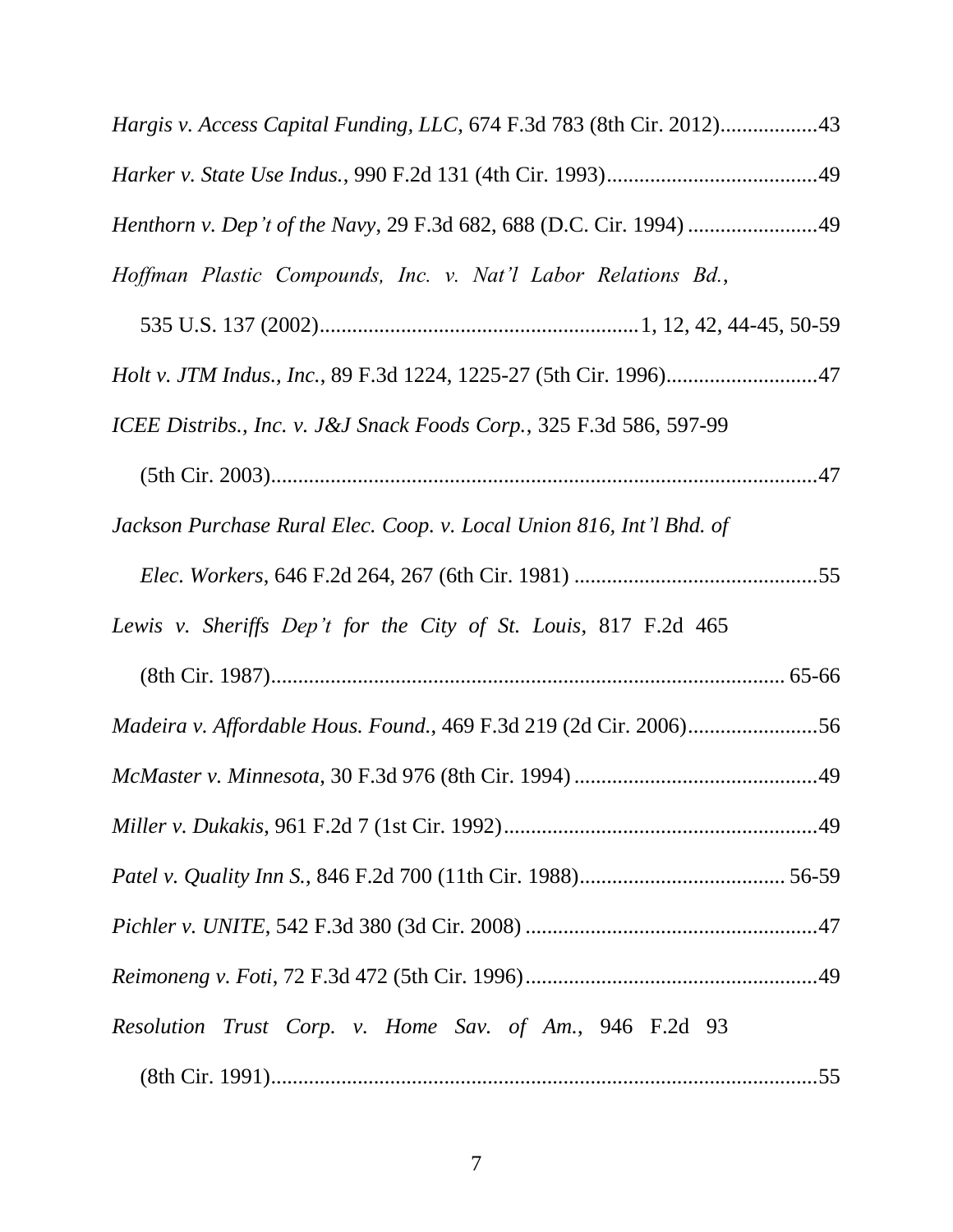*Hargis v. Access Capital Funding, LLC*, 674 F.3d 783 (8th Cir. 2012)..................43

*Harker v. State Use Indus.*, 990 F.2d 131 (4th Cir. 1993).......................................49

*Henthorn v. Dep't of the Navy*, 29 F.3d 682, 688 (D.C. Cir. 1994) ........................49

*Hoffman Plastic Compounds, Inc. v. Nat'l Labor Relations Bd.*, 535 U.S. 137 (2002)...........................................................1, 12, 42, 44-45, 50-59

*Holt v. JTM Indus., Inc.*, 89 F.3d 1224, 1225-27 (5th Cir. 1996)............................47

*ICEE Distribs., Inc. v. J&J Snack Foods Corp.*, 325 F.3d 586, 597-99 (5th Cir. 2003).....................................................................................................47

*Jackson Purchase Rural Elec. Coop. v. Local Union 816, Int'l Bhd. of Elec. Workers*, 646 F.2d 264, 267 (6th Cir. 1981) .............................................55

*Lewis v. Sheriffs Dep't for the City of St. Louis*, 817 F.2d 465 (8th Cir. 1987)............................................................................................... 65-66

*Madeira v. Affordable Hous. Found.*, 469 F.3d 219 (2d Cir. 2006)........................56

*McMaster v. Minnesota*, 30 F.3d 976 (8th Cir. 1994) .............................................49

*Miller v. Dukakis*, 961 F.2d 7 (1st Cir. 1992)...........................................................49

*Patel v. Quality Inn S.*, 846 F.2d 700 (11th Cir. 1988)...................................... 56-59

*Pichler v. UNITE*, 542 F.3d 380 (3d Cir. 2008) .......................................................47

*Reimoneng v. Foti*, 72 F.3d 472 (5th Cir. 1996).......................................................49

*Resolution Trust Corp. v. Home Sav. of Am.*, 946 F.2d 93 (8th Cir. 1991).....................................................................................................55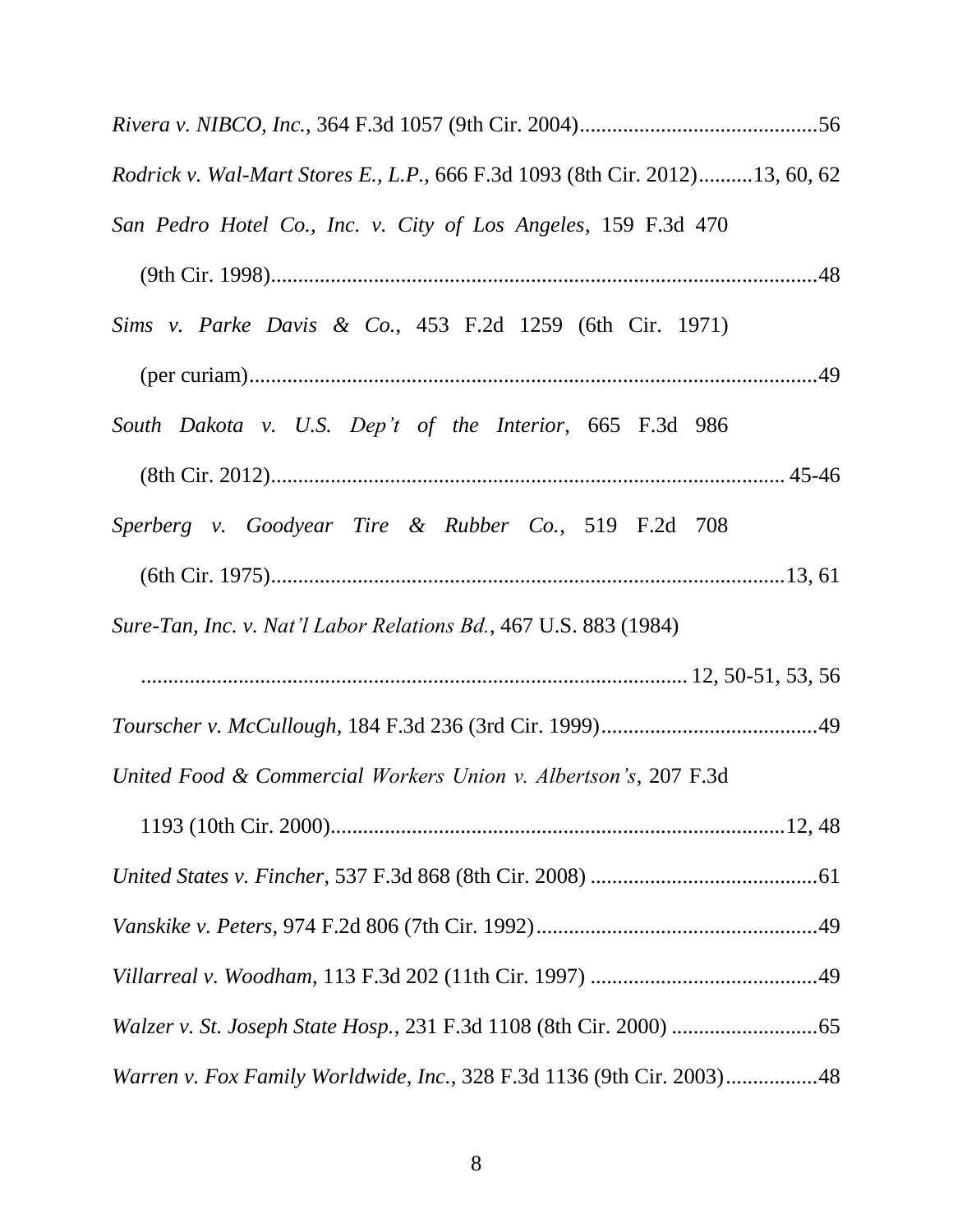*Rivera v. NIBCO, Inc.*, 364 F.3d 1057 (9th Cir. 2004)............................................56

*Rodrick v. Wal-Mart Stores E., L.P.*, 666 F.3d 1093 (8th Cir. 2012)..........13, 60, 62

*San Pedro Hotel Co., Inc. v. City of Los Angeles*, 159 F.3d 470 (9th Cir. 1998)....................................................................................................48

*Sims v. Parke Davis & Co.*, 453 F.2d 1259 (6th Cir. 1971) (per curiam).........................................................................................................49

*South Dakota v. U.S. Dep't of the Interior*, 665 F.3d 986 (8th Cir. 2012)............................................................................................... 45-46

*Sperberg v. Goodyear Tire & Rubber Co.*, 519 F.2d 708 (6th Cir. 1975)...............................................................................................13, 61

*Sure-Tan, Inc. v. Nat'l Labor Relations Bd.*, 467 U.S. 883 (1984) .................................................................................................... 12, 50-51, 53, 56

*Tourscher v. McCullough*, 184 F.3d 236 (3rd Cir. 1999)........................................49

*United Food & Commercial Workers Union v. Albertson's*, 207 F.3d 1193 (10th Cir. 2000)....................................................................................12, 48

*United States v. Fincher*, 537 F.3d 868 (8th Cir. 2008) ..........................................61

*Vanskike v. Peters*, 974 F.2d 806 (7th Cir. 1992)....................................................49

*Villarreal v. Woodham*, 113 F.3d 202 (11th Cir. 1997) ...........................................49

*Walzer v. St. Joseph State Hosp.*, 231 F.3d 1108 (8th Cir. 2000) ...........................65

*Warren v. Fox Family Worldwide, Inc.*, 328 F.3d 1136 (9th Cir. 2003).................48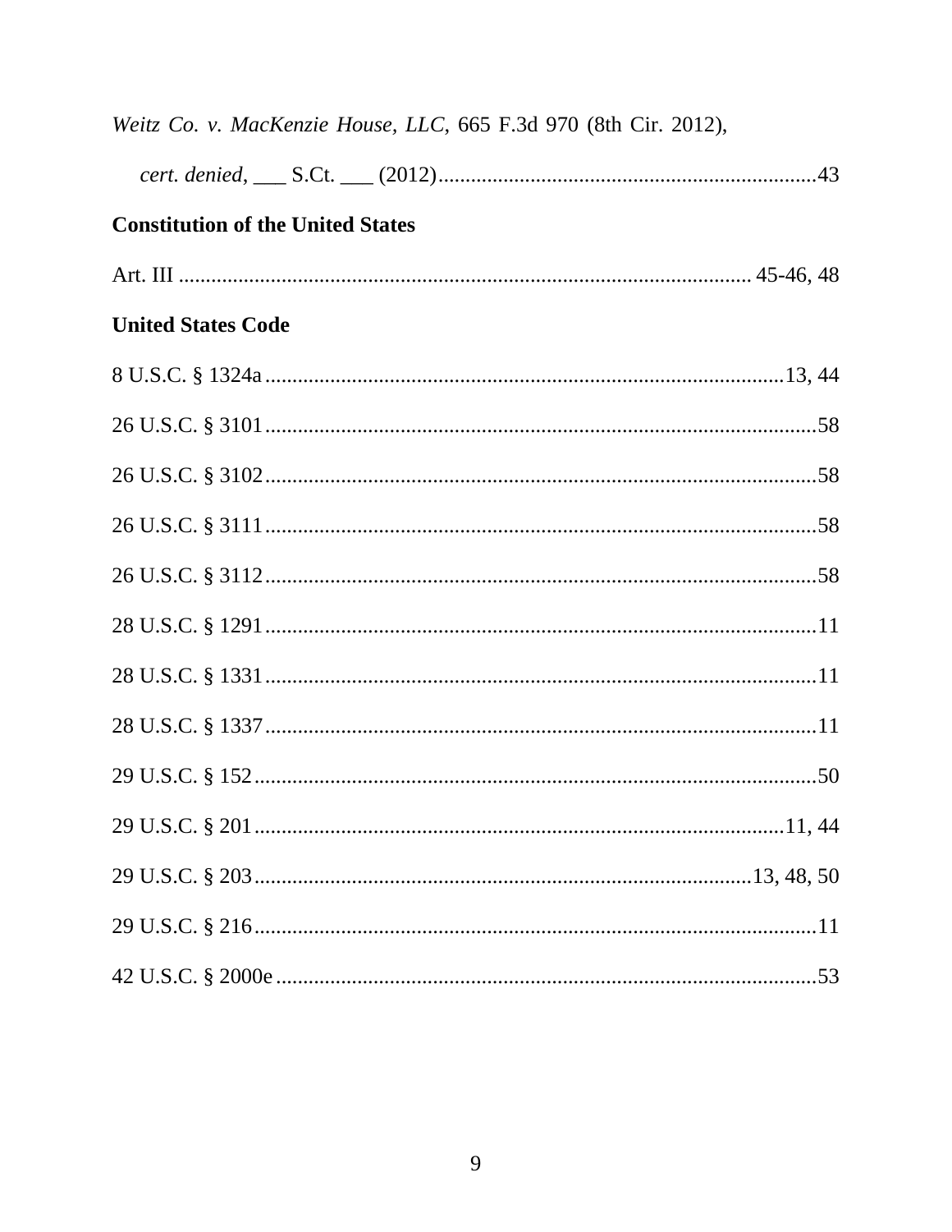*Weitz Co. v. MacKenzie House, LLC*, 665 F.3d 970 (8th Cir. 2012),

*cert. denied*, ___ S.Ct. ___ (2012)....................................................................43

**Constitution of the United States**

Art. III ....................................................................................................... 45-46, 48

**United States Code**

8 U.S.C. § 1324a................................................................................................13, 44

26 U.S.C. § 3101......................................................................................................58

26 U.S.C. § 3102......................................................................................................58

26 U.S.C. § 3111......................................................................................................58

26 U.S.C. § 3112......................................................................................................58

28 U.S.C. § 1291......................................................................................................11

28 U.S.C. § 1331......................................................................................................11

28 U.S.C. § 1337......................................................................................................11

29 U.S.C. § 152........................................................................................................50

29 U.S.C. § 201...................................................................................................11, 44

29 U.S.C. § 203...........................................................................................13, 48, 50

29 U.S.C. § 216........................................................................................................11

42 U.S.C. § 2000e ....................................................................................................53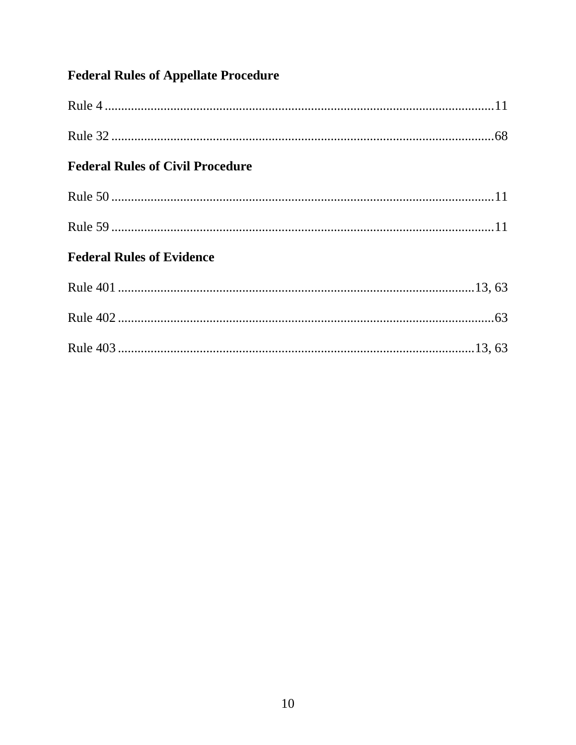**Federal Rules of Appellate Procedure**

Rule 4 .......................................................................................................................11

Rule 32 .....................................................................................................................68

**Federal Rules of Civil Procedure**

Rule 50 .....................................................................................................................11

Rule 59 .....................................................................................................................11

**Federal Rules of Evidence**

Rule 401 ..............................................................................................................13, 63

Rule 402 ...................................................................................................................63

Rule 403 ..............................................................................................................13, 63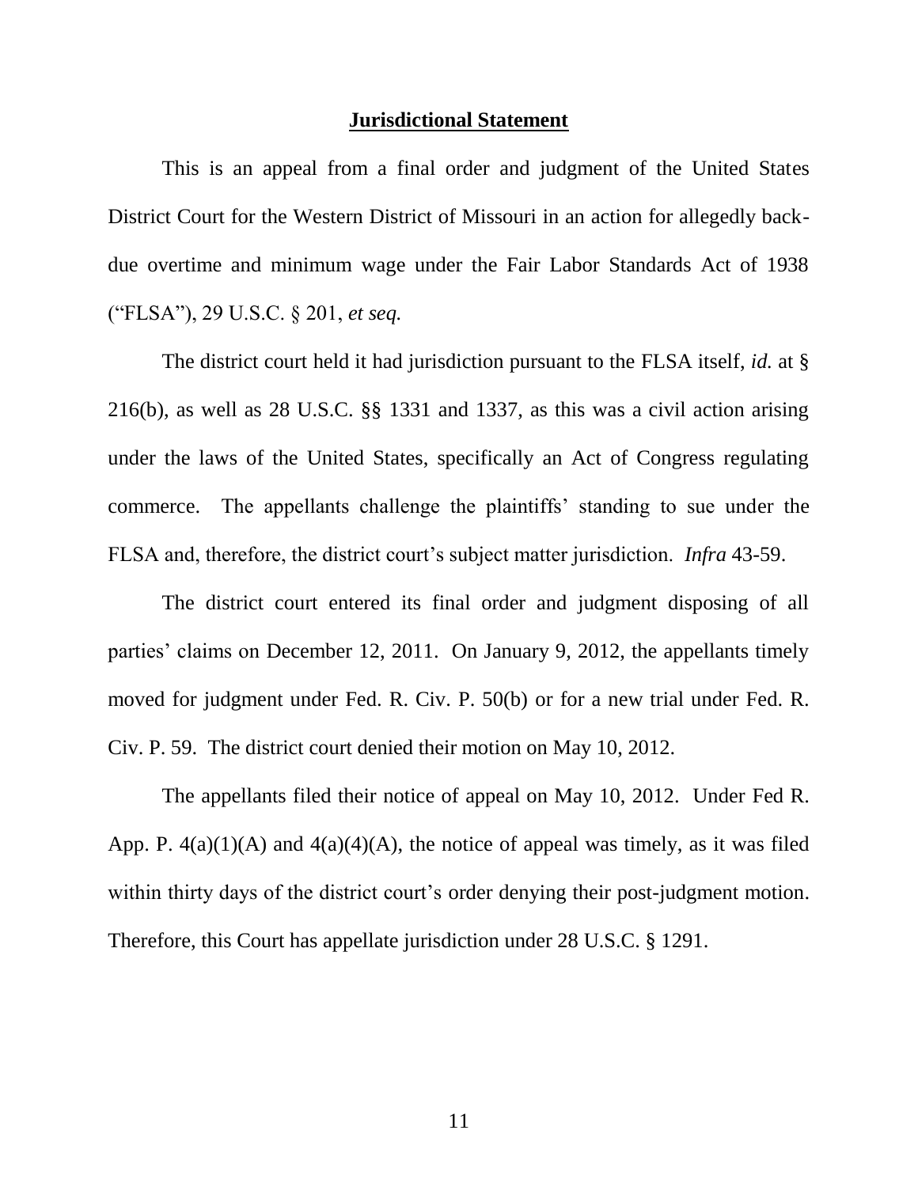**Jurisdictional Statement**

This is an appeal from a final order and judgment of the United States District Court for the Western District of Missouri in an action for allegedly back-due overtime and minimum wage under the Fair Labor Standards Act of 1938 ("FLSA"), 29 U.S.C. § 201, *et seq.*

The district court held it had jurisdiction pursuant to the FLSA itself, *id.* at § 216(b), as well as 28 U.S.C. §§ 1331 and 1337, as this was a civil action arising under the laws of the United States, specifically an Act of Congress regulating commerce. The appellants challenge the plaintiffs' standing to sue under the FLSA and, therefore, the district court's subject matter jurisdiction. *Infra* 43-59.

The district court entered its final order and judgment disposing of all parties' claims on December 12, 2011. On January 9, 2012, the appellants timely moved for judgment under Fed. R. Civ. P. 50(b) or for a new trial under Fed. R. Civ. P. 59. The district court denied their motion on May 10, 2012.

The appellants filed their notice of appeal on May 10, 2012. Under Fed R. App. P. 4(a)(1)(A) and 4(a)(4)(A), the notice of appeal was timely, as it was filed within thirty days of the district court's order denying their post-judgment motion. Therefore, this Court has appellate jurisdiction under 28 U.S.C. § 1291.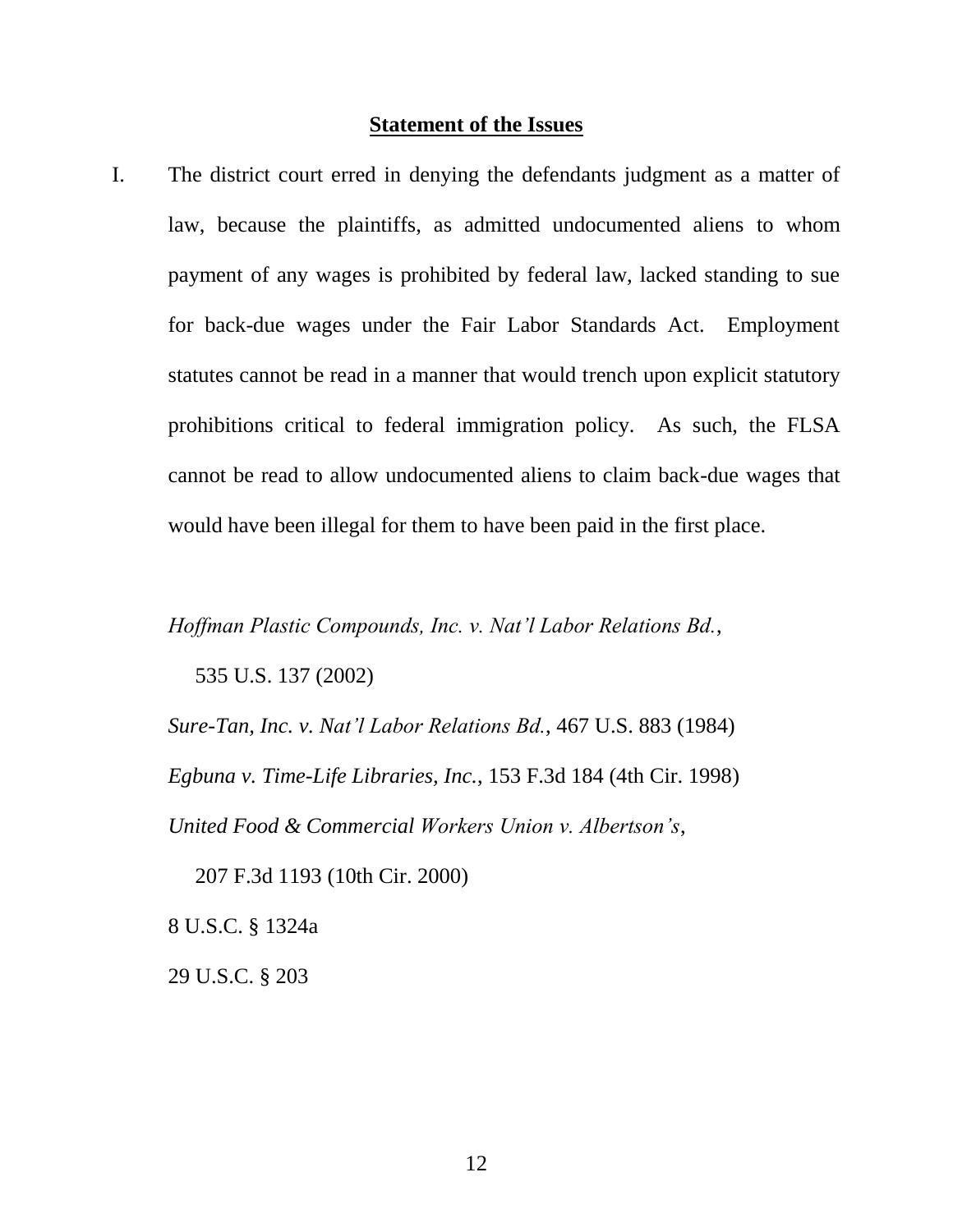**Statement of the Issues**

I. The district court erred in denying the defendants judgment as a matter of law, because the plaintiffs, as admitted undocumented aliens to whom payment of any wages is prohibited by federal law, lacked standing to sue for back-due wages under the Fair Labor Standards Act. Employment statutes cannot be read in a manner that would trench upon explicit statutory prohibitions critical to federal immigration policy. As such, the FLSA cannot be read to allow undocumented aliens to claim back-due wages that would have been illegal for them to have been paid in the first place.

*Hoffman Plastic Compounds, Inc. v. Nat'l Labor Relations Bd.*,
535 U.S. 137 (2002)

*Sure-Tan, Inc. v. Nat'l Labor Relations Bd.*, 467 U.S. 883 (1984)

*Egbuna v. Time-Life Libraries, Inc.*, 153 F.3d 184 (4th Cir. 1998)

*United Food & Commercial Workers Union v. Albertson's*,
207 F.3d 1193 (10th Cir. 2000)

8 U.S.C. § 1324a

29 U.S.C. § 203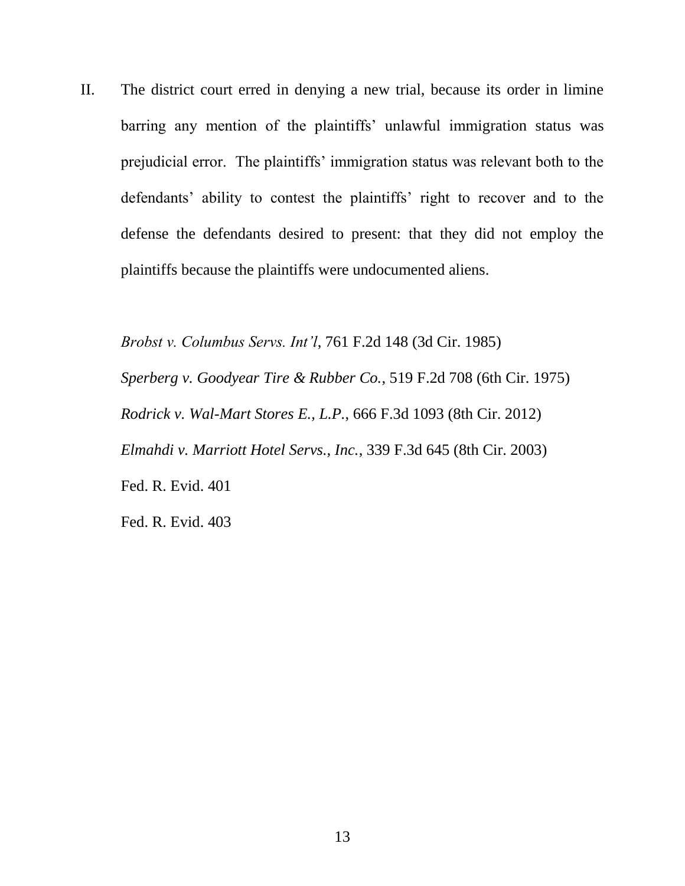II. The district court erred in denying a new trial, because its order in limine barring any mention of the plaintiffs' unlawful immigration status was prejudicial error. The plaintiffs' immigration status was relevant both to the defendants' ability to contest the plaintiffs' right to recover and to the defense the defendants desired to present: that they did not employ the plaintiffs because the plaintiffs were undocumented aliens.

*Brobst v. Columbus Servs. Int'l*, 761 F.2d 148 (3d Cir. 1985)

*Sperberg v. Goodyear Tire & Rubber Co.*, 519 F.2d 708 (6th Cir. 1975)

*Rodrick v. Wal-Mart Stores E., L.P.*, 666 F.3d 1093 (8th Cir. 2012)

*Elmahdi v. Marriott Hotel Servs., Inc.*, 339 F.3d 645 (8th Cir. 2003)

Fed. R. Evid. 401

Fed. R. Evid. 403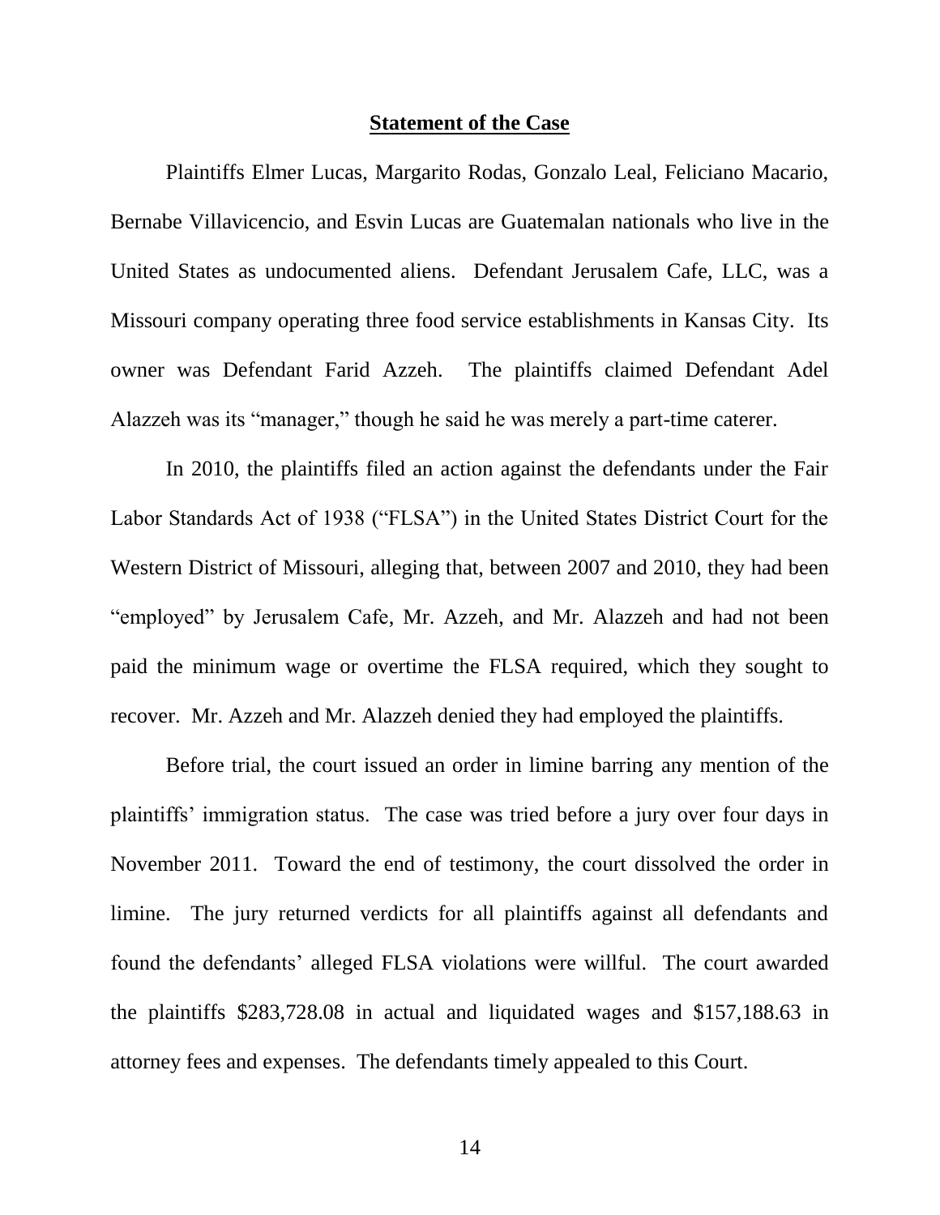**Statement of the Case**

Plaintiffs Elmer Lucas, Margarito Rodas, Gonzalo Leal, Feliciano Macario, Bernabe Villavicencio, and Esvin Lucas are Guatemalan nationals who live in the United States as undocumented aliens. Defendant Jerusalem Cafe, LLC, was a Missouri company operating three food service establishments in Kansas City. Its owner was Defendant Farid Azzeh. The plaintiffs claimed Defendant Adel Alazzeh was its "manager," though he said he was merely a part-time caterer.

In 2010, the plaintiffs filed an action against the defendants under the Fair Labor Standards Act of 1938 ("FLSA") in the United States District Court for the Western District of Missouri, alleging that, between 2007 and 2010, they had been "employed" by Jerusalem Cafe, Mr. Azzeh, and Mr. Alazzeh and had not been paid the minimum wage or overtime the FLSA required, which they sought to recover. Mr. Azzeh and Mr. Alazzeh denied they had employed the plaintiffs.

Before trial, the court issued an order in limine barring any mention of the plaintiffs' immigration status. The case was tried before a jury over four days in November 2011. Toward the end of testimony, the court dissolved the order in limine. The jury returned verdicts for all plaintiffs against all defendants and found the defendants' alleged FLSA violations were willful. The court awarded the plaintiffs $283,728.08 in actual and liquidated wages and $157,188.63 in attorney fees and expenses. The defendants timely appealed to this Court.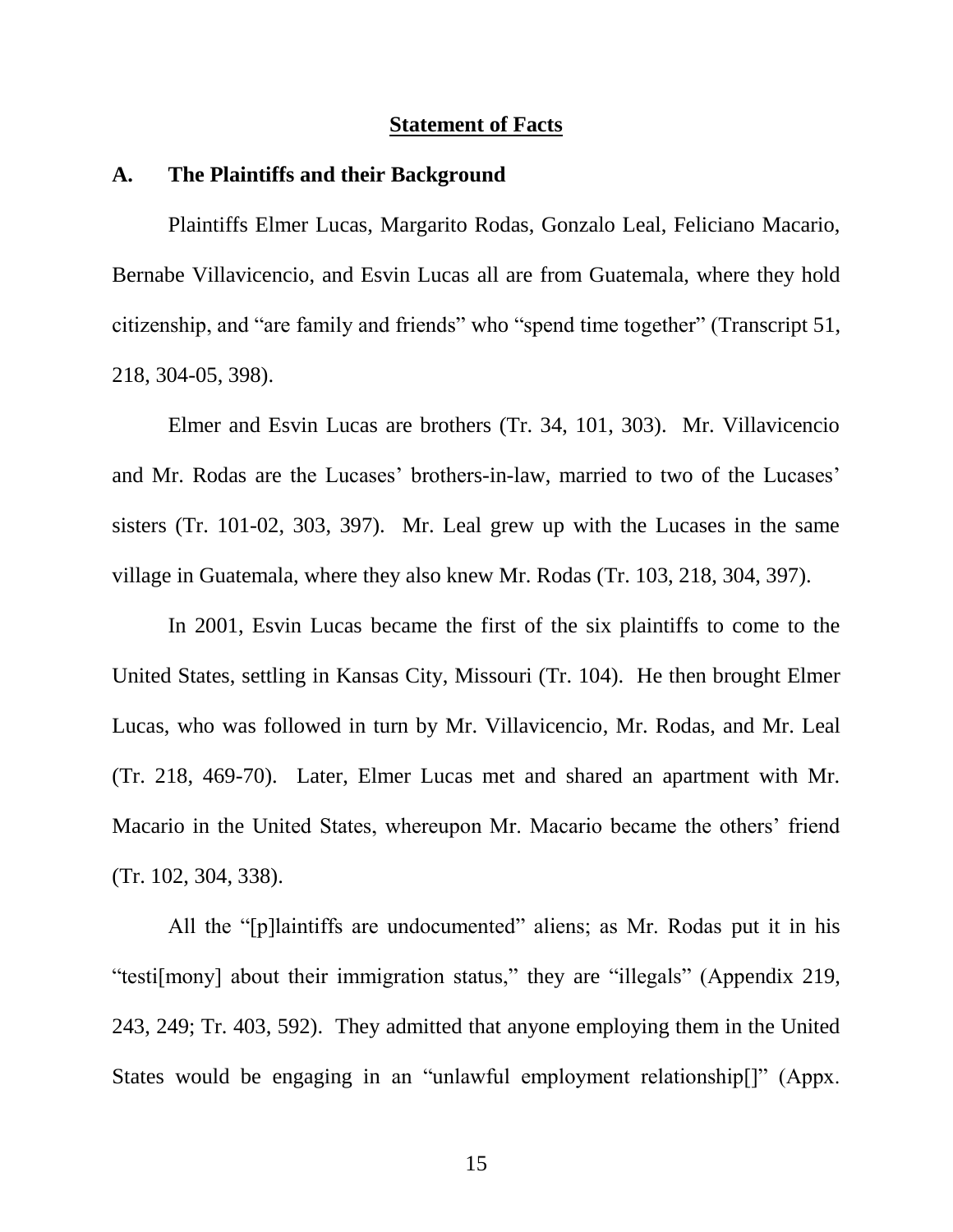## Statement of Facts

### A. The Plaintiffs and their Background

Plaintiffs Elmer Lucas, Margarito Rodas, Gonzalo Leal, Feliciano Macario, Bernabe Villavicencio, and Esvin Lucas all are from Guatemala, where they hold citizenship, and "are family and friends" who "spend time together" (Transcript 51, 218, 304-05, 398).

Elmer and Esvin Lucas are brothers (Tr. 34, 101, 303). Mr. Villavicencio and Mr. Rodas are the Lucases' brothers-in-law, married to two of the Lucases' sisters (Tr. 101-02, 303, 397). Mr. Leal grew up with the Lucases in the same village in Guatemala, where they also knew Mr. Rodas (Tr. 103, 218, 304, 397).

In 2001, Esvin Lucas became the first of the six plaintiffs to come to the United States, settling in Kansas City, Missouri (Tr. 104). He then brought Elmer Lucas, who was followed in turn by Mr. Villavicencio, Mr. Rodas, and Mr. Leal (Tr. 218, 469-70). Later, Elmer Lucas met and shared an apartment with Mr. Macario in the United States, whereupon Mr. Macario became the others' friend (Tr. 102, 304, 338).

All the "[p]laintiffs are undocumented" aliens; as Mr. Rodas put it in his "testi[mony] about their immigration status," they are "illegals" (Appendix 219, 243, 249; Tr. 403, 592). They admitted that anyone employing them in the United States would be engaging in an "unlawful employment relationship[]" (Appx.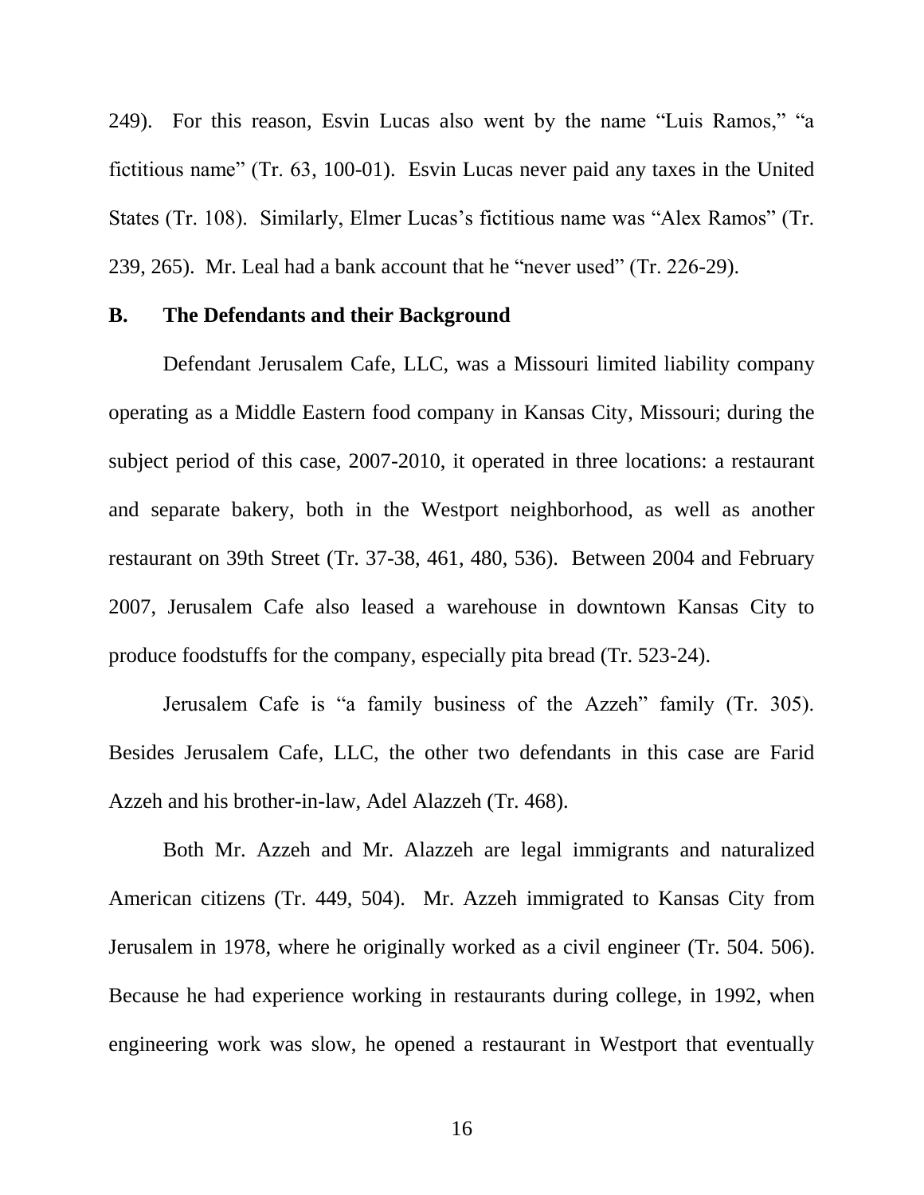249). For this reason, Esvin Lucas also went by the name "Luis Ramos," "a fictitious name" (Tr. 63, 100-01). Esvin Lucas never paid any taxes in the United States (Tr. 108). Similarly, Elmer Lucas's fictitious name was "Alex Ramos" (Tr. 239, 265). Mr. Leal had a bank account that he "never used" (Tr. 226-29).

### B. The Defendants and their Background

Defendant Jerusalem Cafe, LLC, was a Missouri limited liability company operating as a Middle Eastern food company in Kansas City, Missouri; during the subject period of this case, 2007-2010, it operated in three locations: a restaurant and separate bakery, both in the Westport neighborhood, as well as another restaurant on 39th Street (Tr. 37-38, 461, 480, 536). Between 2004 and February 2007, Jerusalem Cafe also leased a warehouse in downtown Kansas City to produce foodstuffs for the company, especially pita bread (Tr. 523-24).

Jerusalem Cafe is "a family business of the Azzeh" family (Tr. 305). Besides Jerusalem Cafe, LLC, the other two defendants in this case are Farid Azzeh and his brother-in-law, Adel Alazzeh (Tr. 468).

Both Mr. Azzeh and Mr. Alazzeh are legal immigrants and naturalized American citizens (Tr. 449, 504). Mr. Azzeh immigrated to Kansas City from Jerusalem in 1978, where he originally worked as a civil engineer (Tr. 504. 506). Because he had experience working in restaurants during college, in 1992, when engineering work was slow, he opened a restaurant in Westport that eventually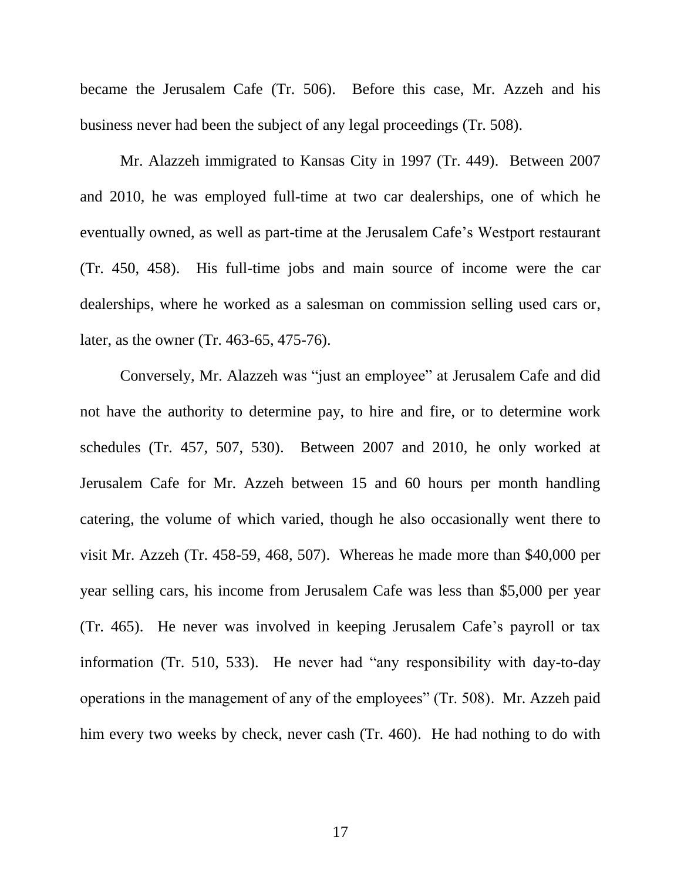became the Jerusalem Cafe (Tr. 506). Before this case, Mr. Azzeh and his business never had been the subject of any legal proceedings (Tr. 508).

Mr. Alazzeh immigrated to Kansas City in 1997 (Tr. 449). Between 2007 and 2010, he was employed full-time at two car dealerships, one of which he eventually owned, as well as part-time at the Jerusalem Cafe's Westport restaurant (Tr. 450, 458). His full-time jobs and main source of income were the car dealerships, where he worked as a salesman on commission selling used cars or, later, as the owner (Tr. 463-65, 475-76).

Conversely, Mr. Alazzeh was "just an employee" at Jerusalem Cafe and did not have the authority to determine pay, to hire and fire, or to determine work schedules (Tr. 457, 507, 530). Between 2007 and 2010, he only worked at Jerusalem Cafe for Mr. Azzeh between 15 and 60 hours per month handling catering, the volume of which varied, though he also occasionally went there to visit Mr. Azzeh (Tr. 458-59, 468, 507). Whereas he made more than $40,000 per year selling cars, his income from Jerusalem Cafe was less than $5,000 per year (Tr. 465). He never was involved in keeping Jerusalem Cafe's payroll or tax information (Tr. 510, 533). He never had "any responsibility with day-to-day operations in the management of any of the employees" (Tr. 508). Mr. Azzeh paid him every two weeks by check, never cash (Tr. 460). He had nothing to do with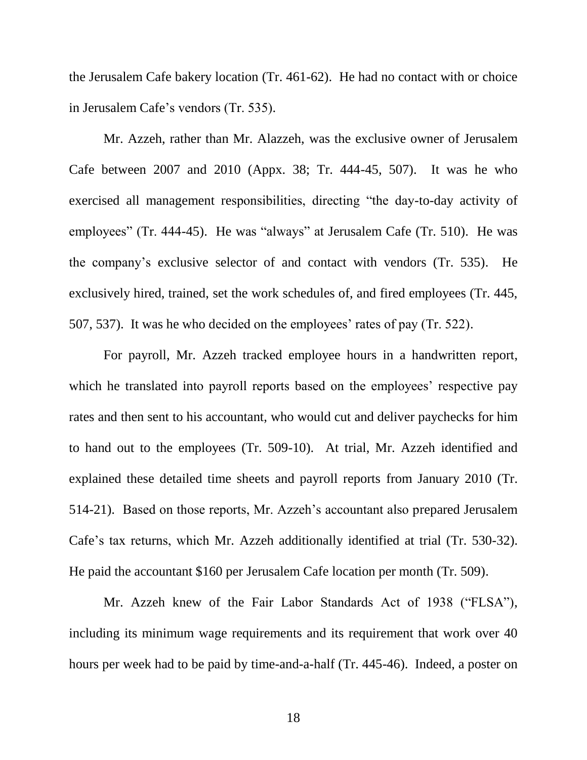the Jerusalem Cafe bakery location (Tr. 461-62). He had no contact with or choice in Jerusalem Cafe's vendors (Tr. 535).

Mr. Azzeh, rather than Mr. Alazzeh, was the exclusive owner of Jerusalem Cafe between 2007 and 2010 (Appx. 38; Tr. 444-45, 507). It was he who exercised all management responsibilities, directing "the day-to-day activity of employees" (Tr. 444-45). He was "always" at Jerusalem Cafe (Tr. 510). He was the company's exclusive selector of and contact with vendors (Tr. 535). He exclusively hired, trained, set the work schedules of, and fired employees (Tr. 445, 507, 537). It was he who decided on the employees' rates of pay (Tr. 522).

For payroll, Mr. Azzeh tracked employee hours in a handwritten report, which he translated into payroll reports based on the employees' respective pay rates and then sent to his accountant, who would cut and deliver paychecks for him to hand out to the employees (Tr. 509-10). At trial, Mr. Azzeh identified and explained these detailed time sheets and payroll reports from January 2010 (Tr. 514-21). Based on those reports, Mr. Azzeh's accountant also prepared Jerusalem Cafe's tax returns, which Mr. Azzeh additionally identified at trial (Tr. 530-32). He paid the accountant $160 per Jerusalem Cafe location per month (Tr. 509).

Mr. Azzeh knew of the Fair Labor Standards Act of 1938 ("FLSA"), including its minimum wage requirements and its requirement that work over 40 hours per week had to be paid by time-and-a-half (Tr. 445-46). Indeed, a poster on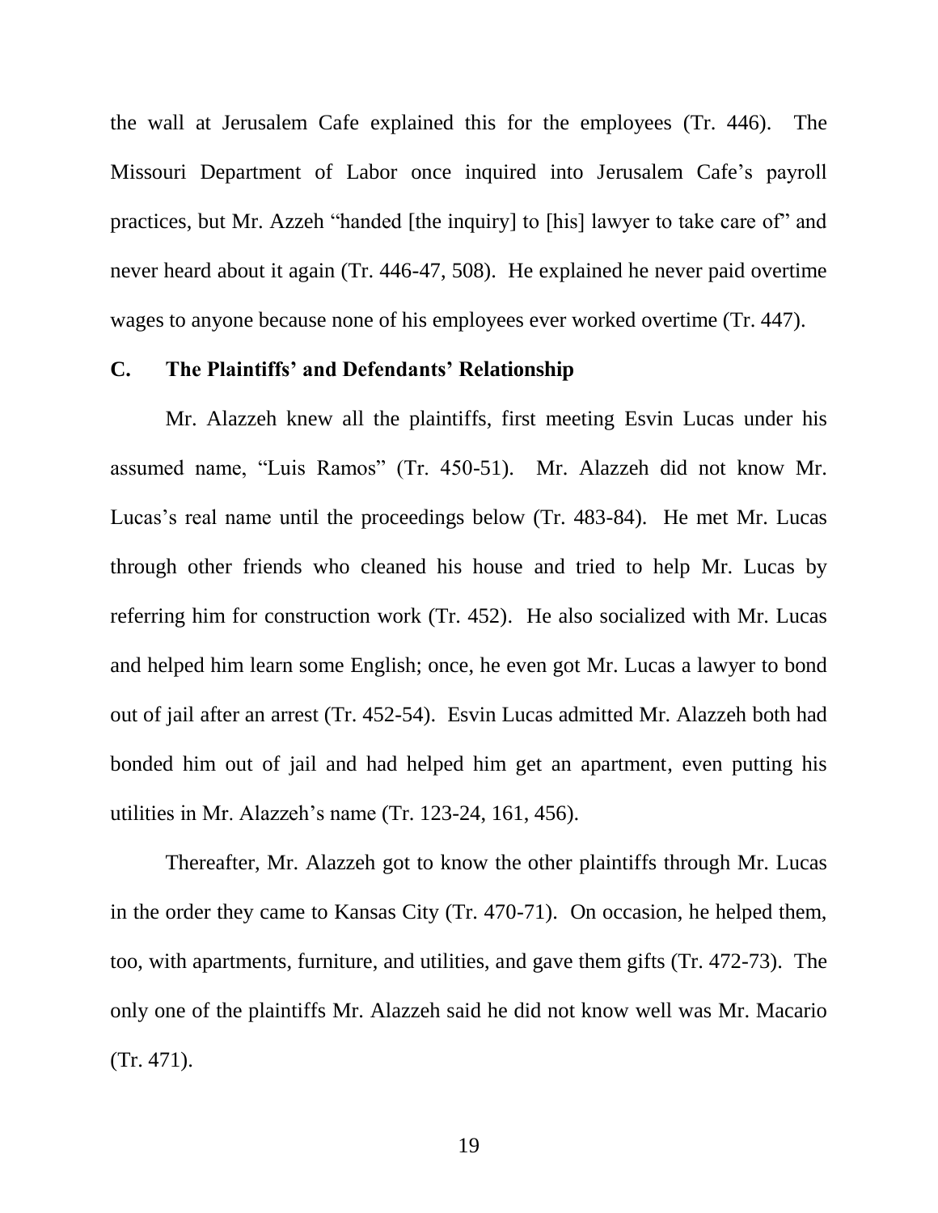the wall at Jerusalem Cafe explained this for the employees (Tr. 446). The Missouri Department of Labor once inquired into Jerusalem Cafe's payroll practices, but Mr. Azzeh "handed [the inquiry] to [his] lawyer to take care of" and never heard about it again (Tr. 446-47, 508). He explained he never paid overtime wages to anyone because none of his employees ever worked overtime (Tr. 447).

### C. The Plaintiffs' and Defendants' Relationship

Mr. Alazzeh knew all the plaintiffs, first meeting Esvin Lucas under his assumed name, "Luis Ramos" (Tr. 450-51). Mr. Alazzeh did not know Mr. Lucas's real name until the proceedings below (Tr. 483-84). He met Mr. Lucas through other friends who cleaned his house and tried to help Mr. Lucas by referring him for construction work (Tr. 452). He also socialized with Mr. Lucas and helped him learn some English; once, he even got Mr. Lucas a lawyer to bond out of jail after an arrest (Tr. 452-54). Esvin Lucas admitted Mr. Alazzeh both had bonded him out of jail and had helped him get an apartment, even putting his utilities in Mr. Alazzeh's name (Tr. 123-24, 161, 456).

Thereafter, Mr. Alazzeh got to know the other plaintiffs through Mr. Lucas in the order they came to Kansas City (Tr. 470-71). On occasion, he helped them, too, with apartments, furniture, and utilities, and gave them gifts (Tr. 472-73). The only one of the plaintiffs Mr. Alazzeh said he did not know well was Mr. Macario (Tr. 471).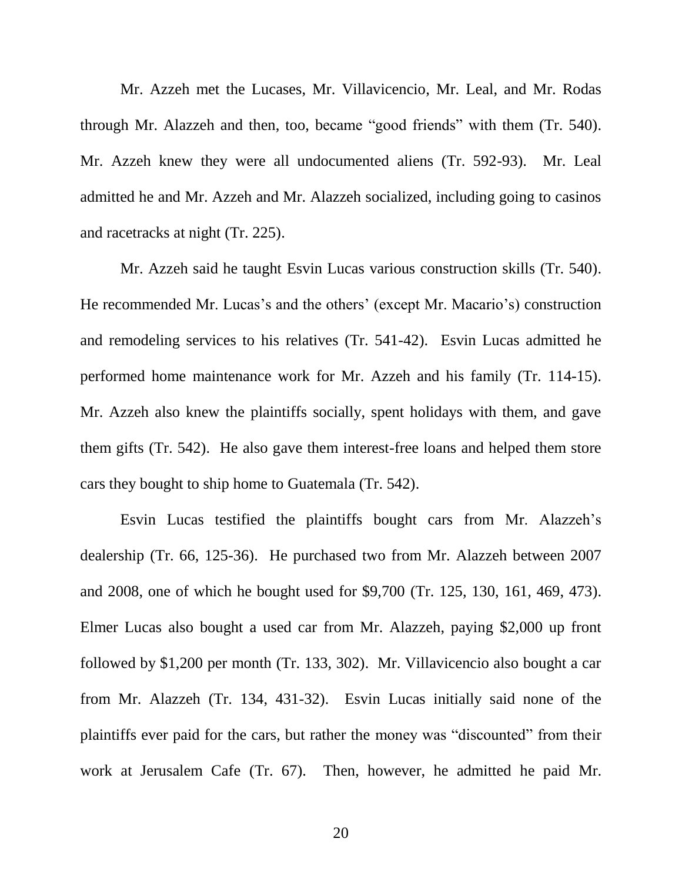Mr. Azzeh met the Lucases, Mr. Villavicencio, Mr. Leal, and Mr. Rodas through Mr. Alazzeh and then, too, became "good friends" with them (Tr. 540). Mr. Azzeh knew they were all undocumented aliens (Tr. 592-93). Mr. Leal admitted he and Mr. Azzeh and Mr. Alazzeh socialized, including going to casinos and racetracks at night (Tr. 225).

Mr. Azzeh said he taught Esvin Lucas various construction skills (Tr. 540). He recommended Mr. Lucas's and the others' (except Mr. Macario's) construction and remodeling services to his relatives (Tr. 541-42). Esvin Lucas admitted he performed home maintenance work for Mr. Azzeh and his family (Tr. 114-15). Mr. Azzeh also knew the plaintiffs socially, spent holidays with them, and gave them gifts (Tr. 542). He also gave them interest-free loans and helped them store cars they bought to ship home to Guatemala (Tr. 542).

Esvin Lucas testified the plaintiffs bought cars from Mr. Alazzeh's dealership (Tr. 66, 125-36). He purchased two from Mr. Alazzeh between 2007 and 2008, one of which he bought used for $9,700 (Tr. 125, 130, 161, 469, 473). Elmer Lucas also bought a used car from Mr. Alazzeh, paying $2,000 up front followed by $1,200 per month (Tr. 133, 302). Mr. Villavicencio also bought a car from Mr. Alazzeh (Tr. 134, 431-32). Esvin Lucas initially said none of the plaintiffs ever paid for the cars, but rather the money was "discounted" from their work at Jerusalem Cafe (Tr. 67). Then, however, he admitted he paid Mr.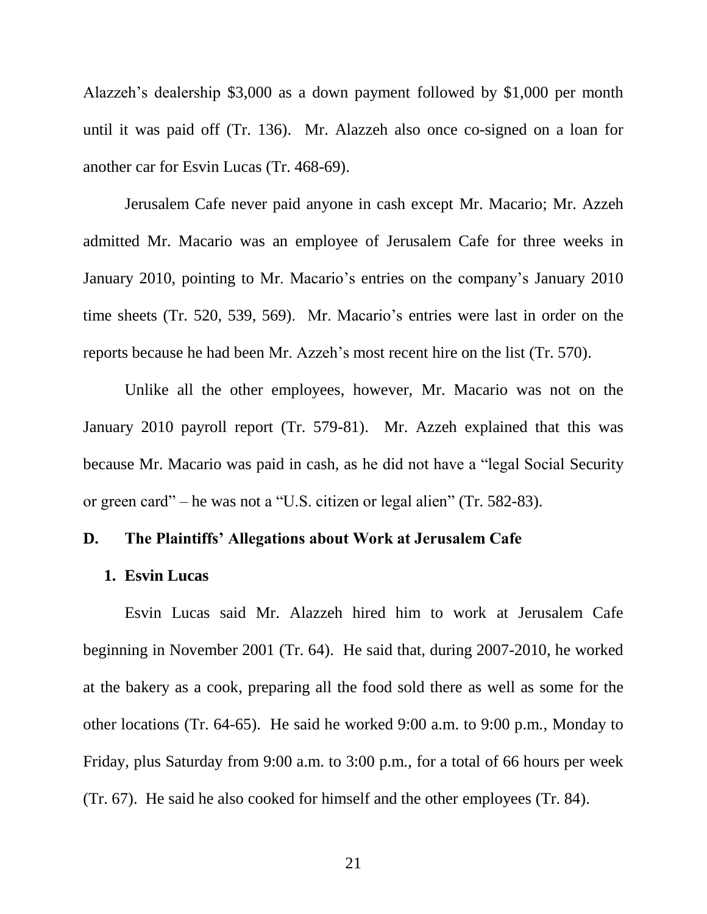Alazzeh's dealership $3,000 as a down payment followed by $1,000 per month until it was paid off (Tr. 136). Mr. Alazzeh also once co-signed on a loan for another car for Esvin Lucas (Tr. 468-69).

Jerusalem Cafe never paid anyone in cash except Mr. Macario; Mr. Azzeh admitted Mr. Macario was an employee of Jerusalem Cafe for three weeks in January 2010, pointing to Mr. Macario's entries on the company's January 2010 time sheets (Tr. 520, 539, 569). Mr. Macario's entries were last in order on the reports because he had been Mr. Azzeh's most recent hire on the list (Tr. 570).

Unlike all the other employees, however, Mr. Macario was not on the January 2010 payroll report (Tr. 579-81). Mr. Azzeh explained that this was because Mr. Macario was paid in cash, as he did not have a "legal Social Security or green card" – he was not a "U.S. citizen or legal alien" (Tr. 582-83).

## D. The Plaintiffs' Allegations about Work at Jerusalem Cafe

### 1. Esvin Lucas

Esvin Lucas said Mr. Alazzeh hired him to work at Jerusalem Cafe beginning in November 2001 (Tr. 64). He said that, during 2007-2010, he worked at the bakery as a cook, preparing all the food sold there as well as some for the other locations (Tr. 64-65). He said he worked 9:00 a.m. to 9:00 p.m., Monday to Friday, plus Saturday from 9:00 a.m. to 3:00 p.m., for a total of 66 hours per week (Tr. 67). He said he also cooked for himself and the other employees (Tr. 84).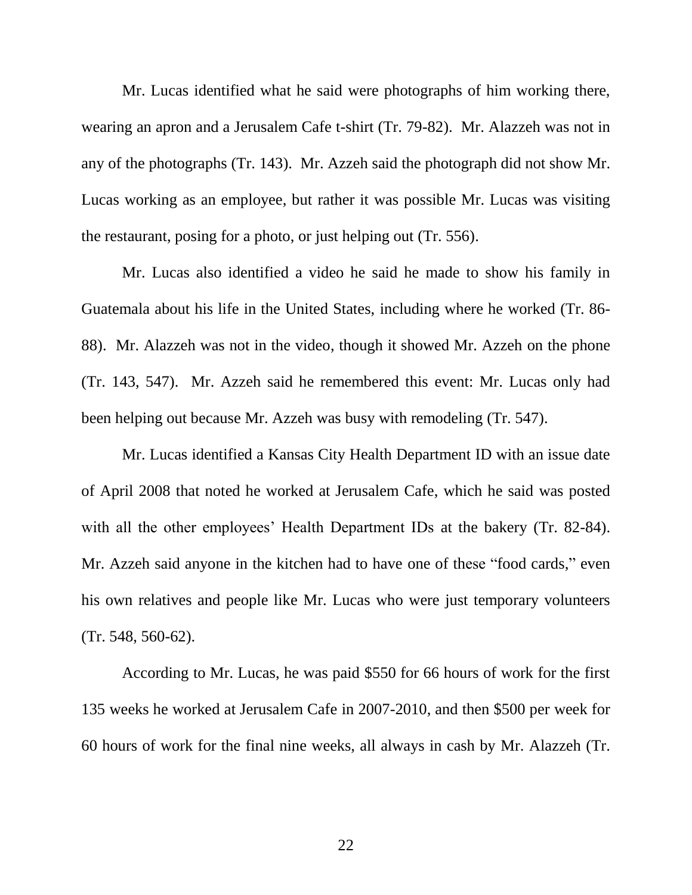Mr. Lucas identified what he said were photographs of him working there, wearing an apron and a Jerusalem Cafe t-shirt (Tr. 79-82). Mr. Alazzeh was not in any of the photographs (Tr. 143). Mr. Azzeh said the photograph did not show Mr. Lucas working as an employee, but rather it was possible Mr. Lucas was visiting the restaurant, posing for a photo, or just helping out (Tr. 556).

Mr. Lucas also identified a video he said he made to show his family in Guatemala about his life in the United States, including where he worked (Tr. 86-88). Mr. Alazzeh was not in the video, though it showed Mr. Azzeh on the phone (Tr. 143, 547). Mr. Azzeh said he remembered this event: Mr. Lucas only had been helping out because Mr. Azzeh was busy with remodeling (Tr. 547).

Mr. Lucas identified a Kansas City Health Department ID with an issue date of April 2008 that noted he worked at Jerusalem Cafe, which he said was posted with all the other employees' Health Department IDs at the bakery (Tr. 82-84). Mr. Azzeh said anyone in the kitchen had to have one of these "food cards," even his own relatives and people like Mr. Lucas who were just temporary volunteers (Tr. 548, 560-62).

According to Mr. Lucas, he was paid $550 for 66 hours of work for the first 135 weeks he worked at Jerusalem Cafe in 2007-2010, and then $500 per week for 60 hours of work for the final nine weeks, all always in cash by Mr. Alazzeh (Tr.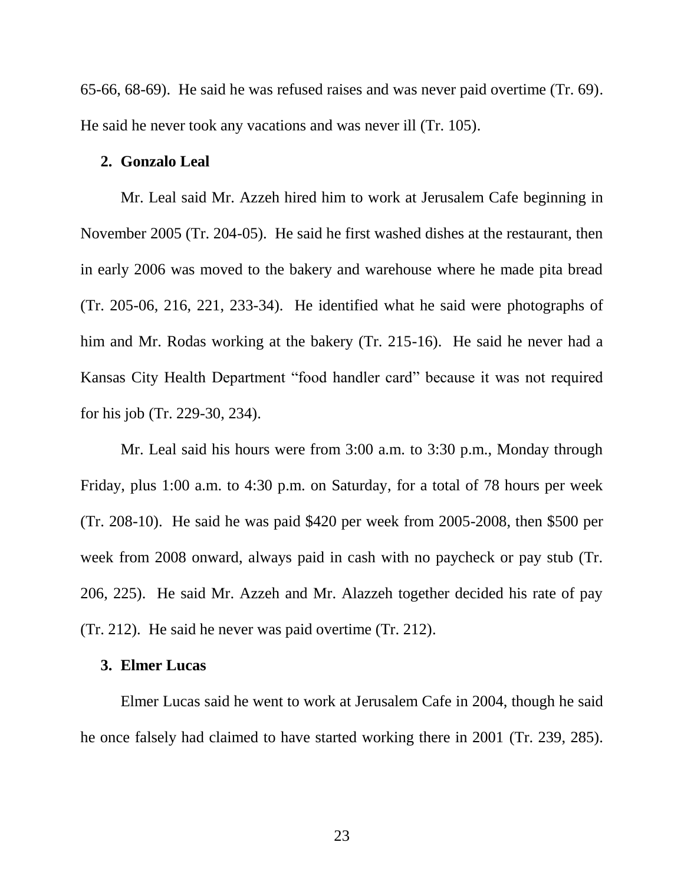65-66, 68-69). He said he was refused raises and was never paid overtime (Tr. 69). He said he never took any vacations and was never ill (Tr. 105).

**2. Gonzalo Leal**

Mr. Leal said Mr. Azzeh hired him to work at Jerusalem Cafe beginning in November 2005 (Tr. 204-05). He said he first washed dishes at the restaurant, then in early 2006 was moved to the bakery and warehouse where he made pita bread (Tr. 205-06, 216, 221, 233-34). He identified what he said were photographs of him and Mr. Rodas working at the bakery (Tr. 215-16). He said he never had a Kansas City Health Department "food handler card" because it was not required for his job (Tr. 229-30, 234).

Mr. Leal said his hours were from 3:00 a.m. to 3:30 p.m., Monday through Friday, plus 1:00 a.m. to 4:30 p.m. on Saturday, for a total of 78 hours per week (Tr. 208-10). He said he was paid $420 per week from 2005-2008, then $500 per week from 2008 onward, always paid in cash with no paycheck or pay stub (Tr. 206, 225). He said Mr. Azzeh and Mr. Alazzeh together decided his rate of pay (Tr. 212). He said he never was paid overtime (Tr. 212).

**3. Elmer Lucas**

Elmer Lucas said he went to work at Jerusalem Cafe in 2004, though he said he once falsely had claimed to have started working there in 2001 (Tr. 239, 285).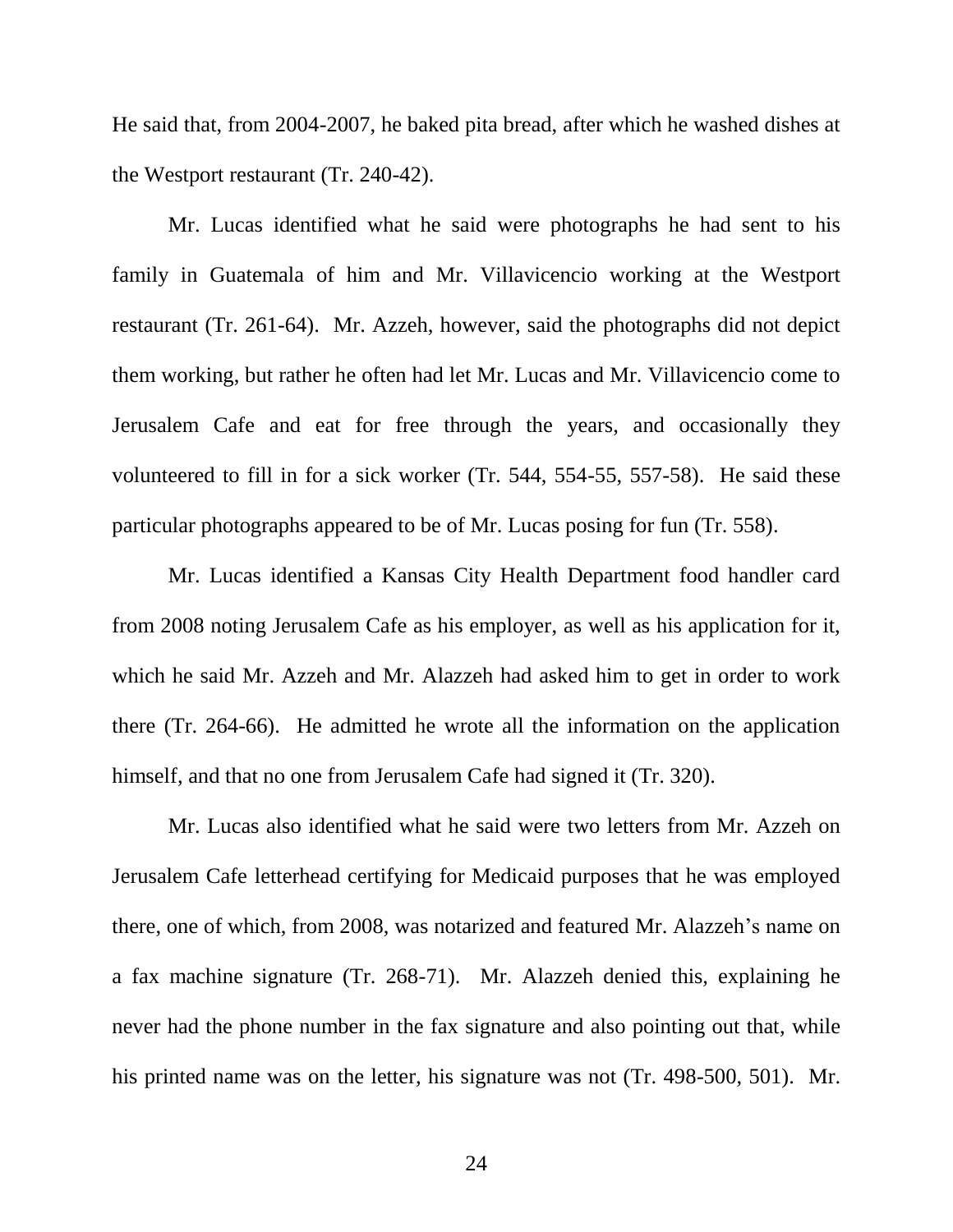He said that, from 2004-2007, he baked pita bread, after which he washed dishes at the Westport restaurant (Tr. 240-42).

Mr. Lucas identified what he said were photographs he had sent to his family in Guatemala of him and Mr. Villavicencio working at the Westport restaurant (Tr. 261-64). Mr. Azzeh, however, said the photographs did not depict them working, but rather he often had let Mr. Lucas and Mr. Villavicencio come to Jerusalem Cafe and eat for free through the years, and occasionally they volunteered to fill in for a sick worker (Tr. 544, 554-55, 557-58). He said these particular photographs appeared to be of Mr. Lucas posing for fun (Tr. 558).

Mr. Lucas identified a Kansas City Health Department food handler card from 2008 noting Jerusalem Cafe as his employer, as well as his application for it, which he said Mr. Azzeh and Mr. Alazzeh had asked him to get in order to work there (Tr. 264-66). He admitted he wrote all the information on the application himself, and that no one from Jerusalem Cafe had signed it (Tr. 320).

Mr. Lucas also identified what he said were two letters from Mr. Azzeh on Jerusalem Cafe letterhead certifying for Medicaid purposes that he was employed there, one of which, from 2008, was notarized and featured Mr. Alazzeh's name on a fax machine signature (Tr. 268-71). Mr. Alazzeh denied this, explaining he never had the phone number in the fax signature and also pointing out that, while his printed name was on the letter, his signature was not (Tr. 498-500, 501). Mr.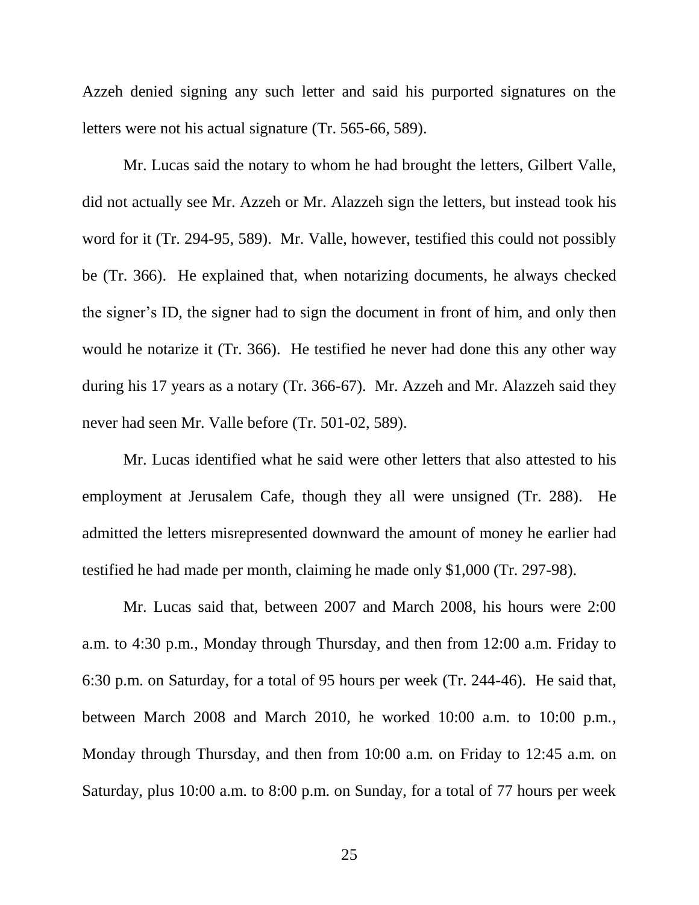Azzeh denied signing any such letter and said his purported signatures on the letters were not his actual signature (Tr. 565-66, 589).

Mr. Lucas said the notary to whom he had brought the letters, Gilbert Valle, did not actually see Mr. Azzeh or Mr. Alazzeh sign the letters, but instead took his word for it (Tr. 294-95, 589). Mr. Valle, however, testified this could not possibly be (Tr. 366). He explained that, when notarizing documents, he always checked the signer's ID, the signer had to sign the document in front of him, and only then would he notarize it (Tr. 366). He testified he never had done this any other way during his 17 years as a notary (Tr. 366-67). Mr. Azzeh and Mr. Alazzeh said they never had seen Mr. Valle before (Tr. 501-02, 589).

Mr. Lucas identified what he said were other letters that also attested to his employment at Jerusalem Cafe, though they all were unsigned (Tr. 288). He admitted the letters misrepresented downward the amount of money he earlier had testified he had made per month, claiming he made only $1,000 (Tr. 297-98).

Mr. Lucas said that, between 2007 and March 2008, his hours were 2:00 a.m. to 4:30 p.m., Monday through Thursday, and then from 12:00 a.m. Friday to 6:30 p.m. on Saturday, for a total of 95 hours per week (Tr. 244-46). He said that, between March 2008 and March 2010, he worked 10:00 a.m. to 10:00 p.m., Monday through Thursday, and then from 10:00 a.m. on Friday to 12:45 a.m. on Saturday, plus 10:00 a.m. to 8:00 p.m. on Sunday, for a total of 77 hours per week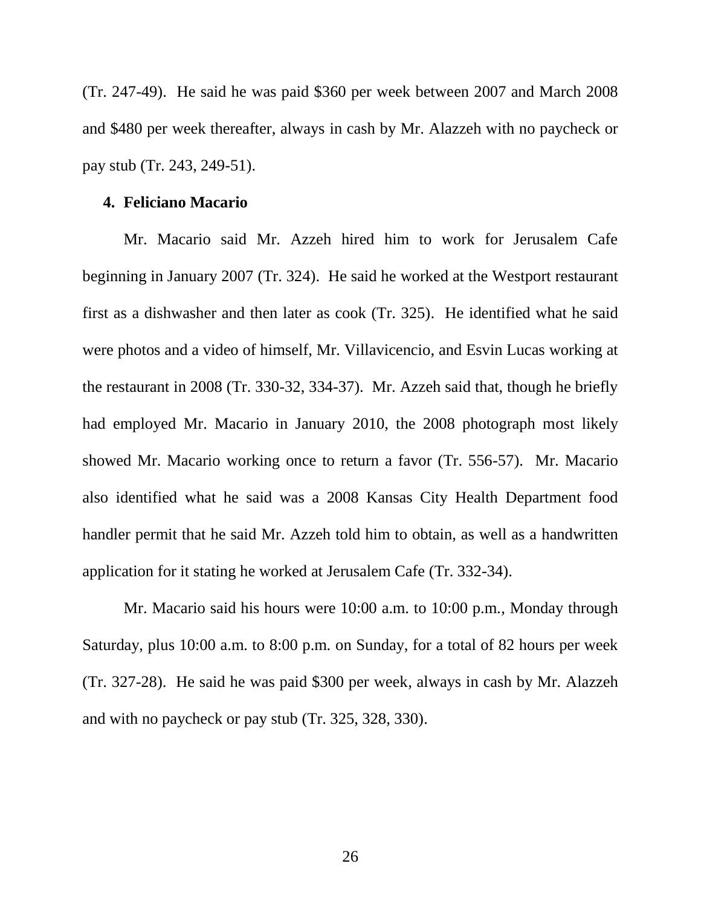(Tr. 247-49). He said he was paid $360 per week between 2007 and March 2008 and $480 per week thereafter, always in cash by Mr. Alazzeh with no paycheck or pay stub (Tr. 243, 249-51).

**4. Feliciano Macario**

Mr. Macario said Mr. Azzeh hired him to work for Jerusalem Cafe beginning in January 2007 (Tr. 324). He said he worked at the Westport restaurant first as a dishwasher and then later as cook (Tr. 325). He identified what he said were photos and a video of himself, Mr. Villavicencio, and Esvin Lucas working at the restaurant in 2008 (Tr. 330-32, 334-37). Mr. Azzeh said that, though he briefly had employed Mr. Macario in January 2010, the 2008 photograph most likely showed Mr. Macario working once to return a favor (Tr. 556-57). Mr. Macario also identified what he said was a 2008 Kansas City Health Department food handler permit that he said Mr. Azzeh told him to obtain, as well as a handwritten application for it stating he worked at Jerusalem Cafe (Tr. 332-34).

Mr. Macario said his hours were 10:00 a.m. to 10:00 p.m., Monday through Saturday, plus 10:00 a.m. to 8:00 p.m. on Sunday, for a total of 82 hours per week (Tr. 327-28). He said he was paid $300 per week, always in cash by Mr. Alazzeh and with no paycheck or pay stub (Tr. 325, 328, 330).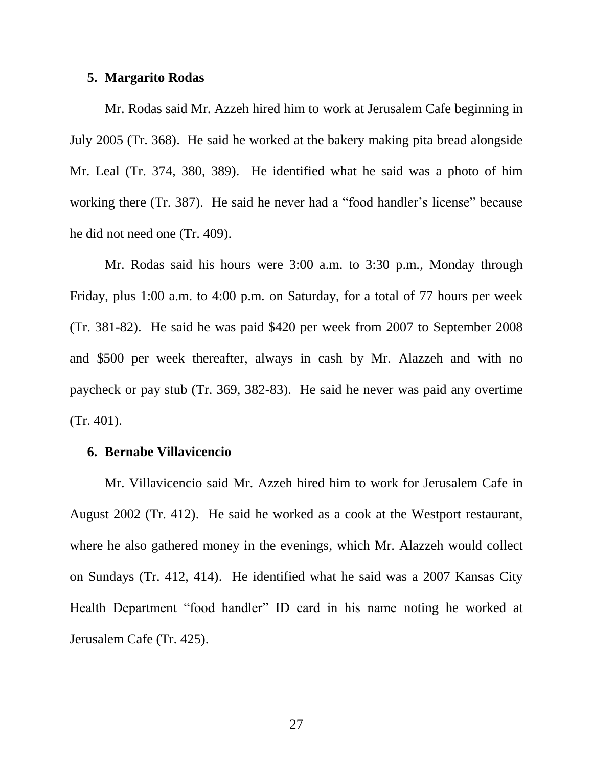**5. Margarito Rodas**

Mr. Rodas said Mr. Azzeh hired him to work at Jerusalem Cafe beginning in July 2005 (Tr. 368). He said he worked at the bakery making pita bread alongside Mr. Leal (Tr. 374, 380, 389). He identified what he said was a photo of him working there (Tr. 387). He said he never had a "food handler's license" because he did not need one (Tr. 409).

Mr. Rodas said his hours were 3:00 a.m. to 3:30 p.m., Monday through Friday, plus 1:00 a.m. to 4:00 p.m. on Saturday, for a total of 77 hours per week (Tr. 381-82). He said he was paid $420 per week from 2007 to September 2008 and $500 per week thereafter, always in cash by Mr. Alazzeh and with no paycheck or pay stub (Tr. 369, 382-83). He said he never was paid any overtime (Tr. 401).

**6. Bernabe Villavicencio**

Mr. Villavicencio said Mr. Azzeh hired him to work for Jerusalem Cafe in August 2002 (Tr. 412). He said he worked as a cook at the Westport restaurant, where he also gathered money in the evenings, which Mr. Alazzeh would collect on Sundays (Tr. 412, 414). He identified what he said was a 2007 Kansas City Health Department "food handler" ID card in his name noting he worked at Jerusalem Cafe (Tr. 425).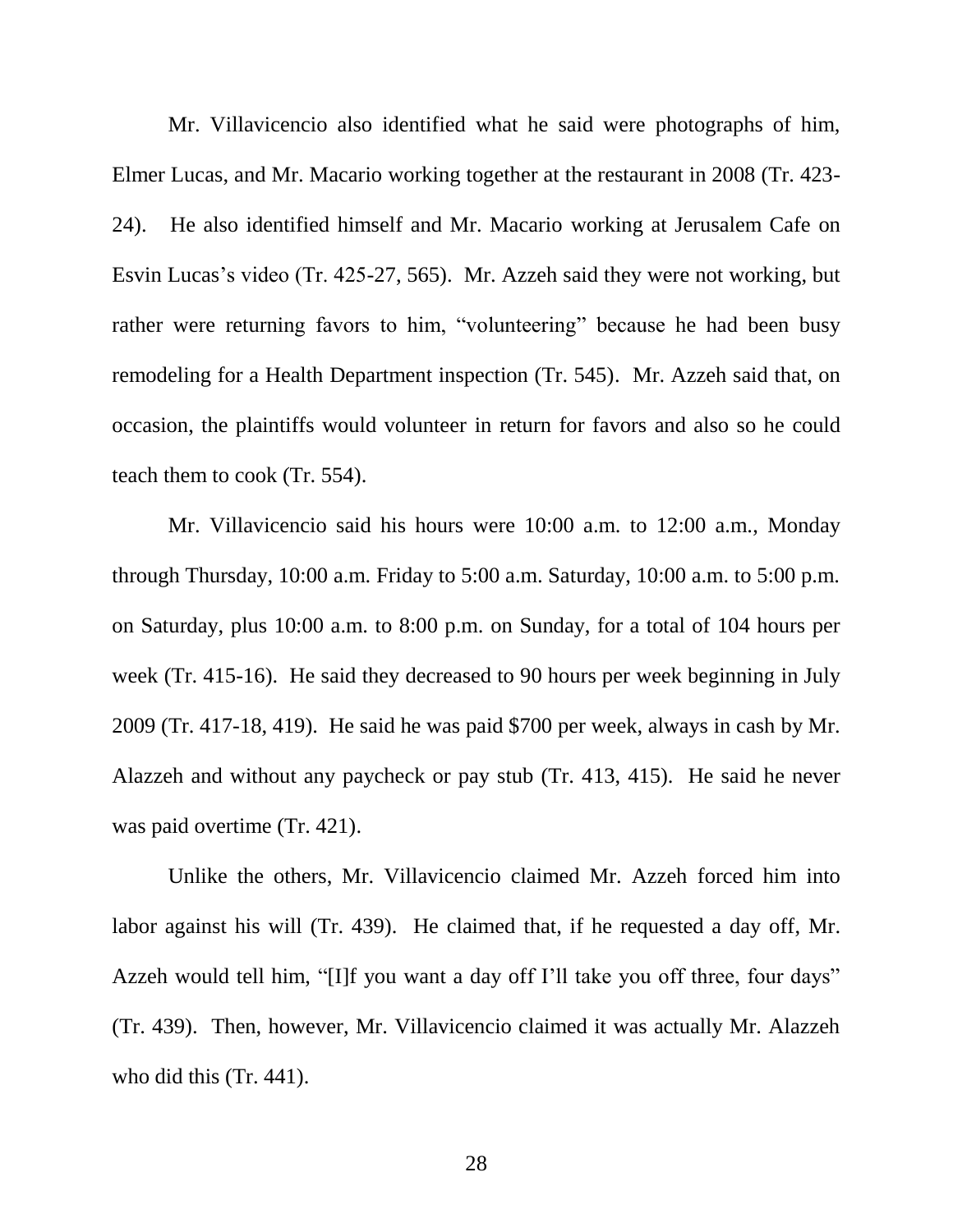Mr. Villavicencio also identified what he said were photographs of him, Elmer Lucas, and Mr. Macario working together at the restaurant in 2008 (Tr. 423-24). He also identified himself and Mr. Macario working at Jerusalem Cafe on Esvin Lucas's video (Tr. 425-27, 565). Mr. Azzeh said they were not working, but rather were returning favors to him, "volunteering" because he had been busy remodeling for a Health Department inspection (Tr. 545). Mr. Azzeh said that, on occasion, the plaintiffs would volunteer in return for favors and also so he could teach them to cook (Tr. 554).

Mr. Villavicencio said his hours were 10:00 a.m. to 12:00 a.m., Monday through Thursday, 10:00 a.m. Friday to 5:00 a.m. Saturday, 10:00 a.m. to 5:00 p.m. on Saturday, plus 10:00 a.m. to 8:00 p.m. on Sunday, for a total of 104 hours per week (Tr. 415-16). He said they decreased to 90 hours per week beginning in July 2009 (Tr. 417-18, 419). He said he was paid $700 per week, always in cash by Mr. Alazzeh and without any paycheck or pay stub (Tr. 413, 415). He said he never was paid overtime (Tr. 421).

Unlike the others, Mr. Villavicencio claimed Mr. Azzeh forced him into labor against his will (Tr. 439). He claimed that, if he requested a day off, Mr. Azzeh would tell him, "[I]f you want a day off I'll take you off three, four days" (Tr. 439). Then, however, Mr. Villavicencio claimed it was actually Mr. Alazzeh who did this (Tr. 441).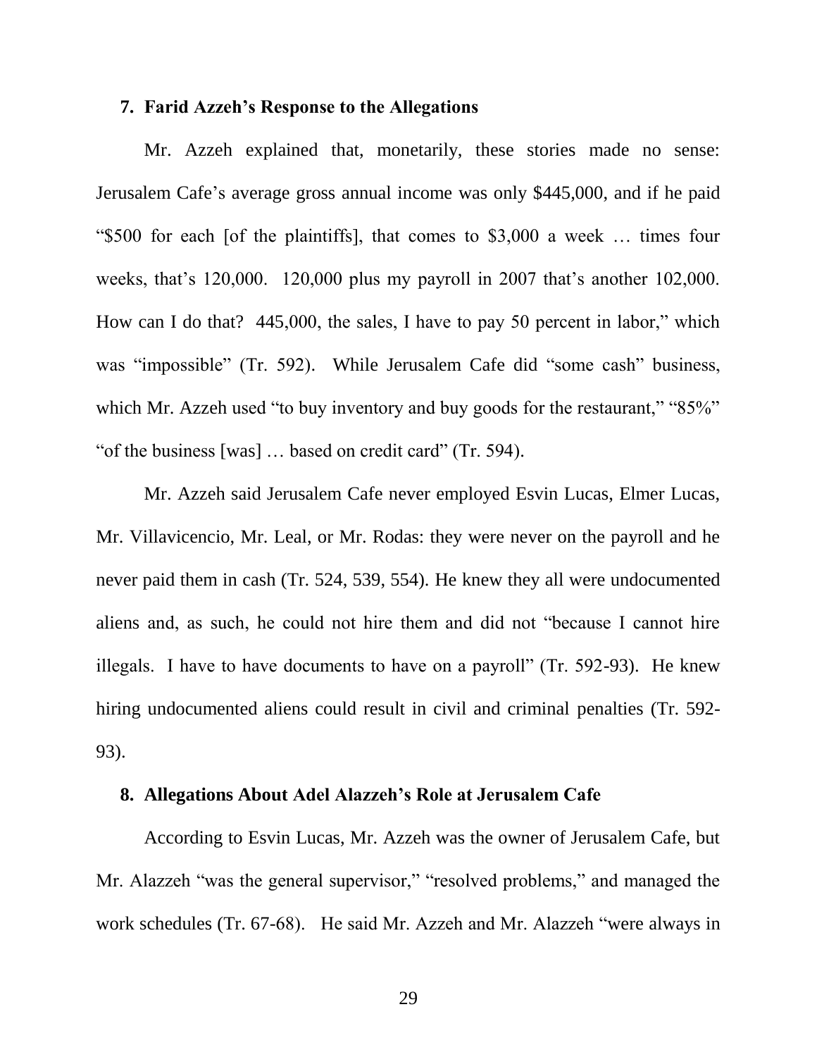### 7. Farid Azzeh's Response to the Allegations

Mr. Azzeh explained that, monetarily, these stories made no sense: Jerusalem Cafe's average gross annual income was only $445,000, and if he paid "$500 for each [of the plaintiffs], that comes to $3,000 a week … times four weeks, that's 120,000. 120,000 plus my payroll in 2007 that's another 102,000. How can I do that? 445,000, the sales, I have to pay 50 percent in labor," which was "impossible" (Tr. 592). While Jerusalem Cafe did "some cash" business, which Mr. Azzeh used "to buy inventory and buy goods for the restaurant," "85%" "of the business [was] … based on credit card" (Tr. 594).

Mr. Azzeh said Jerusalem Cafe never employed Esvin Lucas, Elmer Lucas, Mr. Villavicencio, Mr. Leal, or Mr. Rodas: they were never on the payroll and he never paid them in cash (Tr. 524, 539, 554). He knew they all were undocumented aliens and, as such, he could not hire them and did not "because I cannot hire illegals. I have to have documents to have on a payroll" (Tr. 592-93). He knew hiring undocumented aliens could result in civil and criminal penalties (Tr. 592-93).

### 8. Allegations About Adel Alazzeh's Role at Jerusalem Cafe

According to Esvin Lucas, Mr. Azzeh was the owner of Jerusalem Cafe, but Mr. Alazzeh "was the general supervisor," "resolved problems," and managed the work schedules (Tr. 67-68). He said Mr. Azzeh and Mr. Alazzeh "were always in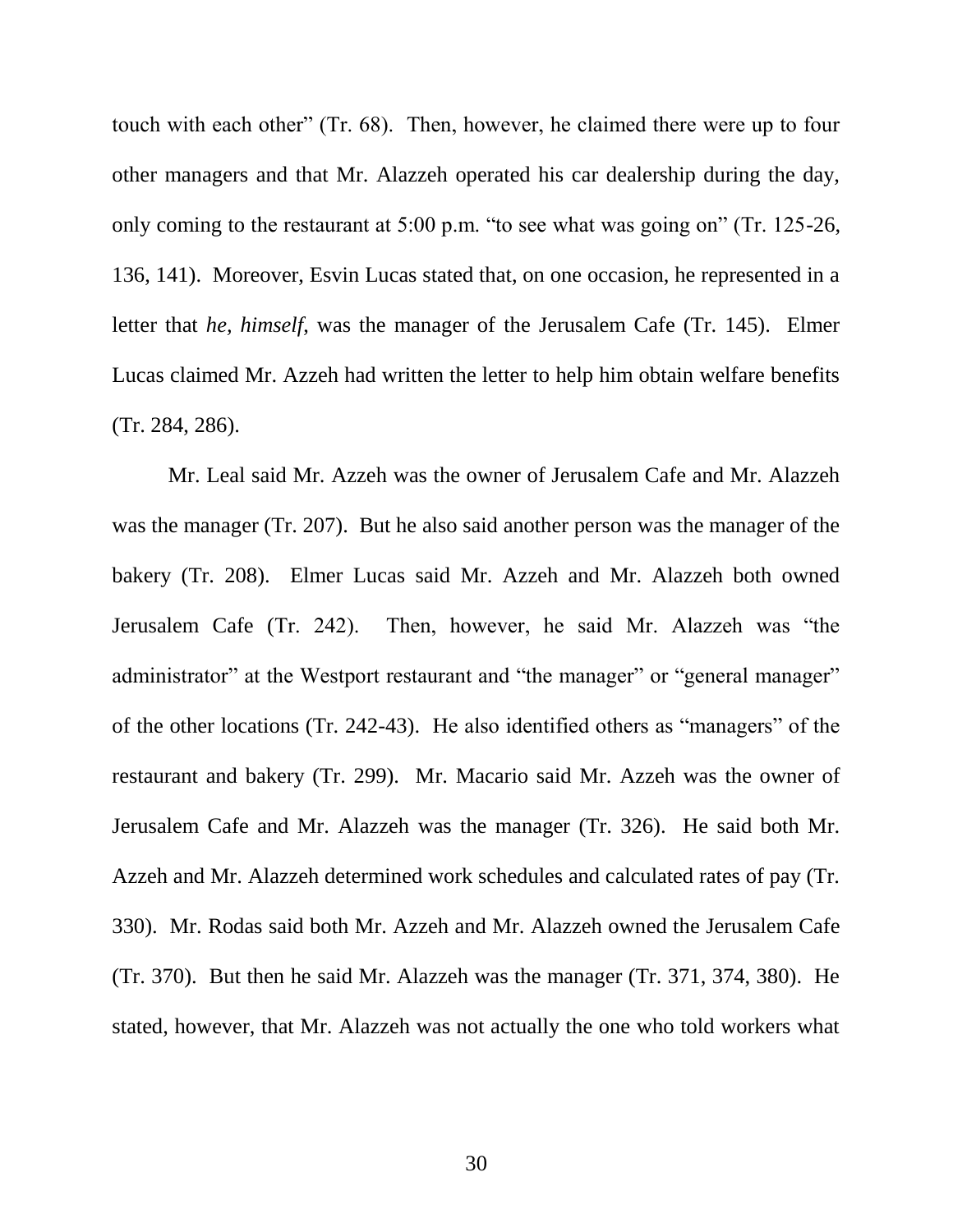touch with each other" (Tr. 68). Then, however, he claimed there were up to four other managers and that Mr. Alazzeh operated his car dealership during the day, only coming to the restaurant at 5:00 p.m. "to see what was going on" (Tr. 125-26, 136, 141). Moreover, Esvin Lucas stated that, on one occasion, he represented in a letter that *he, himself*, was the manager of the Jerusalem Cafe (Tr. 145). Elmer Lucas claimed Mr. Azzeh had written the letter to help him obtain welfare benefits (Tr. 284, 286).

Mr. Leal said Mr. Azzeh was the owner of Jerusalem Cafe and Mr. Alazzeh was the manager (Tr. 207). But he also said another person was the manager of the bakery (Tr. 208). Elmer Lucas said Mr. Azzeh and Mr. Alazzeh both owned Jerusalem Cafe (Tr. 242). Then, however, he said Mr. Alazzeh was "the administrator" at the Westport restaurant and "the manager" or "general manager" of the other locations (Tr. 242-43). He also identified others as "managers" of the restaurant and bakery (Tr. 299). Mr. Macario said Mr. Azzeh was the owner of Jerusalem Cafe and Mr. Alazzeh was the manager (Tr. 326). He said both Mr. Azzeh and Mr. Alazzeh determined work schedules and calculated rates of pay (Tr. 330). Mr. Rodas said both Mr. Azzeh and Mr. Alazzeh owned the Jerusalem Cafe (Tr. 370). But then he said Mr. Alazzeh was the manager (Tr. 371, 374, 380). He stated, however, that Mr. Alazzeh was not actually the one who told workers what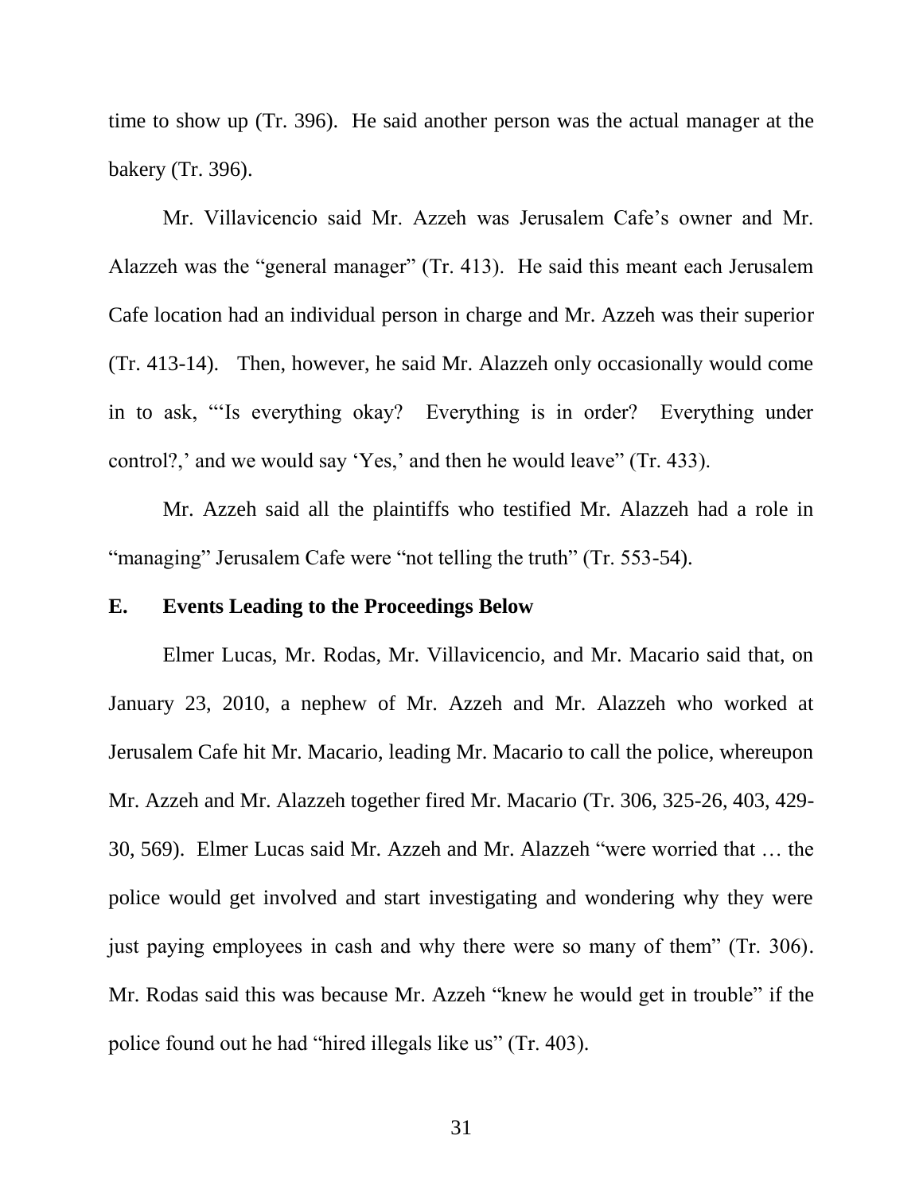time to show up (Tr. 396). He said another person was the actual manager at the bakery (Tr. 396).

Mr. Villavicencio said Mr. Azzeh was Jerusalem Cafe's owner and Mr. Alazzeh was the "general manager" (Tr. 413). He said this meant each Jerusalem Cafe location had an individual person in charge and Mr. Azzeh was their superior (Tr. 413-14). Then, however, he said Mr. Alazzeh only occasionally would come in to ask, "'Is everything okay? Everything is in order? Everything under control?,' and we would say 'Yes,' and then he would leave" (Tr. 433).

Mr. Azzeh said all the plaintiffs who testified Mr. Alazzeh had a role in "managing" Jerusalem Cafe were "not telling the truth" (Tr. 553-54).

### E. Events Leading to the Proceedings Below

Elmer Lucas, Mr. Rodas, Mr. Villavicencio, and Mr. Macario said that, on January 23, 2010, a nephew of Mr. Azzeh and Mr. Alazzeh who worked at Jerusalem Cafe hit Mr. Macario, leading Mr. Macario to call the police, whereupon Mr. Azzeh and Mr. Alazzeh together fired Mr. Macario (Tr. 306, 325-26, 403, 429-30, 569). Elmer Lucas said Mr. Azzeh and Mr. Alazzeh "were worried that … the police would get involved and start investigating and wondering why they were just paying employees in cash and why there were so many of them" (Tr. 306). Mr. Rodas said this was because Mr. Azzeh "knew he would get in trouble" if the police found out he had "hired illegals like us" (Tr. 403).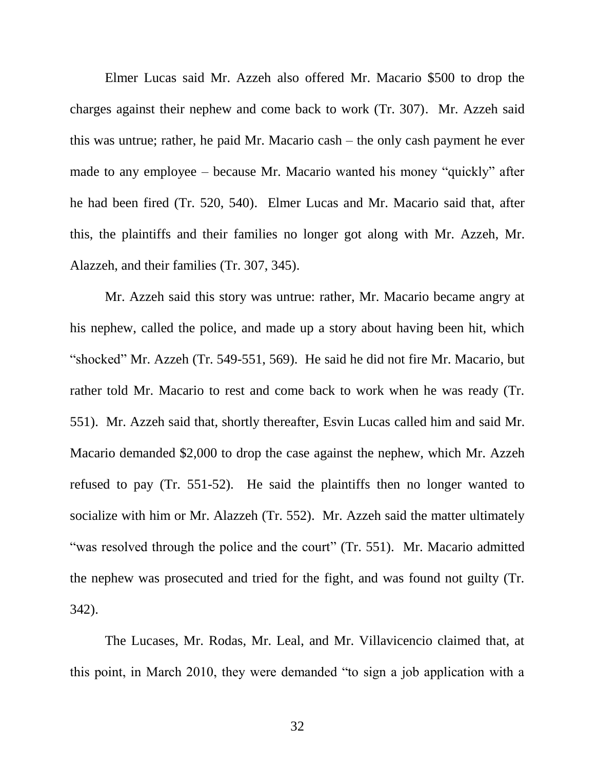Elmer Lucas said Mr. Azzeh also offered Mr. Macario $500 to drop the charges against their nephew and come back to work (Tr. 307). Mr. Azzeh said this was untrue; rather, he paid Mr. Macario cash – the only cash payment he ever made to any employee – because Mr. Macario wanted his money "quickly" after he had been fired (Tr. 520, 540). Elmer Lucas and Mr. Macario said that, after this, the plaintiffs and their families no longer got along with Mr. Azzeh, Mr. Alazzeh, and their families (Tr. 307, 345).

Mr. Azzeh said this story was untrue: rather, Mr. Macario became angry at his nephew, called the police, and made up a story about having been hit, which "shocked" Mr. Azzeh (Tr. 549-551, 569). He said he did not fire Mr. Macario, but rather told Mr. Macario to rest and come back to work when he was ready (Tr. 551). Mr. Azzeh said that, shortly thereafter, Esvin Lucas called him and said Mr. Macario demanded $2,000 to drop the case against the nephew, which Mr. Azzeh refused to pay (Tr. 551-52). He said the plaintiffs then no longer wanted to socialize with him or Mr. Alazzeh (Tr. 552). Mr. Azzeh said the matter ultimately "was resolved through the police and the court" (Tr. 551). Mr. Macario admitted the nephew was prosecuted and tried for the fight, and was found not guilty (Tr. 342).

The Lucases, Mr. Rodas, Mr. Leal, and Mr. Villavicencio claimed that, at this point, in March 2010, they were demanded "to sign a job application with a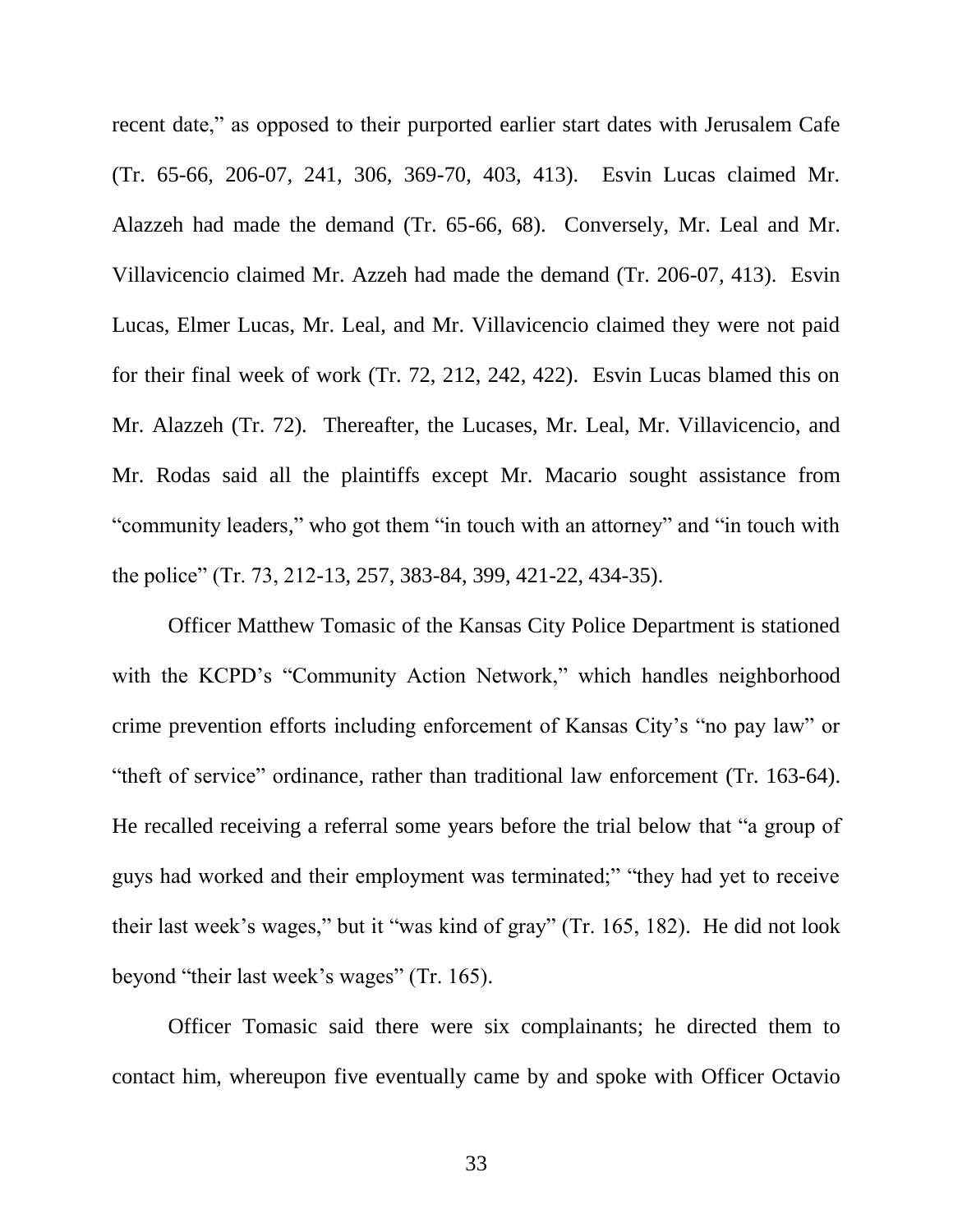recent date," as opposed to their purported earlier start dates with Jerusalem Cafe (Tr. 65-66, 206-07, 241, 306, 369-70, 403, 413). Esvin Lucas claimed Mr. Alazzeh had made the demand (Tr. 65-66, 68). Conversely, Mr. Leal and Mr. Villavicencio claimed Mr. Azzeh had made the demand (Tr. 206-07, 413). Esvin Lucas, Elmer Lucas, Mr. Leal, and Mr. Villavicencio claimed they were not paid for their final week of work (Tr. 72, 212, 242, 422). Esvin Lucas blamed this on Mr. Alazzeh (Tr. 72). Thereafter, the Lucases, Mr. Leal, Mr. Villavicencio, and Mr. Rodas said all the plaintiffs except Mr. Macario sought assistance from "community leaders," who got them "in touch with an attorney" and "in touch with the police" (Tr. 73, 212-13, 257, 383-84, 399, 421-22, 434-35).

Officer Matthew Tomasic of the Kansas City Police Department is stationed with the KCPD's "Community Action Network," which handles neighborhood crime prevention efforts including enforcement of Kansas City's "no pay law" or "theft of service" ordinance, rather than traditional law enforcement (Tr. 163-64). He recalled receiving a referral some years before the trial below that "a group of guys had worked and their employment was terminated;" "they had yet to receive their last week's wages," but it "was kind of gray" (Tr. 165, 182). He did not look beyond "their last week's wages" (Tr. 165).

Officer Tomasic said there were six complainants; he directed them to contact him, whereupon five eventually came by and spoke with Officer Octavio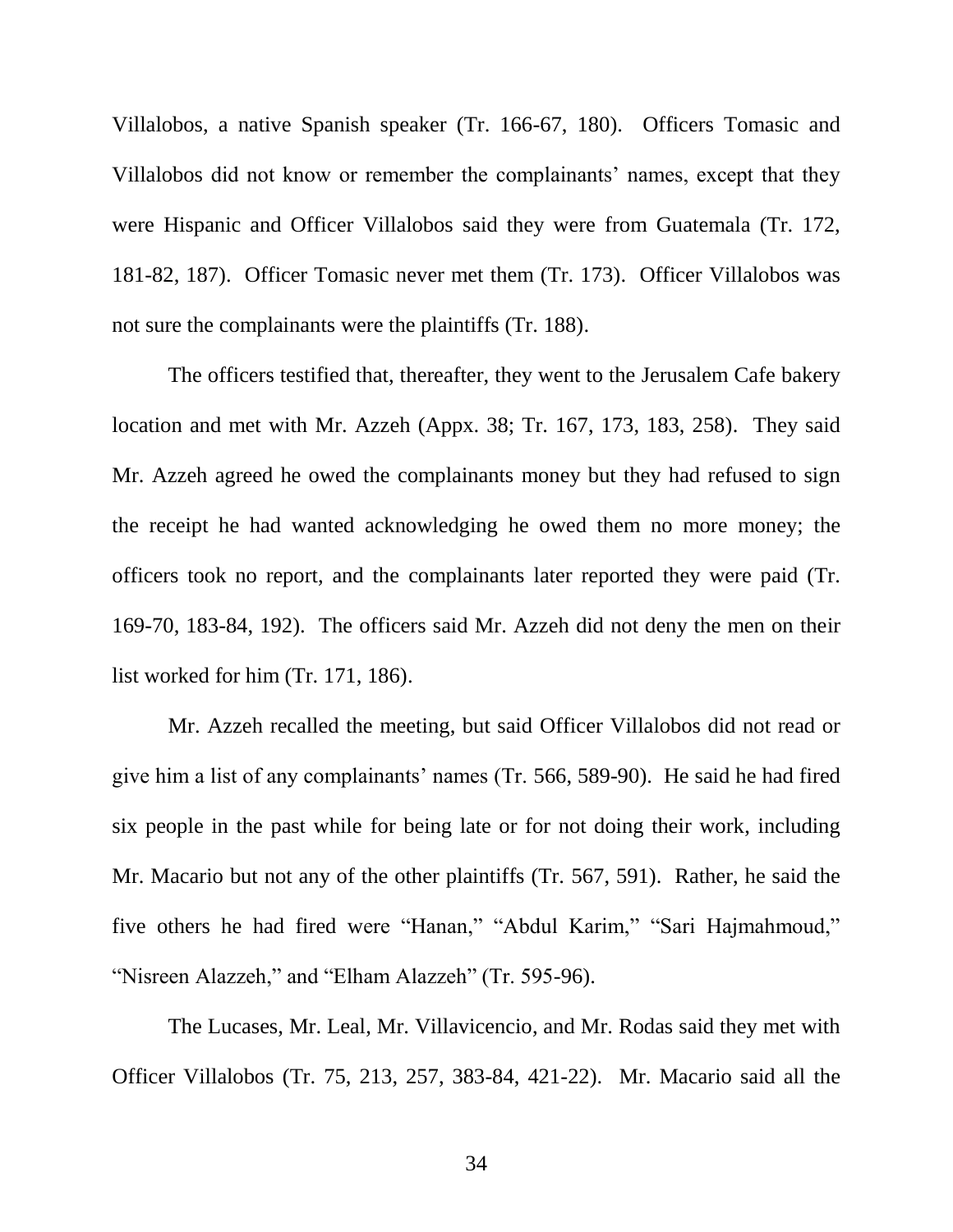Villalobos, a native Spanish speaker (Tr. 166-67, 180). Officers Tomasic and Villalobos did not know or remember the complainants' names, except that they were Hispanic and Officer Villalobos said they were from Guatemala (Tr. 172, 181-82, 187). Officer Tomasic never met them (Tr. 173). Officer Villalobos was not sure the complainants were the plaintiffs (Tr. 188).

The officers testified that, thereafter, they went to the Jerusalem Cafe bakery location and met with Mr. Azzeh (Appx. 38; Tr. 167, 173, 183, 258). They said Mr. Azzeh agreed he owed the complainants money but they had refused to sign the receipt he had wanted acknowledging he owed them no more money; the officers took no report, and the complainants later reported they were paid (Tr. 169-70, 183-84, 192). The officers said Mr. Azzeh did not deny the men on their list worked for him (Tr. 171, 186).

Mr. Azzeh recalled the meeting, but said Officer Villalobos did not read or give him a list of any complainants' names (Tr. 566, 589-90). He said he had fired six people in the past while for being late or for not doing their work, including Mr. Macario but not any of the other plaintiffs (Tr. 567, 591). Rather, he said the five others he had fired were "Hanan," "Abdul Karim," "Sari Hajmahmoud," "Nisreen Alazzeh," and "Elham Alazzeh" (Tr. 595-96).

The Lucases, Mr. Leal, Mr. Villavicencio, and Mr. Rodas said they met with Officer Villalobos (Tr. 75, 213, 257, 383-84, 421-22). Mr. Macario said all the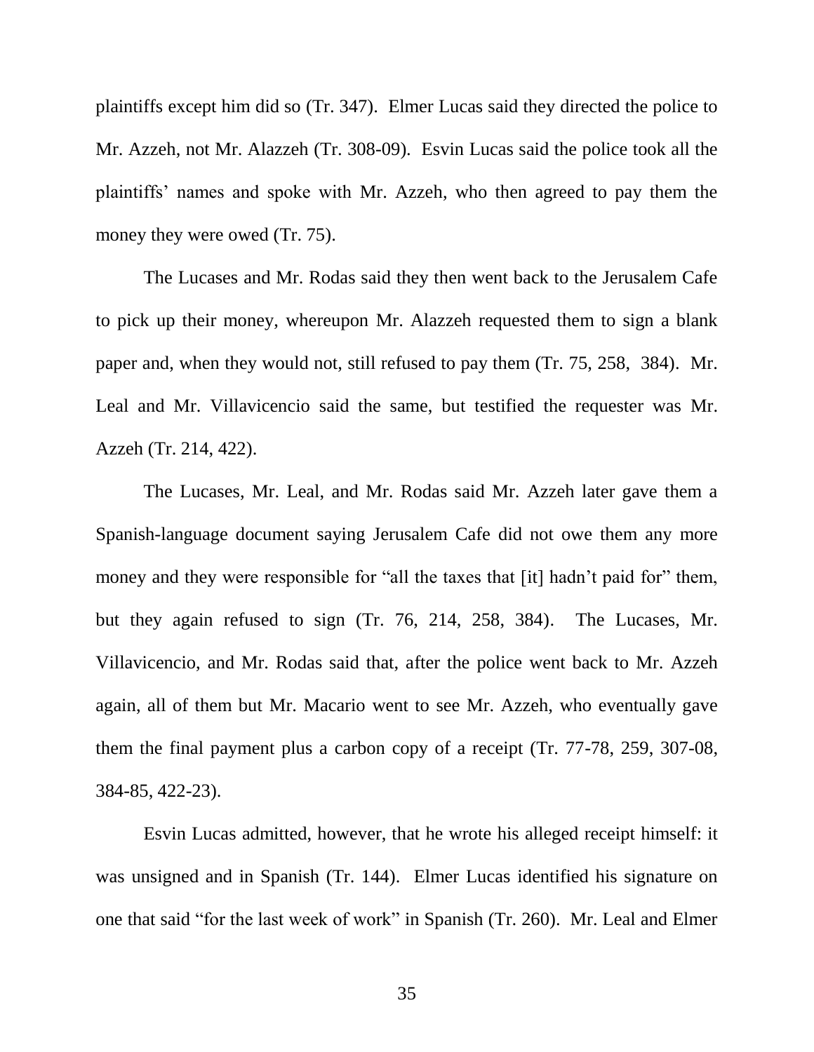plaintiffs except him did so (Tr. 347). Elmer Lucas said they directed the police to Mr. Azzeh, not Mr. Alazzeh (Tr. 308-09). Esvin Lucas said the police took all the plaintiffs' names and spoke with Mr. Azzeh, who then agreed to pay them the money they were owed (Tr. 75).

The Lucases and Mr. Rodas said they then went back to the Jerusalem Cafe to pick up their money, whereupon Mr. Alazzeh requested them to sign a blank paper and, when they would not, still refused to pay them (Tr. 75, 258, 384). Mr. Leal and Mr. Villavicencio said the same, but testified the requester was Mr. Azzeh (Tr. 214, 422).

The Lucases, Mr. Leal, and Mr. Rodas said Mr. Azzeh later gave them a Spanish-language document saying Jerusalem Cafe did not owe them any more money and they were responsible for "all the taxes that [it] hadn't paid for" them, but they again refused to sign (Tr. 76, 214, 258, 384). The Lucases, Mr. Villavicencio, and Mr. Rodas said that, after the police went back to Mr. Azzeh again, all of them but Mr. Macario went to see Mr. Azzeh, who eventually gave them the final payment plus a carbon copy of a receipt (Tr. 77-78, 259, 307-08, 384-85, 422-23).

Esvin Lucas admitted, however, that he wrote his alleged receipt himself: it was unsigned and in Spanish (Tr. 144). Elmer Lucas identified his signature on one that said "for the last week of work" in Spanish (Tr. 260). Mr. Leal and Elmer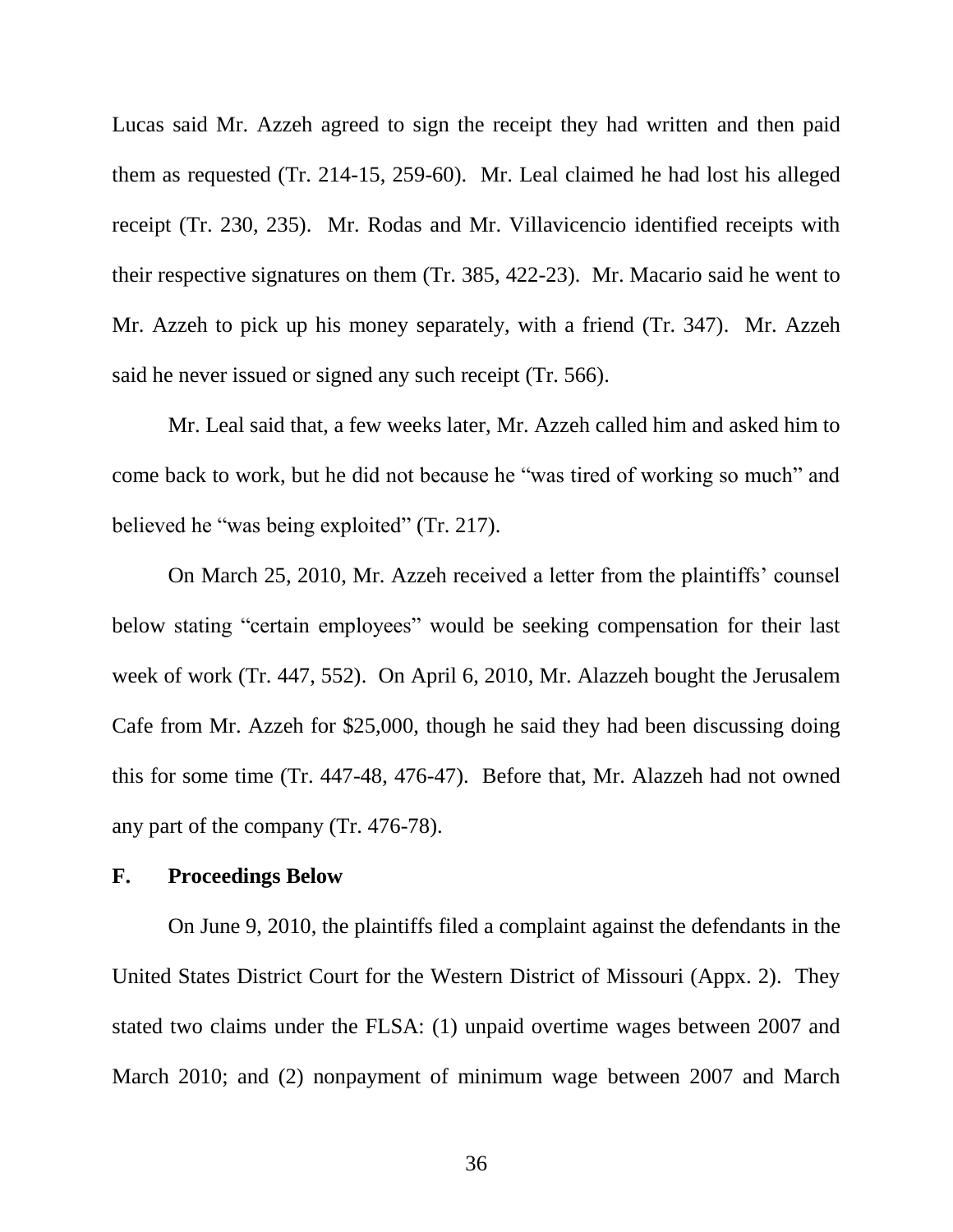Lucas said Mr. Azzeh agreed to sign the receipt they had written and then paid them as requested (Tr. 214-15, 259-60). Mr. Leal claimed he had lost his alleged receipt (Tr. 230, 235). Mr. Rodas and Mr. Villavicencio identified receipts with their respective signatures on them (Tr. 385, 422-23). Mr. Macario said he went to Mr. Azzeh to pick up his money separately, with a friend (Tr. 347). Mr. Azzeh said he never issued or signed any such receipt (Tr. 566).

Mr. Leal said that, a few weeks later, Mr. Azzeh called him and asked him to come back to work, but he did not because he "was tired of working so much" and believed he "was being exploited" (Tr. 217).

On March 25, 2010, Mr. Azzeh received a letter from the plaintiffs' counsel below stating "certain employees" would be seeking compensation for their last week of work (Tr. 447, 552). On April 6, 2010, Mr. Alazzeh bought the Jerusalem Cafe from Mr. Azzeh for $25,000, though he said they had been discussing doing this for some time (Tr. 447-48, 476-47). Before that, Mr. Alazzeh had not owned any part of the company (Tr. 476-78).

## F. Proceedings Below

On June 9, 2010, the plaintiffs filed a complaint against the defendants in the United States District Court for the Western District of Missouri (Appx. 2). They stated two claims under the FLSA: (1) unpaid overtime wages between 2007 and March 2010; and (2) nonpayment of minimum wage between 2007 and March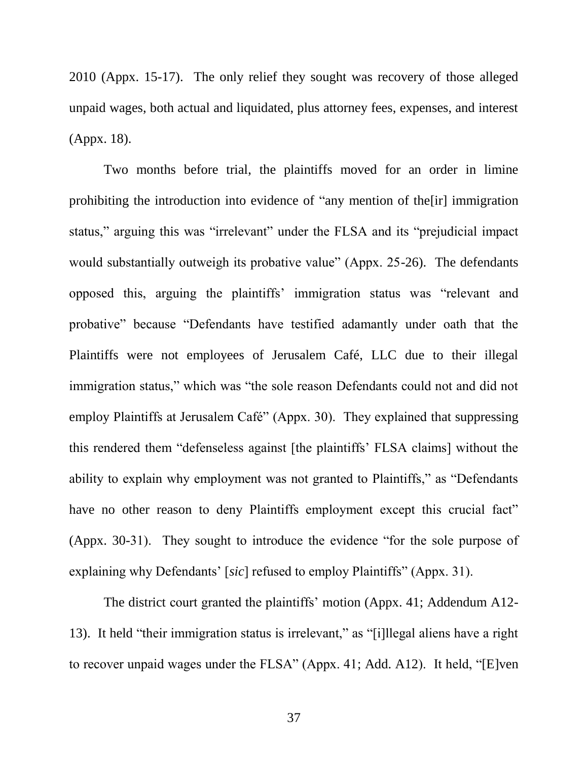2010 (Appx. 15-17). The only relief they sought was recovery of those alleged unpaid wages, both actual and liquidated, plus attorney fees, expenses, and interest (Appx. 18).

Two months before trial, the plaintiffs moved for an order in limine prohibiting the introduction into evidence of "any mention of the[ir] immigration status," arguing this was "irrelevant" under the FLSA and its "prejudicial impact would substantially outweigh its probative value" (Appx. 25-26). The defendants opposed this, arguing the plaintiffs' immigration status was "relevant and probative" because "Defendants have testified adamantly under oath that the Plaintiffs were not employees of Jerusalem Café, LLC due to their illegal immigration status," which was "the sole reason Defendants could not and did not employ Plaintiffs at Jerusalem Café" (Appx. 30). They explained that suppressing this rendered them "defenseless against [the plaintiffs' FLSA claims] without the ability to explain why employment was not granted to Plaintiffs," as "Defendants have no other reason to deny Plaintiffs employment except this crucial fact" (Appx. 30-31). They sought to introduce the evidence "for the sole purpose of explaining why Defendants' [*sic*] refused to employ Plaintiffs" (Appx. 31).

The district court granted the plaintiffs' motion (Appx. 41; Addendum A12-13). It held "their immigration status is irrelevant," as "[i]llegal aliens have a right to recover unpaid wages under the FLSA" (Appx. 41; Add. A12). It held, "[E]ven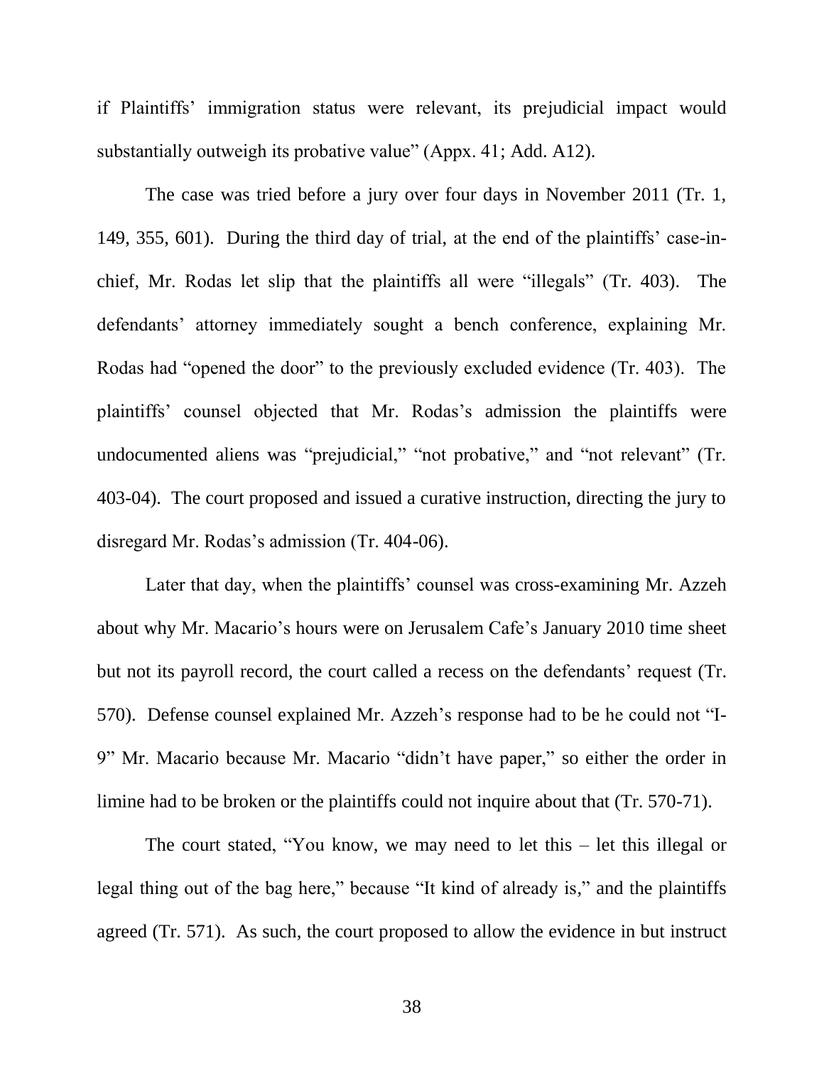if Plaintiffs' immigration status were relevant, its prejudicial impact would substantially outweigh its probative value" (Appx. 41; Add. A12).

The case was tried before a jury over four days in November 2011 (Tr. 1, 149, 355, 601). During the third day of trial, at the end of the plaintiffs' case-in-chief, Mr. Rodas let slip that the plaintiffs all were "illegals" (Tr. 403). The defendants' attorney immediately sought a bench conference, explaining Mr. Rodas had "opened the door" to the previously excluded evidence (Tr. 403). The plaintiffs' counsel objected that Mr. Rodas's admission the plaintiffs were undocumented aliens was "prejudicial," "not probative," and "not relevant" (Tr. 403-04). The court proposed and issued a curative instruction, directing the jury to disregard Mr. Rodas's admission (Tr. 404-06).

Later that day, when the plaintiffs' counsel was cross-examining Mr. Azzeh about why Mr. Macario's hours were on Jerusalem Cafe's January 2010 time sheet but not its payroll record, the court called a recess on the defendants' request (Tr. 570). Defense counsel explained Mr. Azzeh's response had to be he could not "I-9" Mr. Macario because Mr. Macario "didn't have paper," so either the order in limine had to be broken or the plaintiffs could not inquire about that (Tr. 570-71).

The court stated, "You know, we may need to let this – let this illegal or legal thing out of the bag here," because "It kind of already is," and the plaintiffs agreed (Tr. 571). As such, the court proposed to allow the evidence in but instruct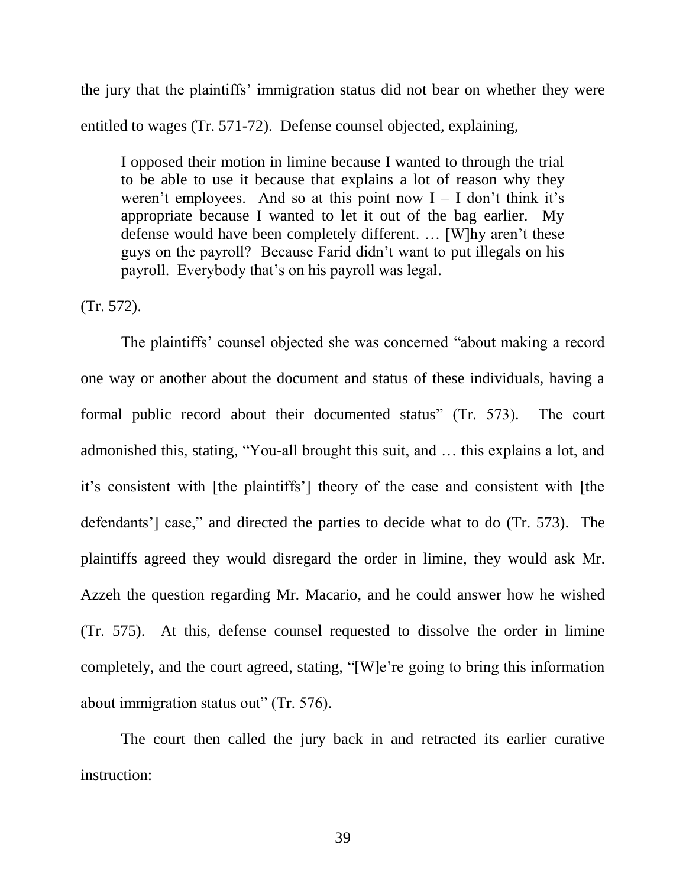the jury that the plaintiffs' immigration status did not bear on whether they were entitled to wages (Tr. 571-72). Defense counsel objected, explaining,

> I opposed their motion in limine because I wanted to through the trial to be able to use it because that explains a lot of reason why they weren't employees. And so at this point now I – I don't think it's appropriate because I wanted to let it out of the bag earlier. My defense would have been completely different. … [W]hy aren't these guys on the payroll? Because Farid didn't want to put illegals on his payroll. Everybody that's on his payroll was legal.

(Tr. 572).

The plaintiffs' counsel objected she was concerned "about making a record one way or another about the document and status of these individuals, having a formal public record about their documented status" (Tr. 573). The court admonished this, stating, "You-all brought this suit, and … this explains a lot, and it's consistent with [the plaintiffs'] theory of the case and consistent with [the defendants'] case," and directed the parties to decide what to do (Tr. 573). The plaintiffs agreed they would disregard the order in limine, they would ask Mr. Azzeh the question regarding Mr. Macario, and he could answer how he wished (Tr. 575). At this, defense counsel requested to dissolve the order in limine completely, and the court agreed, stating, "[W]e're going to bring this information about immigration status out" (Tr. 576).

The court then called the jury back in and retracted its earlier curative instruction: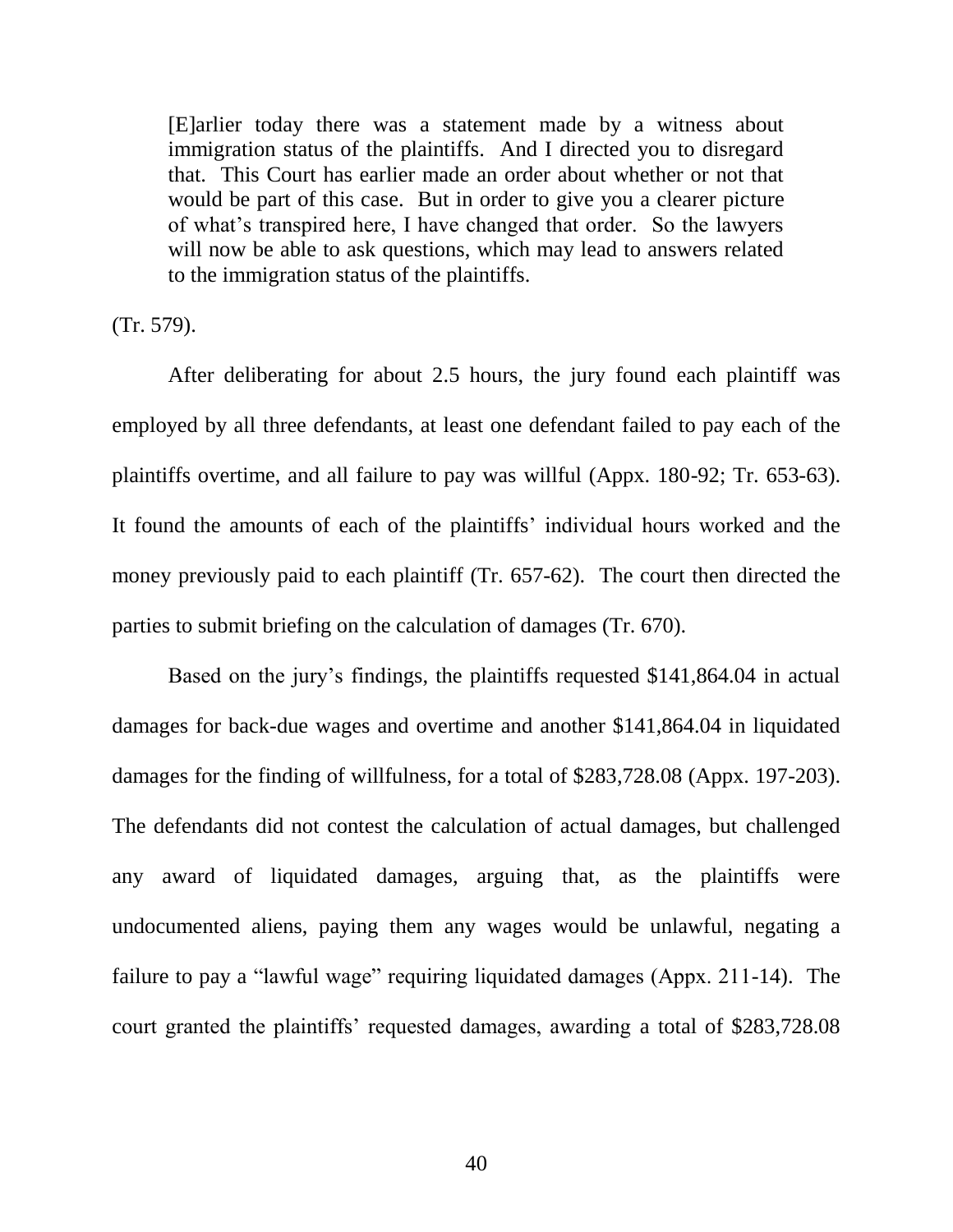> [E]arlier today there was a statement made by a witness about immigration status of the plaintiffs. And I directed you to disregard that. This Court has earlier made an order about whether or not that would be part of this case. But in order to give you a clearer picture of what's transpired here, I have changed that order. So the lawyers will now be able to ask questions, which may lead to answers related to the immigration status of the plaintiffs.

(Tr. 579).

After deliberating for about 2.5 hours, the jury found each plaintiff was employed by all three defendants, at least one defendant failed to pay each of the plaintiffs overtime, and all failure to pay was willful (Appx. 180-92; Tr. 653-63). It found the amounts of each of the plaintiffs' individual hours worked and the money previously paid to each plaintiff (Tr. 657-62). The court then directed the parties to submit briefing on the calculation of damages (Tr. 670).

Based on the jury's findings, the plaintiffs requested $141,864.04 in actual damages for back-due wages and overtime and another $141,864.04 in liquidated damages for the finding of willfulness, for a total of $283,728.08 (Appx. 197-203). The defendants did not contest the calculation of actual damages, but challenged any award of liquidated damages, arguing that, as the plaintiffs were undocumented aliens, paying them any wages would be unlawful, negating a failure to pay a "lawful wage" requiring liquidated damages (Appx. 211-14). The court granted the plaintiffs' requested damages, awarding a total of $283,728.08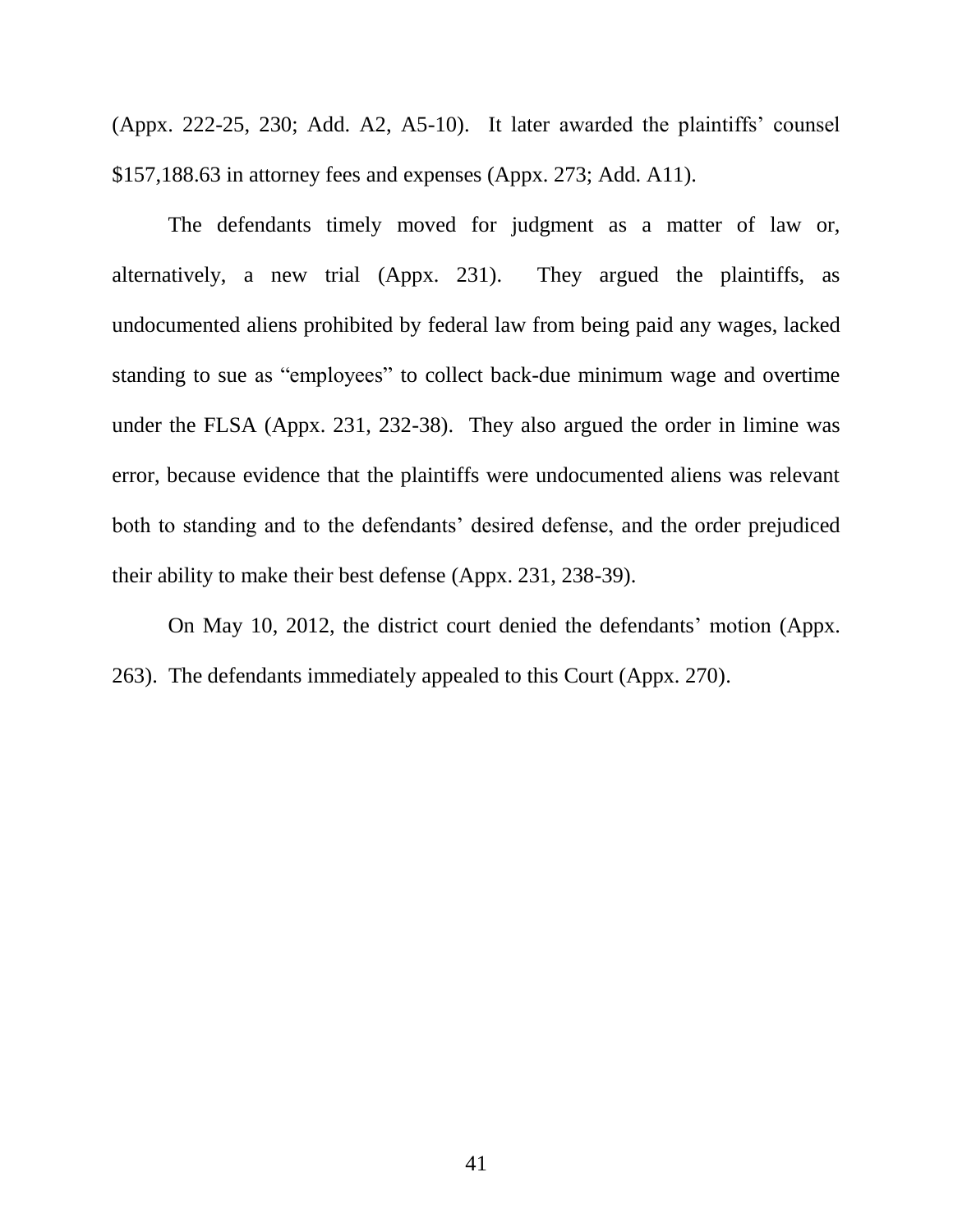(Appx. 222-25, 230; Add. A2, A5-10). It later awarded the plaintiffs' counsel $157,188.63 in attorney fees and expenses (Appx. 273; Add. A11).

The defendants timely moved for judgment as a matter of law or, alternatively, a new trial (Appx. 231). They argued the plaintiffs, as undocumented aliens prohibited by federal law from being paid any wages, lacked standing to sue as "employees" to collect back-due minimum wage and overtime under the FLSA (Appx. 231, 232-38). They also argued the order in limine was error, because evidence that the plaintiffs were undocumented aliens was relevant both to standing and to the defendants' desired defense, and the order prejudiced their ability to make their best defense (Appx. 231, 238-39).

On May 10, 2012, the district court denied the defendants' motion (Appx. 263). The defendants immediately appealed to this Court (Appx. 270).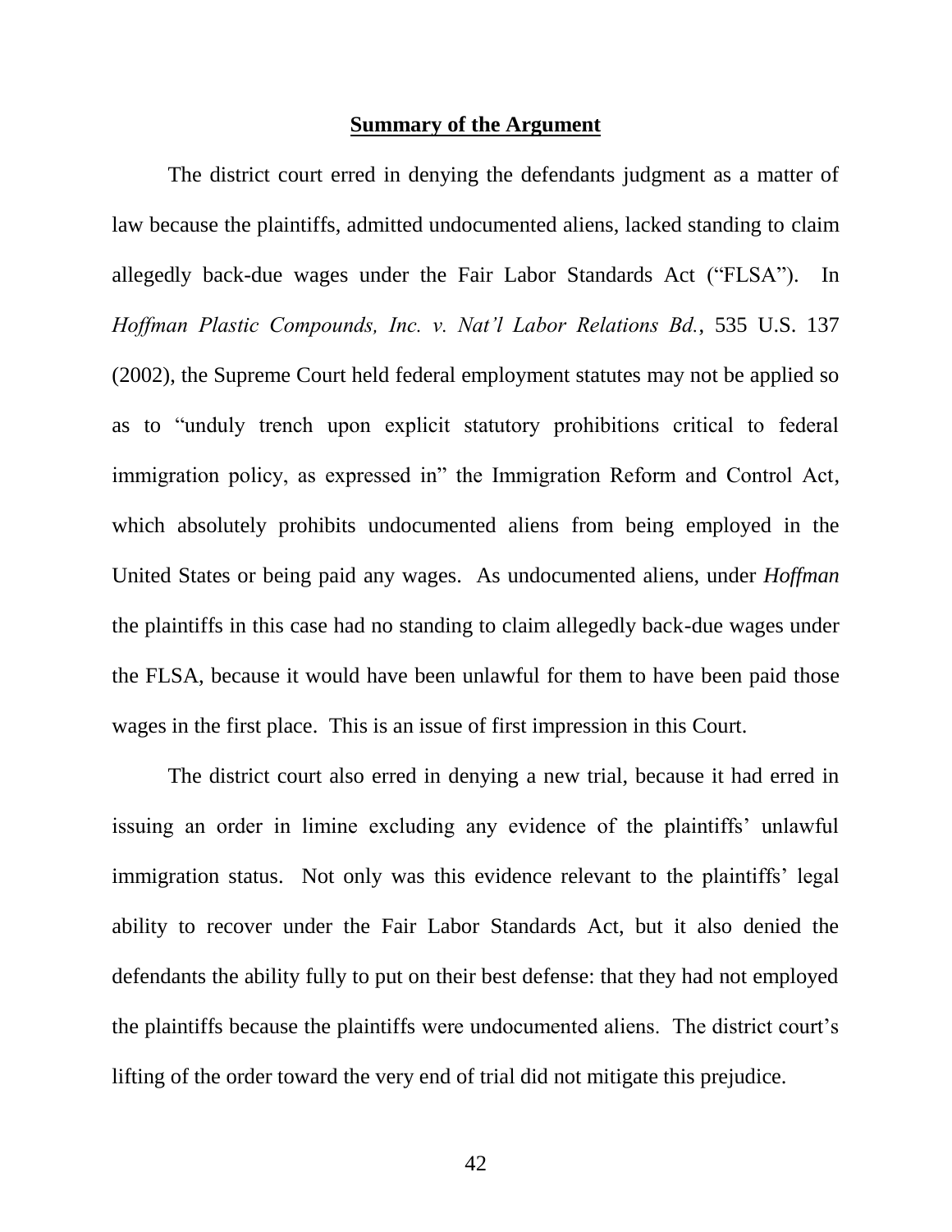## **Summary of the Argument**

The district court erred in denying the defendants judgment as a matter of law because the plaintiffs, admitted undocumented aliens, lacked standing to claim allegedly back-due wages under the Fair Labor Standards Act ("FLSA"). In *Hoffman Plastic Compounds, Inc. v. Nat'l Labor Relations Bd.*, 535 U.S. 137 (2002), the Supreme Court held federal employment statutes may not be applied so as to "unduly trench upon explicit statutory prohibitions critical to federal immigration policy, as expressed in" the Immigration Reform and Control Act, which absolutely prohibits undocumented aliens from being employed in the United States or being paid any wages. As undocumented aliens, under *Hoffman* the plaintiffs in this case had no standing to claim allegedly back-due wages under the FLSA, because it would have been unlawful for them to have been paid those wages in the first place. This is an issue of first impression in this Court.

The district court also erred in denying a new trial, because it had erred in issuing an order in limine excluding any evidence of the plaintiffs' unlawful immigration status. Not only was this evidence relevant to the plaintiffs' legal ability to recover under the Fair Labor Standards Act, but it also denied the defendants the ability fully to put on their best defense: that they had not employed the plaintiffs because the plaintiffs were undocumented aliens. The district court's lifting of the order toward the very end of trial did not mitigate this prejudice.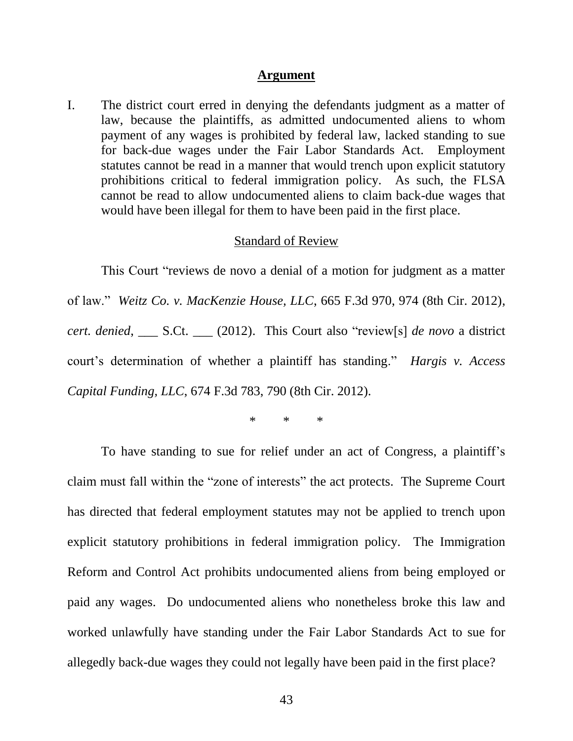## **Argument**

I. The district court erred in denying the defendants judgment as a matter of law, because the plaintiffs, as admitted undocumented aliens to whom payment of any wages is prohibited by federal law, lacked standing to sue for back-due wages under the Fair Labor Standards Act. Employment statutes cannot be read in a manner that would trench upon explicit statutory prohibitions critical to federal immigration policy. As such, the FLSA cannot be read to allow undocumented aliens to claim back-due wages that would have been illegal for them to have been paid in the first place.

<u>Standard of Review</u>

This Court "reviews de novo a denial of a motion for judgment as a matter of law." *Weitz Co. v. MacKenzie House, LLC*, 665 F.3d 970, 974 (8th Cir. 2012), *cert. denied*, ___ S.Ct. ___ (2012). This Court also "review[s] *de novo* a district court's determination of whether a plaintiff has standing." *Hargis v. Access Capital Funding, LLC*, 674 F.3d 783, 790 (8th Cir. 2012).

\* \* \*

To have standing to sue for relief under an act of Congress, a plaintiff's claim must fall within the "zone of interests" the act protects. The Supreme Court has directed that federal employment statutes may not be applied to trench upon explicit statutory prohibitions in federal immigration policy. The Immigration Reform and Control Act prohibits undocumented aliens from being employed or paid any wages. Do undocumented aliens who nonetheless broke this law and worked unlawfully have standing under the Fair Labor Standards Act to sue for allegedly back-due wages they could not legally have been paid in the first place?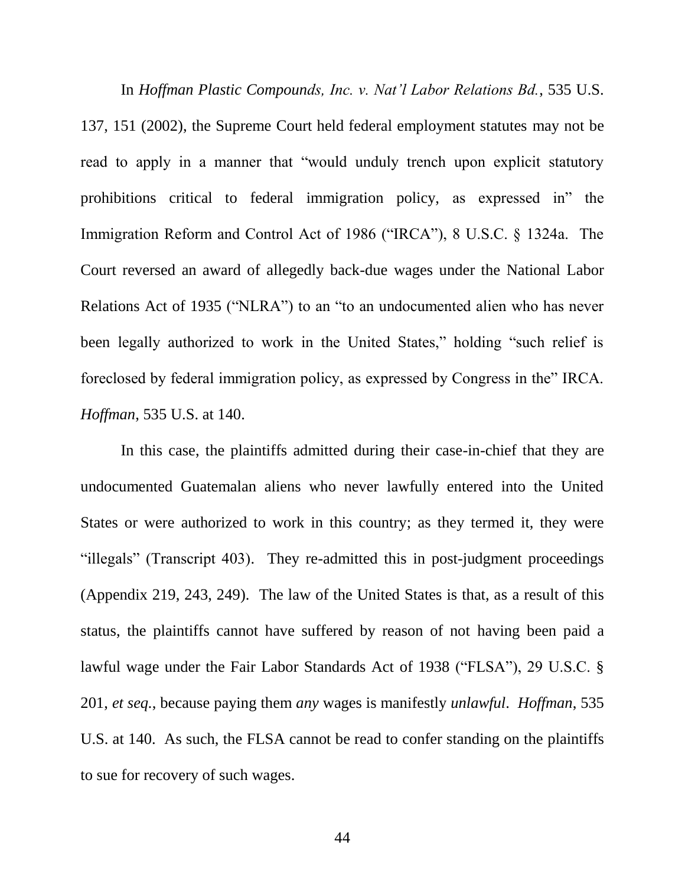In *Hoffman Plastic Compounds, Inc. v. Nat'l Labor Relations Bd.*, 535 U.S. 137, 151 (2002), the Supreme Court held federal employment statutes may not be read to apply in a manner that "would unduly trench upon explicit statutory prohibitions critical to federal immigration policy, as expressed in" the Immigration Reform and Control Act of 1986 ("IRCA"), 8 U.S.C. § 1324a. The Court reversed an award of allegedly back-due wages under the National Labor Relations Act of 1935 ("NLRA") to an "to an undocumented alien who has never been legally authorized to work in the United States," holding "such relief is foreclosed by federal immigration policy, as expressed by Congress in the" IRCA. *Hoffman*, 535 U.S. at 140.

In this case, the plaintiffs admitted during their case-in-chief that they are undocumented Guatemalan aliens who never lawfully entered into the United States or were authorized to work in this country; as they termed it, they were "illegals" (Transcript 403). They re-admitted this in post-judgment proceedings (Appendix 219, 243, 249). The law of the United States is that, as a result of this status, the plaintiffs cannot have suffered by reason of not having been paid a lawful wage under the Fair Labor Standards Act of 1938 ("FLSA"), 29 U.S.C. § 201, *et seq.*, because paying them *any* wages is manifestly *unlawful*. *Hoffman*, 535 U.S. at 140. As such, the FLSA cannot be read to confer standing on the plaintiffs to sue for recovery of such wages.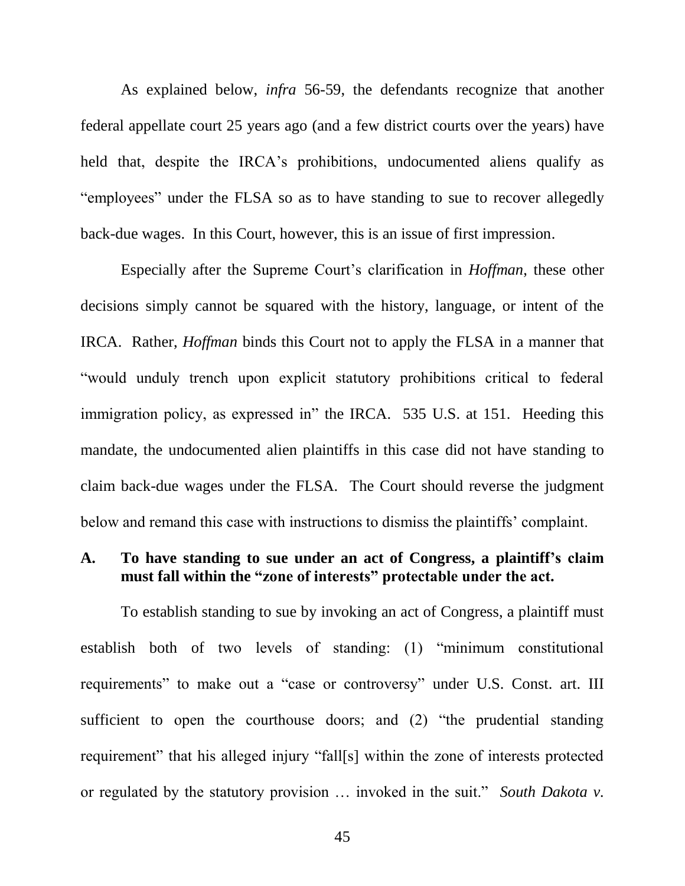As explained below, *infra* 56-59, the defendants recognize that another federal appellate court 25 years ago (and a few district courts over the years) have held that, despite the IRCA's prohibitions, undocumented aliens qualify as "employees" under the FLSA so as to have standing to sue to recover allegedly back-due wages. In this Court, however, this is an issue of first impression.

Especially after the Supreme Court's clarification in *Hoffman*, these other decisions simply cannot be squared with the history, language, or intent of the IRCA. Rather, *Hoffman* binds this Court not to apply the FLSA in a manner that "would unduly trench upon explicit statutory prohibitions critical to federal immigration policy, as expressed in" the IRCA. 535 U.S. at 151. Heeding this mandate, the undocumented alien plaintiffs in this case did not have standing to claim back-due wages under the FLSA. The Court should reverse the judgment below and remand this case with instructions to dismiss the plaintiffs' complaint.

### A. To have standing to sue under an act of Congress, a plaintiff's claim must fall within the "zone of interests" protectable under the act.

To establish standing to sue by invoking an act of Congress, a plaintiff must establish both of two levels of standing: (1) "minimum constitutional requirements" to make out a "case or controversy" under U.S. Const. art. III sufficient to open the courthouse doors; and (2) "the prudential standing requirement" that his alleged injury "fall[s] within the zone of interests protected or regulated by the statutory provision … invoked in the suit." *South Dakota v.*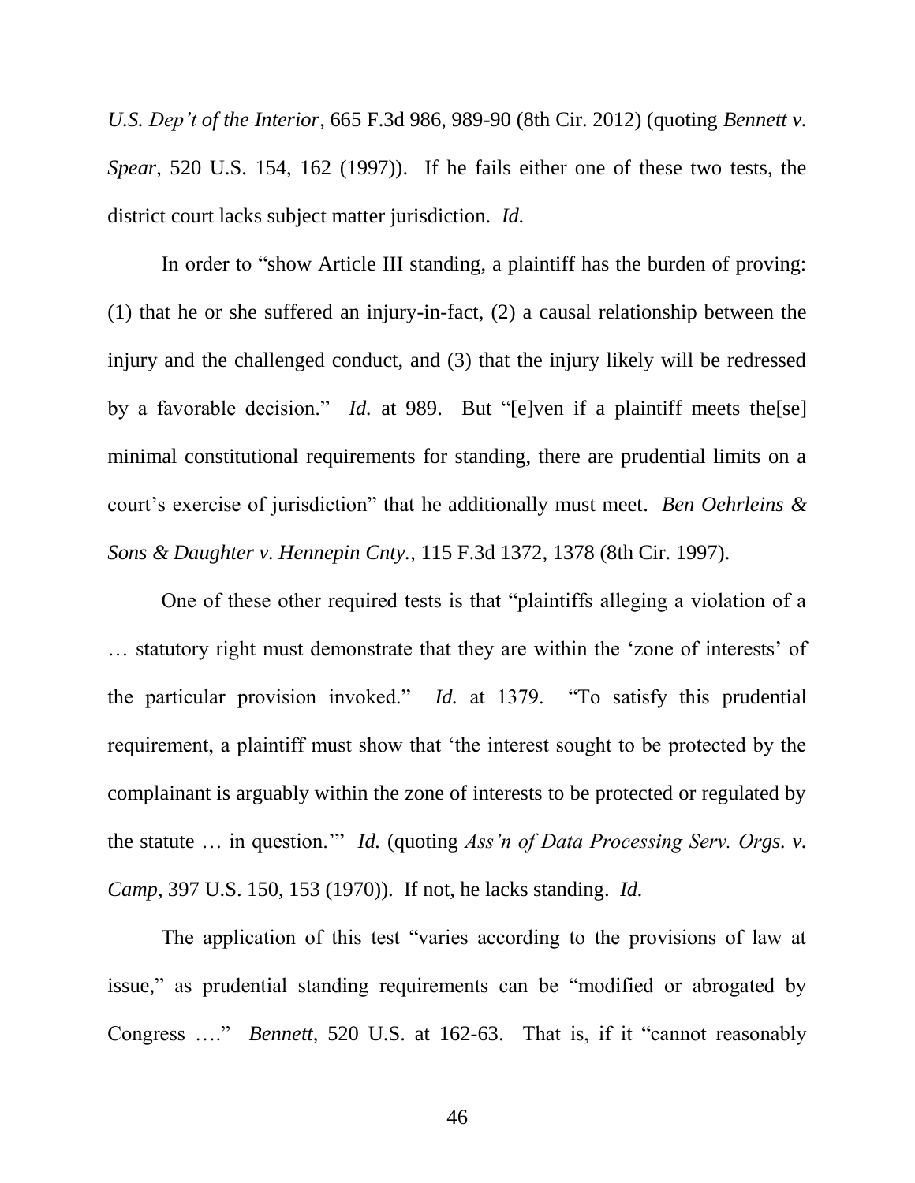*U.S. Dep't of the Interior*, 665 F.3d 986, 989-90 (8th Cir. 2012) (quoting *Bennett v. Spear*, 520 U.S. 154, 162 (1997)). If he fails either one of these two tests, the district court lacks subject matter jurisdiction. *Id.*

In order to "show Article III standing, a plaintiff has the burden of proving: (1) that he or she suffered an injury-in-fact, (2) a causal relationship between the injury and the challenged conduct, and (3) that the injury likely will be redressed by a favorable decision." *Id.* at 989. But "[e]ven if a plaintiff meets the[se] minimal constitutional requirements for standing, there are prudential limits on a court's exercise of jurisdiction" that he additionally must meet. *Ben Oehrleins & Sons & Daughter v. Hennepin Cnty.*, 115 F.3d 1372, 1378 (8th Cir. 1997).

One of these other required tests is that "plaintiffs alleging a violation of a … statutory right must demonstrate that they are within the 'zone of interests' of the particular provision invoked." *Id.* at 1379. "To satisfy this prudential requirement, a plaintiff must show that 'the interest sought to be protected by the complainant is arguably within the zone of interests to be protected or regulated by the statute … in question.'" *Id.* (quoting *Ass'n of Data Processing Serv. Orgs. v. Camp*, 397 U.S. 150, 153 (1970)). If not, he lacks standing. *Id.*

The application of this test "varies according to the provisions of law at issue," as prudential standing requirements can be "modified or abrogated by Congress …." *Bennett*, 520 U.S. at 162-63. That is, if it "cannot reasonably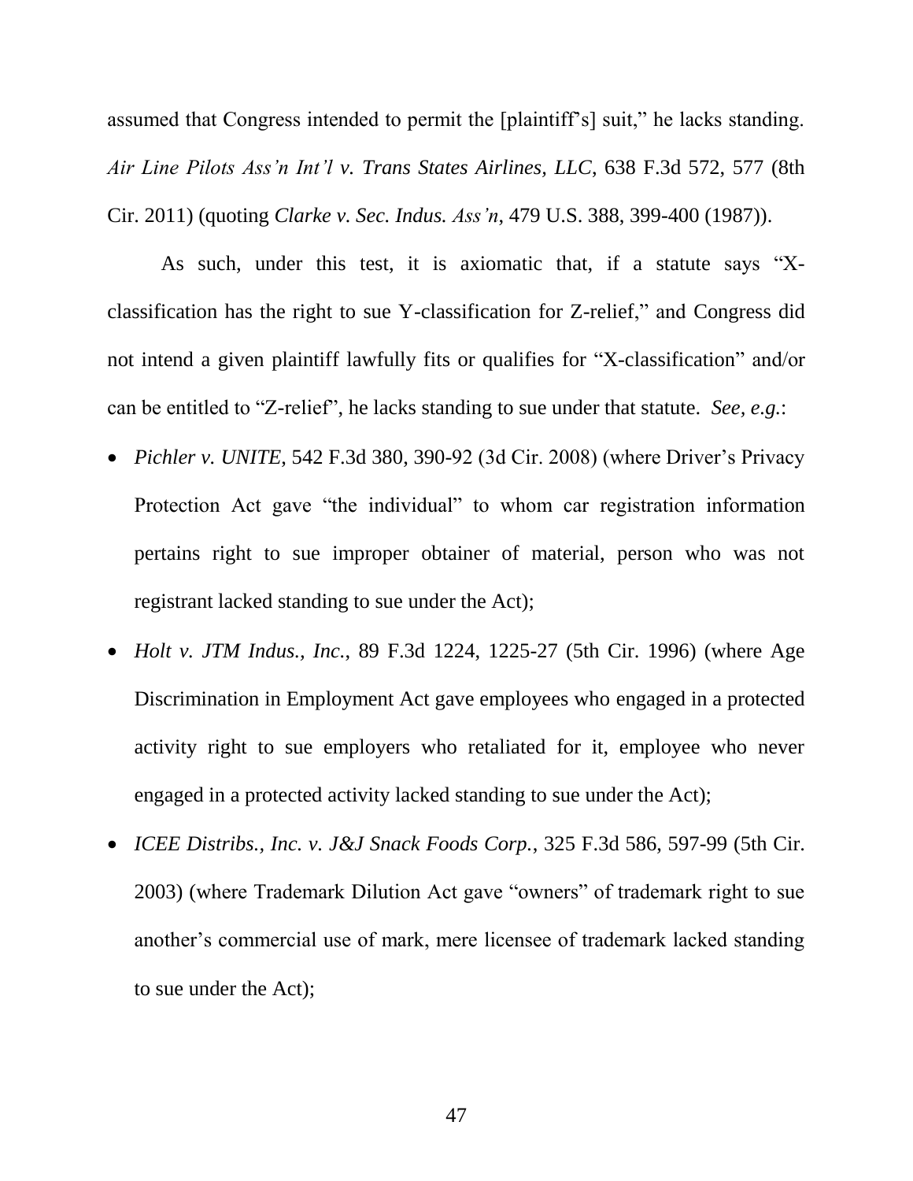assumed that Congress intended to permit the [plaintiff's] suit," he lacks standing. *Air Line Pilots Ass'n Int'l v. Trans States Airlines, LLC*, 638 F.3d 572, 577 (8th Cir. 2011) (quoting *Clarke v. Sec. Indus. Ass'n*, 479 U.S. 388, 399-400 (1987)).

As such, under this test, it is axiomatic that, if a statute says "X-classification has the right to sue Y-classification for Z-relief," and Congress did not intend a given plaintiff lawfully fits or qualifies for "X-classification" and/or can be entitled to "Z-relief", he lacks standing to sue under that statute. *See, e.g.*:

- *Pichler v. UNITE*, 542 F.3d 380, 390-92 (3d Cir. 2008) (where Driver's Privacy Protection Act gave "the individual" to whom car registration information pertains right to sue improper obtainer of material, person who was not registrant lacked standing to sue under the Act);
- *Holt v. JTM Indus., Inc.*, 89 F.3d 1224, 1225-27 (5th Cir. 1996) (where Age Discrimination in Employment Act gave employees who engaged in a protected activity right to sue employers who retaliated for it, employee who never engaged in a protected activity lacked standing to sue under the Act);
- *ICEE Distribs., Inc. v. J&J Snack Foods Corp.*, 325 F.3d 586, 597-99 (5th Cir. 2003) (where Trademark Dilution Act gave "owners" of trademark right to sue another's commercial use of mark, mere licensee of trademark lacked standing to sue under the Act);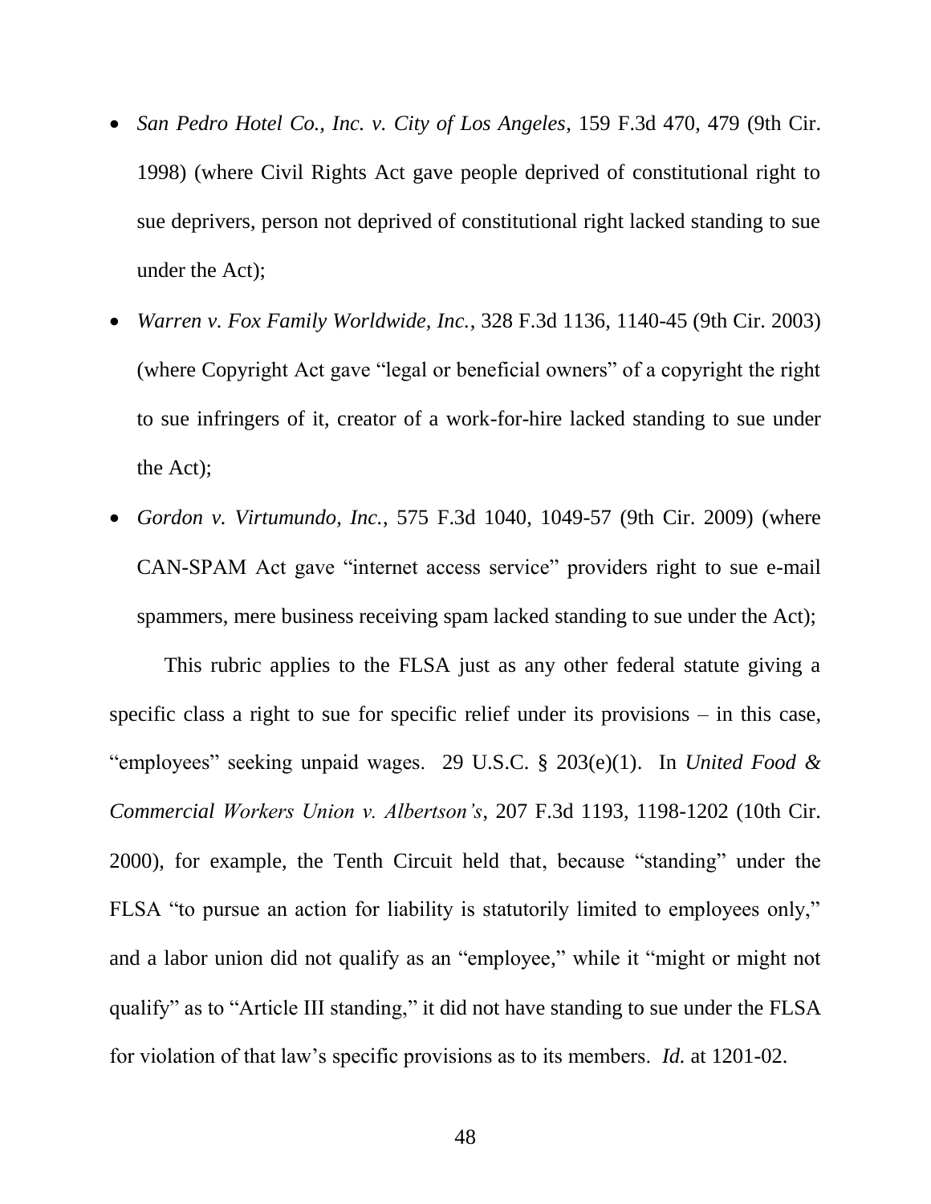- *San Pedro Hotel Co., Inc. v. City of Los Angeles*, 159 F.3d 470, 479 (9th Cir. 1998) (where Civil Rights Act gave people deprived of constitutional right to sue deprivers, person not deprived of constitutional right lacked standing to sue under the Act);
- *Warren v. Fox Family Worldwide, Inc.*, 328 F.3d 1136, 1140-45 (9th Cir. 2003) (where Copyright Act gave "legal or beneficial owners" of a copyright the right to sue infringers of it, creator of a work-for-hire lacked standing to sue under the Act);
- *Gordon v. Virtumundo, Inc.*, 575 F.3d 1040, 1049-57 (9th Cir. 2009) (where CAN-SPAM Act gave "internet access service" providers right to sue e-mail spammers, mere business receiving spam lacked standing to sue under the Act);

This rubric applies to the FLSA just as any other federal statute giving a specific class a right to sue for specific relief under its provisions – in this case, "employees" seeking unpaid wages. 29 U.S.C. § 203(e)(1). In *United Food & Commercial Workers Union v. Albertson's*, 207 F.3d 1193, 1198-1202 (10th Cir. 2000), for example, the Tenth Circuit held that, because "standing" under the FLSA "to pursue an action for liability is statutorily limited to employees only," and a labor union did not qualify as an "employee," while it "might or might not qualify" as to "Article III standing," it did not have standing to sue under the FLSA for violation of that law's specific provisions as to its members. *Id.* at 1201-02.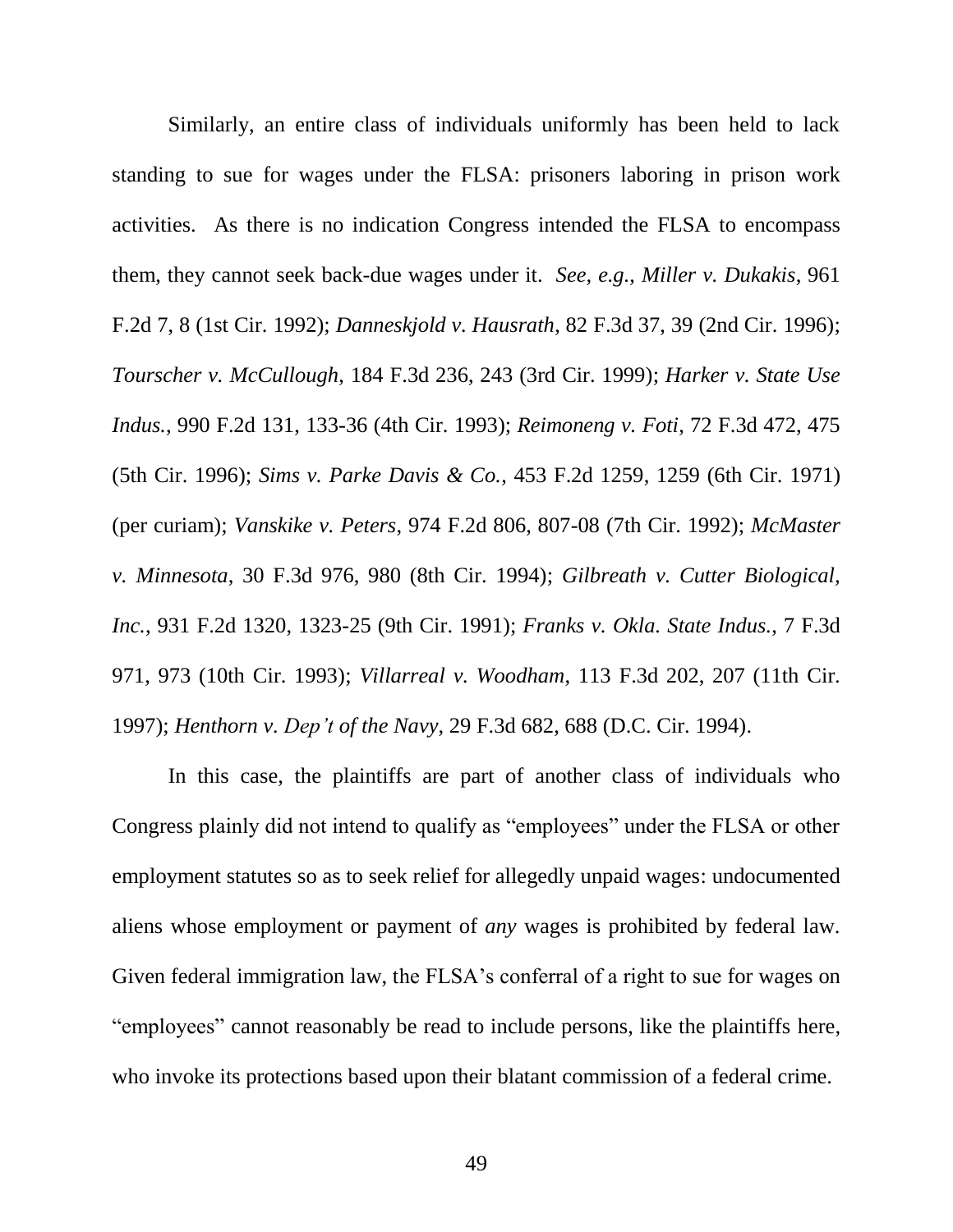Similarly, an entire class of individuals uniformly has been held to lack standing to sue for wages under the FLSA: prisoners laboring in prison work activities. As there is no indication Congress intended the FLSA to encompass them, they cannot seek back-due wages under it. *See, e.g.*, *Miller v. Dukakis*, 961 F.2d 7, 8 (1st Cir. 1992); *Danneskjold v. Hausrath*, 82 F.3d 37, 39 (2nd Cir. 1996); *Tourscher v. McCullough*, 184 F.3d 236, 243 (3rd Cir. 1999); *Harker v. State Use Indus.*, 990 F.2d 131, 133-36 (4th Cir. 1993); *Reimoneng v. Foti*, 72 F.3d 472, 475 (5th Cir. 1996); *Sims v. Parke Davis & Co.*, 453 F.2d 1259, 1259 (6th Cir. 1971) (per curiam); *Vanskike v. Peters*, 974 F.2d 806, 807-08 (7th Cir. 1992); *McMaster v. Minnesota*, 30 F.3d 976, 980 (8th Cir. 1994); *Gilbreath v. Cutter Biological, Inc.*, 931 F.2d 1320, 1323-25 (9th Cir. 1991); *Franks v. Okla. State Indus.*, 7 F.3d 971, 973 (10th Cir. 1993); *Villarreal v. Woodham*, 113 F.3d 202, 207 (11th Cir. 1997); *Henthorn v. Dep't of the Navy*, 29 F.3d 682, 688 (D.C. Cir. 1994).

In this case, the plaintiffs are part of another class of individuals who Congress plainly did not intend to qualify as "employees" under the FLSA or other employment statutes so as to seek relief for allegedly unpaid wages: undocumented aliens whose employment or payment of *any* wages is prohibited by federal law. Given federal immigration law, the FLSA's conferral of a right to sue for wages on "employees" cannot reasonably be read to include persons, like the plaintiffs here, who invoke its protections based upon their blatant commission of a federal crime.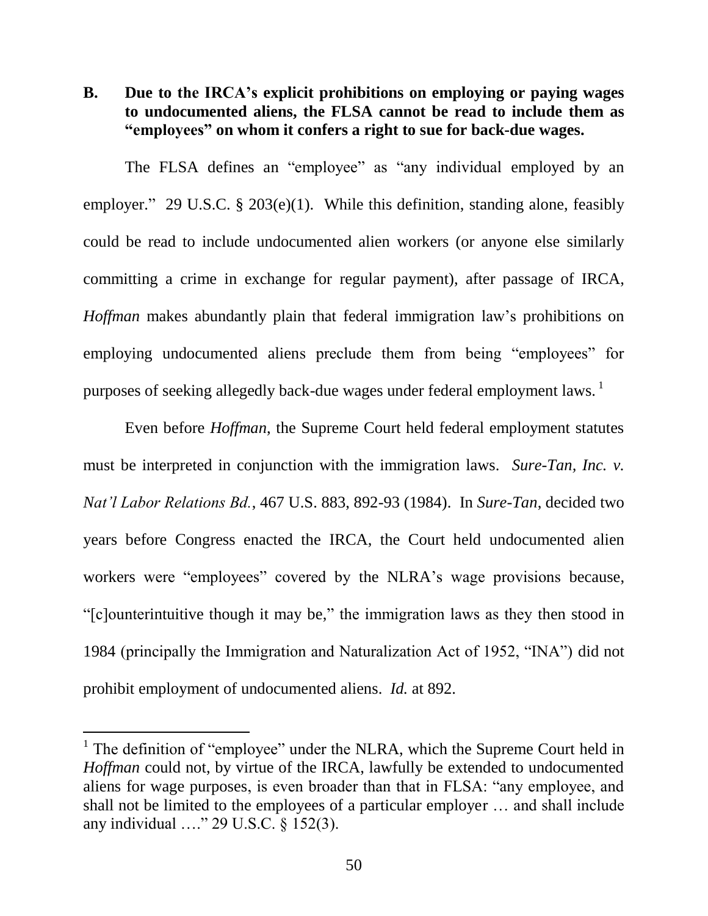**B. Due to the IRCA's explicit prohibitions on employing or paying wages to undocumented aliens, the FLSA cannot be read to include them as "employees" on whom it confers a right to sue for back-due wages.**

The FLSA defines an "employee" as "any individual employed by an employer." 29 U.S.C. § 203(e)(1). While this definition, standing alone, feasibly could be read to include undocumented alien workers (or anyone else similarly committing a crime in exchange for regular payment), after passage of IRCA, *Hoffman* makes abundantly plain that federal immigration law's prohibitions on employing undocumented aliens preclude them from being "employees" for purposes of seeking allegedly back-due wages under federal employment laws. [1]

Even before *Hoffman*, the Supreme Court held federal employment statutes must be interpreted in conjunction with the immigration laws. *Sure-Tan, Inc. v. Nat'l Labor Relations Bd.*, 467 U.S. 883, 892-93 (1984). In *Sure-Tan*, decided two years before Congress enacted the IRCA, the Court held undocumented alien workers were "employees" covered by the NLRA's wage provisions because, "[c]ounterintuitive though it may be," the immigration laws as they then stood in 1984 (principally the Immigration and Naturalization Act of 1952, "INA") did not prohibit employment of undocumented aliens. *Id.* at 892.

---

[1] The definition of "employee" under the NLRA, which the Supreme Court held in *Hoffman* could not, by virtue of the IRCA, lawfully be extended to undocumented aliens for wage purposes, is even broader than that in FLSA: "any employee, and shall not be limited to the employees of a particular employer … and shall include any individual …." 29 U.S.C. § 152(3).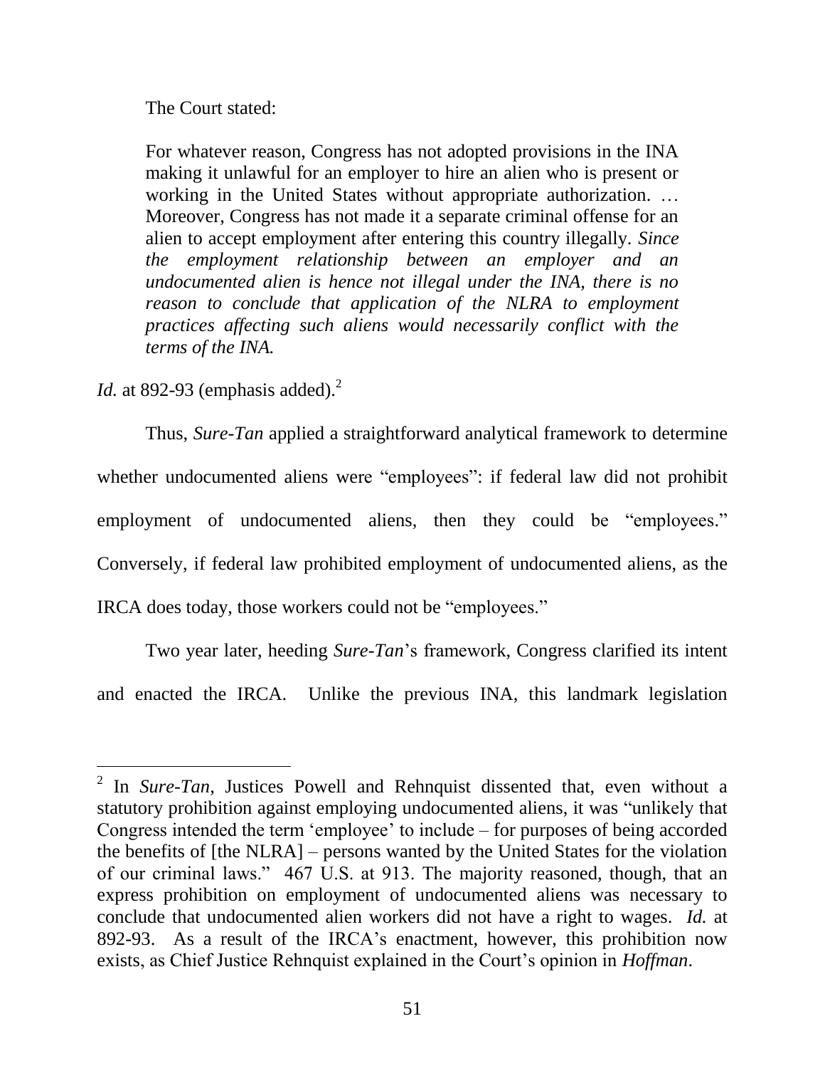The Court stated:

> For whatever reason, Congress has not adopted provisions in the INA making it unlawful for an employer to hire an alien who is present or working in the United States without appropriate authorization. … Moreover, Congress has not made it a separate criminal offense for an alien to accept employment after entering this country illegally. *Since the employment relationship between an employer and an undocumented alien is hence not illegal under the INA, there is no reason to conclude that application of the NLRA to employment practices affecting such aliens would necessarily conflict with the terms of the INA.*

*Id.* at 892-93 (emphasis added).[2]

Thus, *Sure-Tan* applied a straightforward analytical framework to determine whether undocumented aliens were "employees": if federal law did not prohibit employment of undocumented aliens, then they could be "employees." Conversely, if federal law prohibited employment of undocumented aliens, as the IRCA does today, those workers could not be "employees."

Two year later, heeding *Sure-Tan*'s framework, Congress clarified its intent and enacted the IRCA. Unlike the previous INA, this landmark legislation

---

[2] In *Sure-Tan*, Justices Powell and Rehnquist dissented that, even without a statutory prohibition against employing undocumented aliens, it was "unlikely that Congress intended the term 'employee' to include – for purposes of being accorded the benefits of [the NLRA] – persons wanted by the United States for the violation of our criminal laws." 467 U.S. at 913. The majority reasoned, though, that an express prohibition on employment of undocumented aliens was necessary to conclude that undocumented alien workers did not have a right to wages. *Id.* at 892-93. As a result of the IRCA's enactment, however, this prohibition now exists, as Chief Justice Rehnquist explained in the Court's opinion in *Hoffman*.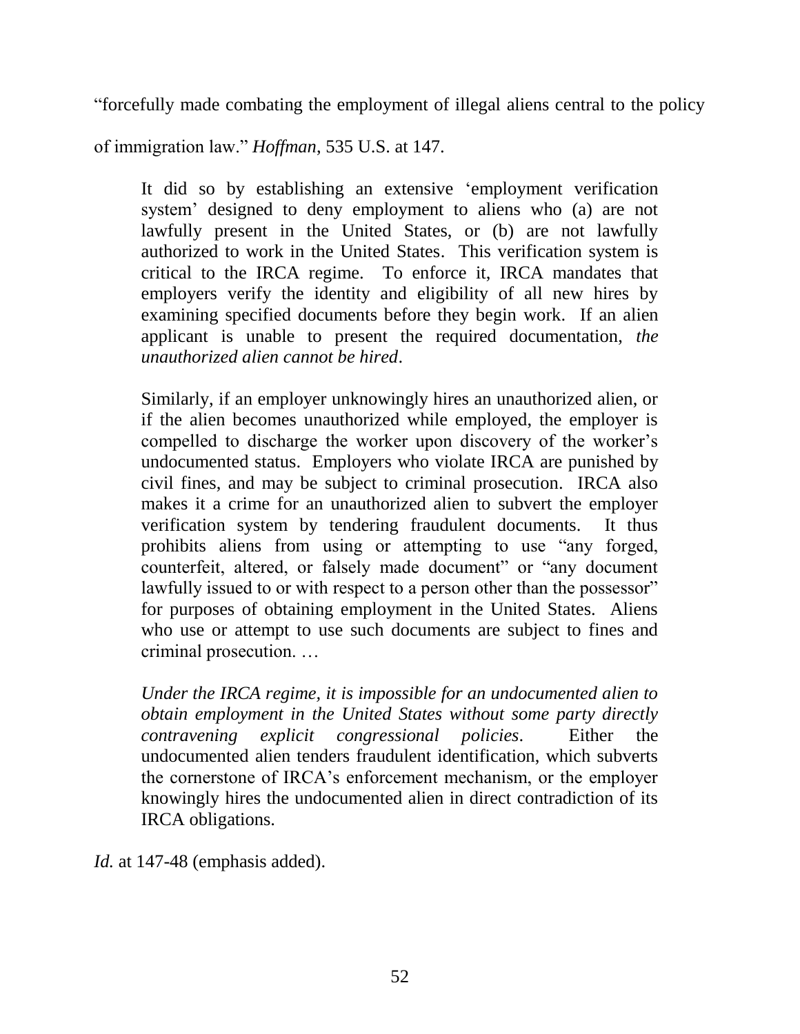"forcefully made combating the employment of illegal aliens central to the policy of immigration law." *Hoffman*, 535 U.S. at 147.

> It did so by establishing an extensive 'employment verification system' designed to deny employment to aliens who (a) are not lawfully present in the United States, or (b) are not lawfully authorized to work in the United States. This verification system is critical to the IRCA regime. To enforce it, IRCA mandates that employers verify the identity and eligibility of all new hires by examining specified documents before they begin work. If an alien applicant is unable to present the required documentation, *the unauthorized alien cannot be hired*.
>
> Similarly, if an employer unknowingly hires an unauthorized alien, or if the alien becomes unauthorized while employed, the employer is compelled to discharge the worker upon discovery of the worker's undocumented status. Employers who violate IRCA are punished by civil fines, and may be subject to criminal prosecution. IRCA also makes it a crime for an unauthorized alien to subvert the employer verification system by tendering fraudulent documents. It thus prohibits aliens from using or attempting to use "any forged, counterfeit, altered, or falsely made document" or "any document lawfully issued to or with respect to a person other than the possessor" for purposes of obtaining employment in the United States. Aliens who use or attempt to use such documents are subject to fines and criminal prosecution. …
>
> *Under the IRCA regime, it is impossible for an undocumented alien to obtain employment in the United States without some party directly contravening explicit congressional policies*. Either the undocumented alien tenders fraudulent identification, which subverts the cornerstone of IRCA's enforcement mechanism, or the employer knowingly hires the undocumented alien in direct contradiction of its IRCA obligations.

*Id.* at 147-48 (emphasis added).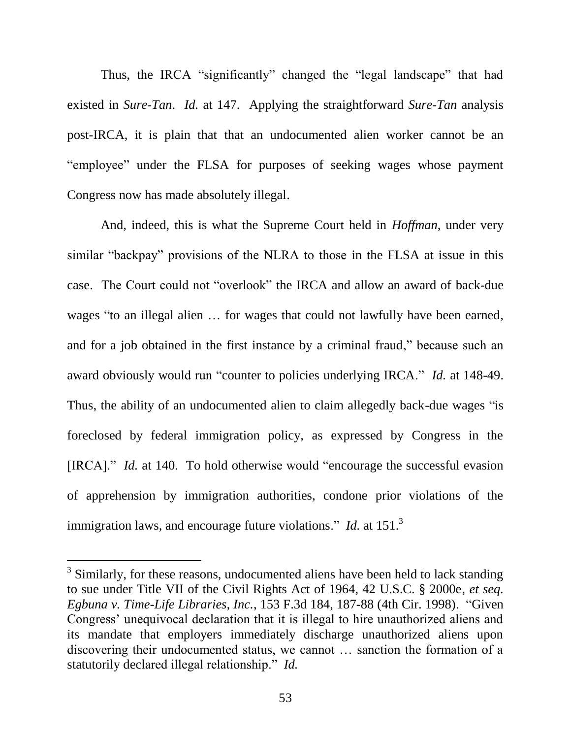Thus, the IRCA "significantly" changed the "legal landscape" that had existed in *Sure-Tan*. *Id.* at 147. Applying the straightforward *Sure-Tan* analysis post-IRCA, it is plain that that an undocumented alien worker cannot be an "employee" under the FLSA for purposes of seeking wages whose payment Congress now has made absolutely illegal.

And, indeed, this is what the Supreme Court held in *Hoffman*, under very similar "backpay" provisions of the NLRA to those in the FLSA at issue in this case. The Court could not "overlook" the IRCA and allow an award of back-due wages "to an illegal alien … for wages that could not lawfully have been earned, and for a job obtained in the first instance by a criminal fraud," because such an award obviously would run "counter to policies underlying IRCA." *Id.* at 148-49. Thus, the ability of an undocumented alien to claim allegedly back-due wages "is foreclosed by federal immigration policy, as expressed by Congress in the [IRCA]." *Id.* at 140. To hold otherwise would "encourage the successful evasion of apprehension by immigration authorities, condone prior violations of the immigration laws, and encourage future violations." *Id.* at 151.[3]

---

[3] Similarly, for these reasons, undocumented aliens have been held to lack standing to sue under Title VII of the Civil Rights Act of 1964, 42 U.S.C. § 2000e, *et seq.* *Egbuna v. Time-Life Libraries, Inc.*, 153 F.3d 184, 187-88 (4th Cir. 1998). "Given Congress' unequivocal declaration that it is illegal to hire unauthorized aliens and its mandate that employers immediately discharge unauthorized aliens upon discovering their undocumented status, we cannot … sanction the formation of a statutorily declared illegal relationship." *Id.*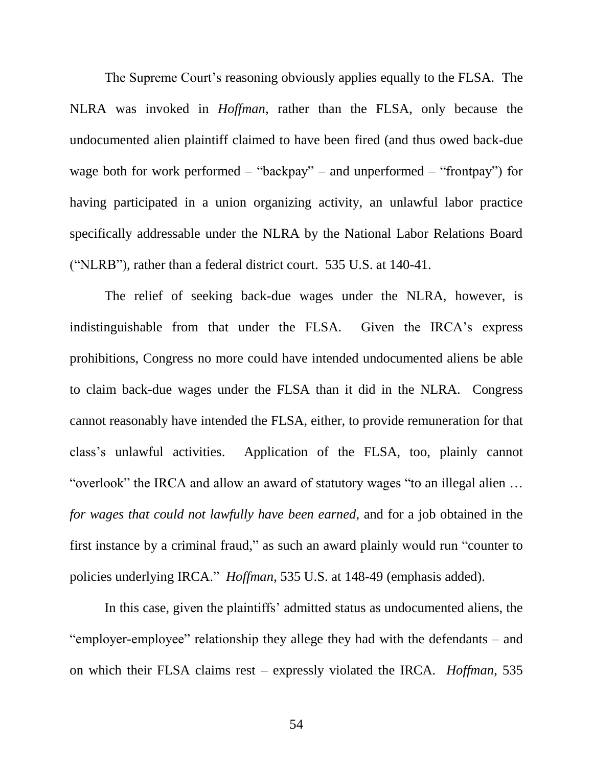The Supreme Court's reasoning obviously applies equally to the FLSA. The NLRA was invoked in *Hoffman*, rather than the FLSA, only because the undocumented alien plaintiff claimed to have been fired (and thus owed back-due wage both for work performed – "backpay" – and unperformed – "frontpay") for having participated in a union organizing activity, an unlawful labor practice specifically addressable under the NLRA by the National Labor Relations Board ("NLRB"), rather than a federal district court. 535 U.S. at 140-41.

The relief of seeking back-due wages under the NLRA, however, is indistinguishable from that under the FLSA. Given the IRCA's express prohibitions, Congress no more could have intended undocumented aliens be able to claim back-due wages under the FLSA than it did in the NLRA. Congress cannot reasonably have intended the FLSA, either, to provide remuneration for that class's unlawful activities. Application of the FLSA, too, plainly cannot "overlook" the IRCA and allow an award of statutory wages "to an illegal alien … *for wages that could not lawfully have been earned*, and for a job obtained in the first instance by a criminal fraud," as such an award plainly would run "counter to policies underlying IRCA." *Hoffman*, 535 U.S. at 148-49 (emphasis added).

In this case, given the plaintiffs' admitted status as undocumented aliens, the "employer-employee" relationship they allege they had with the defendants – and on which their FLSA claims rest – expressly violated the IRCA. *Hoffman*, 535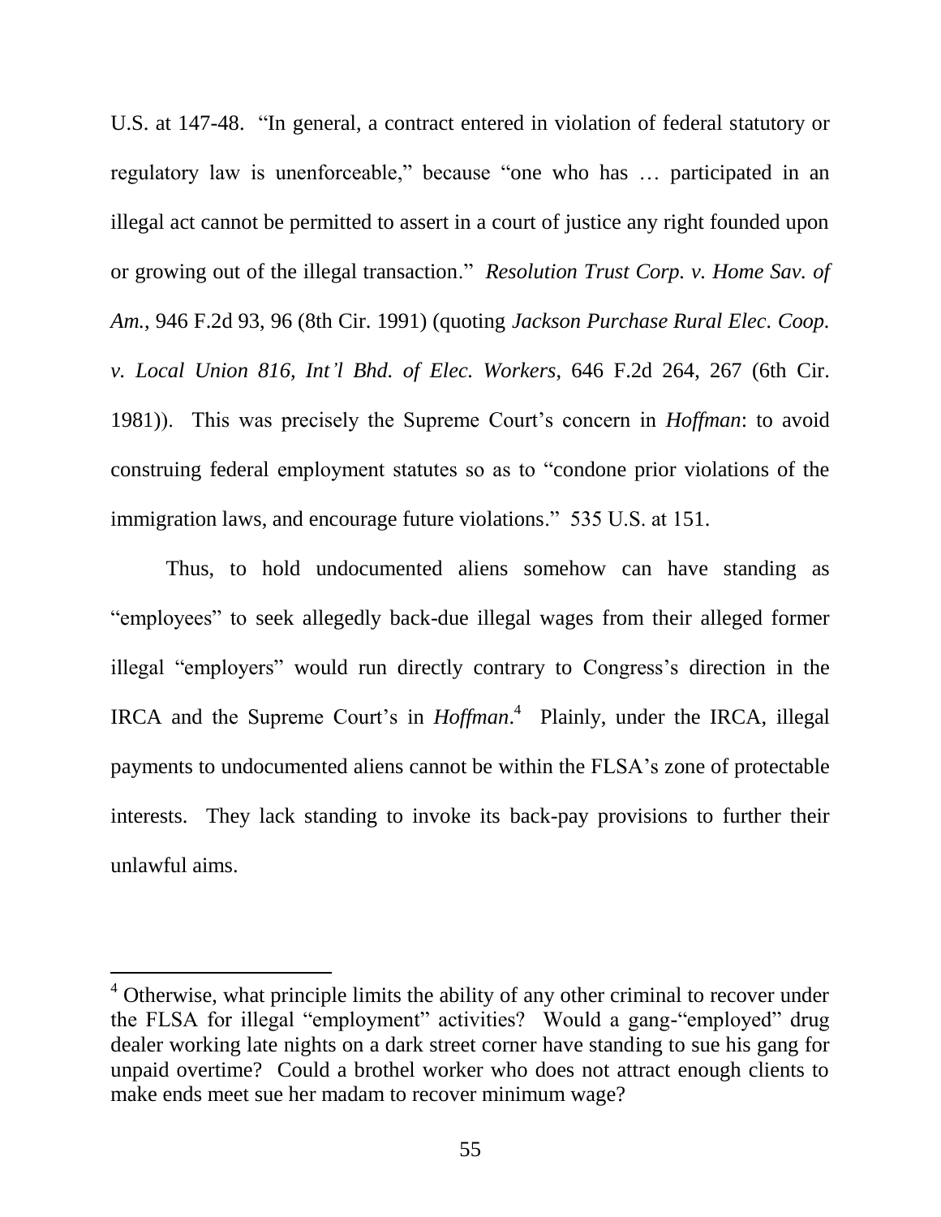U.S. at 147-48. "In general, a contract entered in violation of federal statutory or regulatory law is unenforceable," because "one who has … participated in an illegal act cannot be permitted to assert in a court of justice any right founded upon or growing out of the illegal transaction." *Resolution Trust Corp. v. Home Sav. of Am.*, 946 F.2d 93, 96 (8th Cir. 1991) (quoting *Jackson Purchase Rural Elec. Coop. v. Local Union 816, Int'l Bhd. of Elec. Workers*, 646 F.2d 264, 267 (6th Cir. 1981)). This was precisely the Supreme Court's concern in *Hoffman*: to avoid construing federal employment statutes so as to "condone prior violations of the immigration laws, and encourage future violations." 535 U.S. at 151.

Thus, to hold undocumented aliens somehow can have standing as "employees" to seek allegedly back-due illegal wages from their alleged former illegal "employers" would run directly contrary to Congress's direction in the IRCA and the Supreme Court's in *Hoffman*.[4] Plainly, under the IRCA, illegal payments to undocumented aliens cannot be within the FLSA's zone of protectable interests. They lack standing to invoke its back-pay provisions to further their unlawful aims.

---

[4] Otherwise, what principle limits the ability of any other criminal to recover under the FLSA for illegal "employment" activities? Would a gang-"employed" drug dealer working late nights on a dark street corner have standing to sue his gang for unpaid overtime? Could a brothel worker who does not attract enough clients to make ends meet sue her madam to recover minimum wage?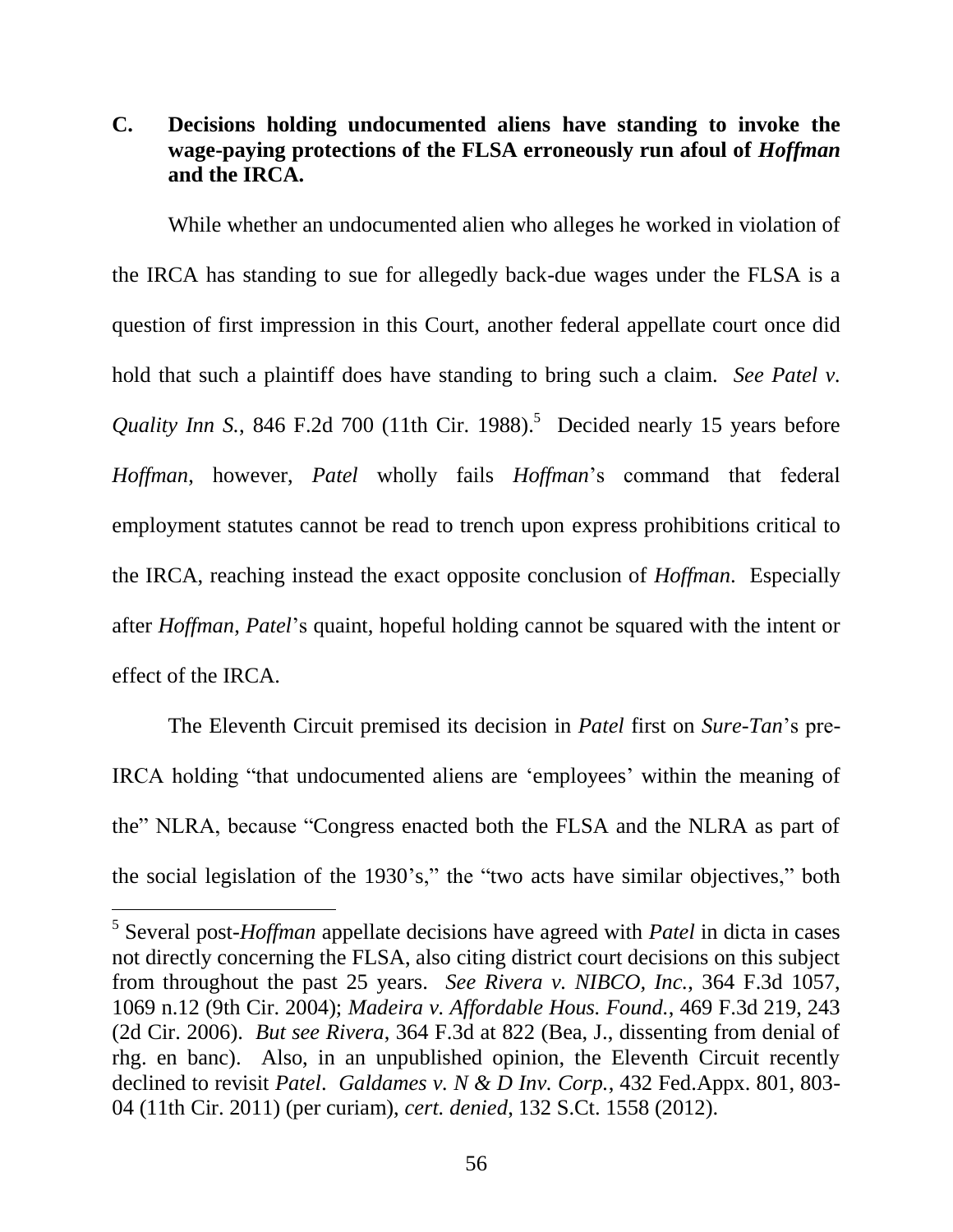### C. Decisions holding undocumented aliens have standing to invoke the wage-paying protections of the FLSA erroneously run afoul of *Hoffman* and the IRCA.

While whether an undocumented alien who alleges he worked in violation of the IRCA has standing to sue for allegedly back-due wages under the FLSA is a question of first impression in this Court, another federal appellate court once did hold that such a plaintiff does have standing to bring such a claim. *See Patel v. Quality Inn S.*, 846 F.2d 700 (11th Cir. 1988).[5] Decided nearly 15 years before *Hoffman*, however, *Patel* wholly fails *Hoffman*'s command that federal employment statutes cannot be read to trench upon express prohibitions critical to the IRCA, reaching instead the exact opposite conclusion of *Hoffman*. Especially after *Hoffman*, *Patel*'s quaint, hopeful holding cannot be squared with the intent or effect of the IRCA.

The Eleventh Circuit premised its decision in *Patel* first on *Sure-Tan*'s pre-IRCA holding "that undocumented aliens are 'employees' within the meaning of the" NLRA, because "Congress enacted both the FLSA and the NLRA as part of the social legislation of the 1930's," the "two acts have similar objectives," both

---

[5] Several post-*Hoffman* appellate decisions have agreed with *Patel* in dicta in cases not directly concerning the FLSA, also citing district court decisions on this subject from throughout the past 25 years. *See Rivera v. NIBCO, Inc.*, 364 F.3d 1057, 1069 n.12 (9th Cir. 2004); *Madeira v. Affordable Hous. Found.*, 469 F.3d 219, 243 (2d Cir. 2006). *But see Rivera*, 364 F.3d at 822 (Bea, J., dissenting from denial of rhg. en banc). Also, in an unpublished opinion, the Eleventh Circuit recently declined to revisit *Patel*. *Galdames v. N & D Inv. Corp.*, 432 Fed.Appx. 801, 803-04 (11th Cir. 2011) (per curiam), *cert. denied*, 132 S.Ct. 1558 (2012).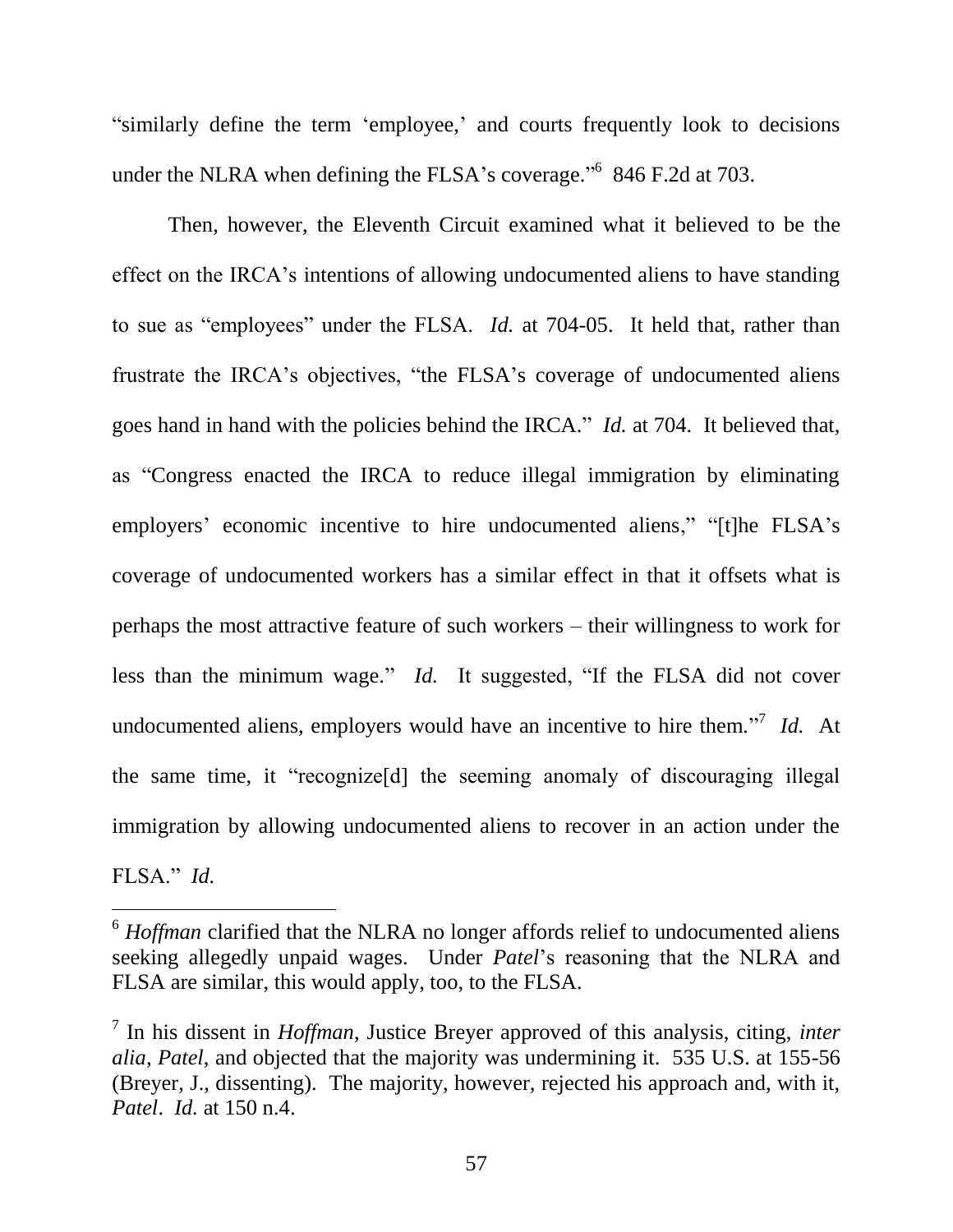"similarly define the term 'employee,' and courts frequently look to decisions under the NLRA when defining the FLSA's coverage."[6] 846 F.2d at 703.

Then, however, the Eleventh Circuit examined what it believed to be the effect on the IRCA's intentions of allowing undocumented aliens to have standing to sue as "employees" under the FLSA. *Id.* at 704-05. It held that, rather than frustrate the IRCA's objectives, "the FLSA's coverage of undocumented aliens goes hand in hand with the policies behind the IRCA." *Id.* at 704. It believed that, as "Congress enacted the IRCA to reduce illegal immigration by eliminating employers' economic incentive to hire undocumented aliens," "[t]he FLSA's coverage of undocumented workers has a similar effect in that it offsets what is perhaps the most attractive feature of such workers – their willingness to work for less than the minimum wage." *Id.* It suggested, "If the FLSA did not cover undocumented aliens, employers would have an incentive to hire them."[7] *Id.* At the same time, it "recognize[d] the seeming anomaly of discouraging illegal immigration by allowing undocumented aliens to recover in an action under the FLSA." *Id.*

---

[6] *Hoffman* clarified that the NLRA no longer affords relief to undocumented aliens seeking allegedly unpaid wages. Under *Patel*'s reasoning that the NLRA and FLSA are similar, this would apply, too, to the FLSA.

[7] In his dissent in *Hoffman*, Justice Breyer approved of this analysis, citing, *inter alia*, *Patel*, and objected that the majority was undermining it. 535 U.S. at 155-56 (Breyer, J., dissenting). The majority, however, rejected his approach and, with it, *Patel*. *Id.* at 150 n.4.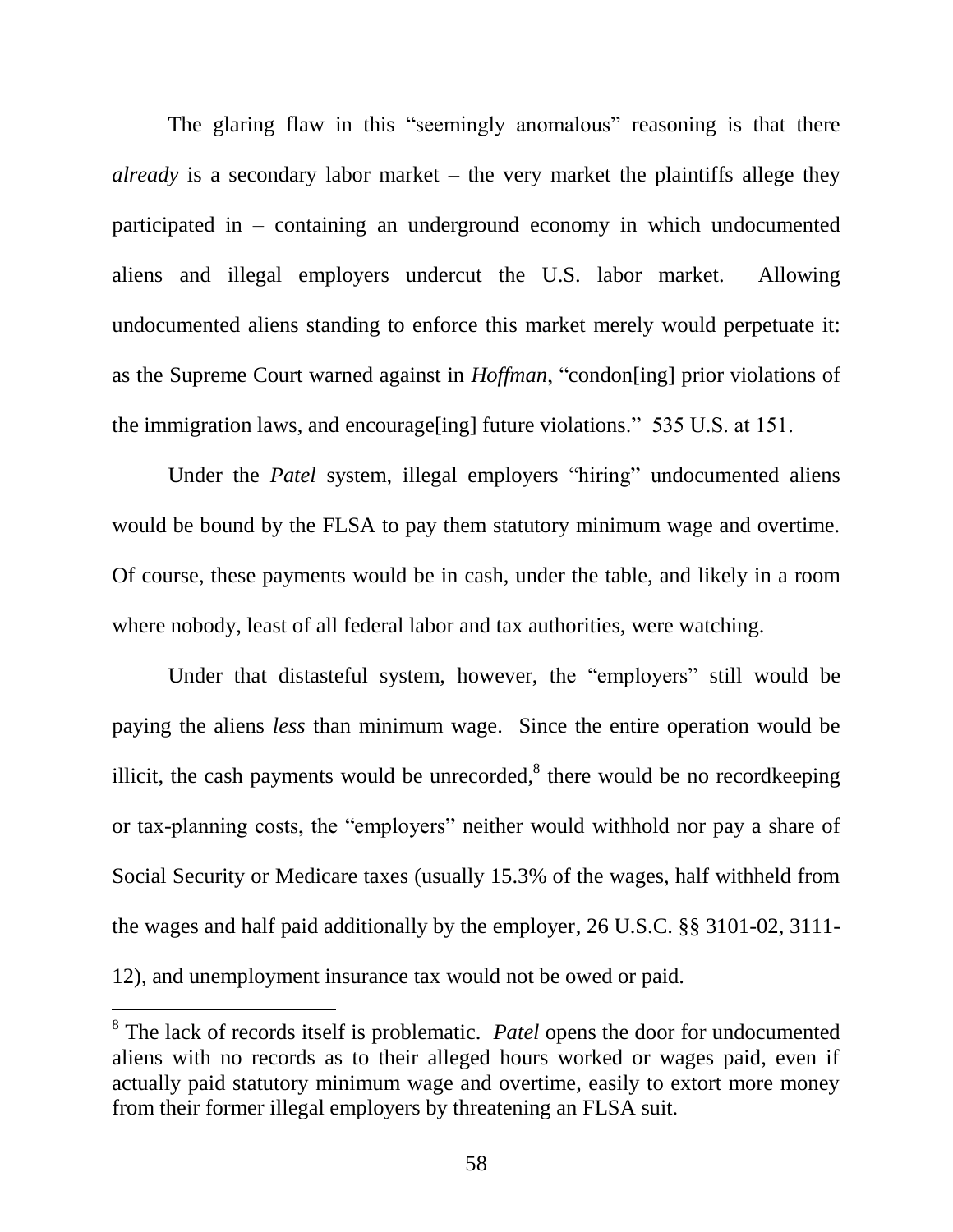The glaring flaw in this "seemingly anomalous" reasoning is that there *already* is a secondary labor market – the very market the plaintiffs allege they participated in – containing an underground economy in which undocumented aliens and illegal employers undercut the U.S. labor market. Allowing undocumented aliens standing to enforce this market merely would perpetuate it: as the Supreme Court warned against in *Hoffman*, "condon[ing] prior violations of the immigration laws, and encourage[ing] future violations." 535 U.S. at 151.

Under the *Patel* system, illegal employers "hiring" undocumented aliens would be bound by the FLSA to pay them statutory minimum wage and overtime. Of course, these payments would be in cash, under the table, and likely in a room where nobody, least of all federal labor and tax authorities, were watching.

Under that distasteful system, however, the "employers" still would be paying the aliens *less* than minimum wage. Since the entire operation would be illicit, the cash payments would be unrecorded,[8] there would be no recordkeeping or tax-planning costs, the "employers" neither would withhold nor pay a share of Social Security or Medicare taxes (usually 15.3% of the wages, half withheld from the wages and half paid additionally by the employer, 26 U.S.C. §§ 3101-02, 3111-12), and unemployment insurance tax would not be owed or paid.

---

[8] The lack of records itself is problematic. *Patel* opens the door for undocumented aliens with no records as to their alleged hours worked or wages paid, even if actually paid statutory minimum wage and overtime, easily to extort more money from their former illegal employers by threatening an FLSA suit.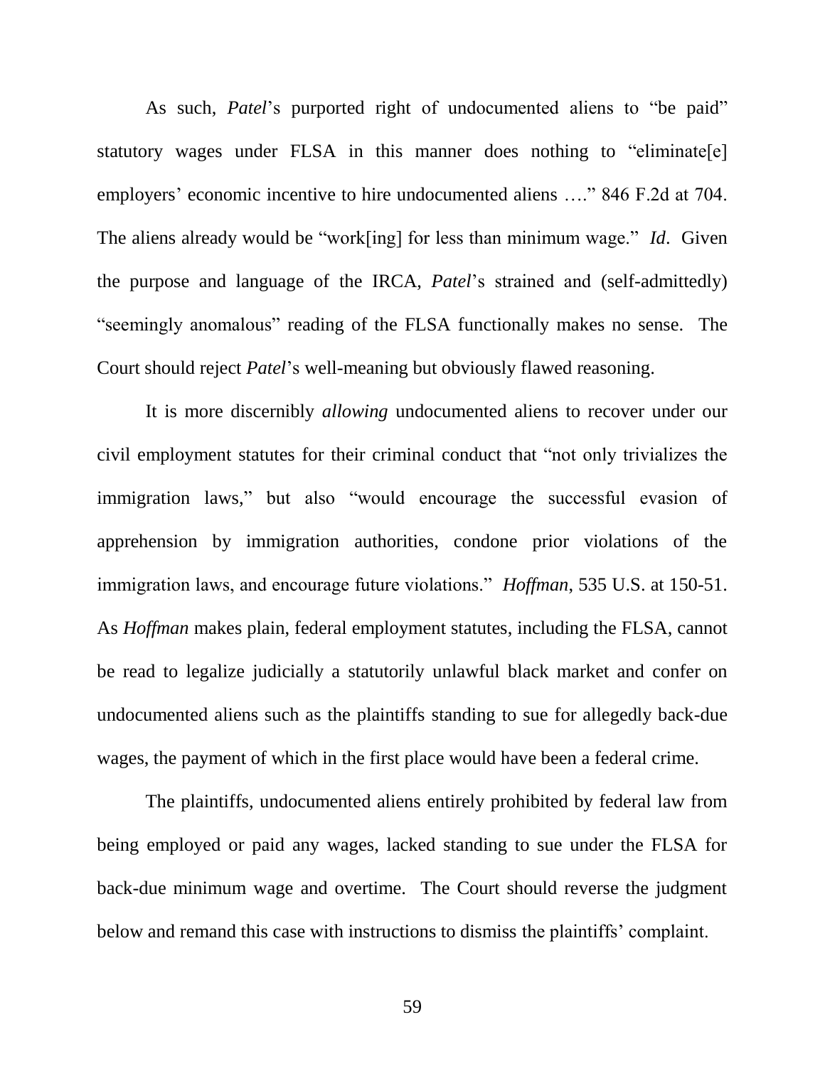As such, *Patel*'s purported right of undocumented aliens to "be paid" statutory wages under FLSA in this manner does nothing to "eliminate[e] employers' economic incentive to hire undocumented aliens …." 846 F.2d at 704. The aliens already would be "work[ing] for less than minimum wage." *Id*. Given the purpose and language of the IRCA, *Patel*'s strained and (self-admittedly) "seemingly anomalous" reading of the FLSA functionally makes no sense. The Court should reject *Patel*'s well-meaning but obviously flawed reasoning.

It is more discernibly *allowing* undocumented aliens to recover under our civil employment statutes for their criminal conduct that "not only trivializes the immigration laws," but also "would encourage the successful evasion of apprehension by immigration authorities, condone prior violations of the immigration laws, and encourage future violations." *Hoffman*, 535 U.S. at 150-51. As *Hoffman* makes plain, federal employment statutes, including the FLSA, cannot be read to legalize judicially a statutorily unlawful black market and confer on undocumented aliens such as the plaintiffs standing to sue for allegedly back-due wages, the payment of which in the first place would have been a federal crime.

The plaintiffs, undocumented aliens entirely prohibited by federal law from being employed or paid any wages, lacked standing to sue under the FLSA for back-due minimum wage and overtime. The Court should reverse the judgment below and remand this case with instructions to dismiss the plaintiffs' complaint.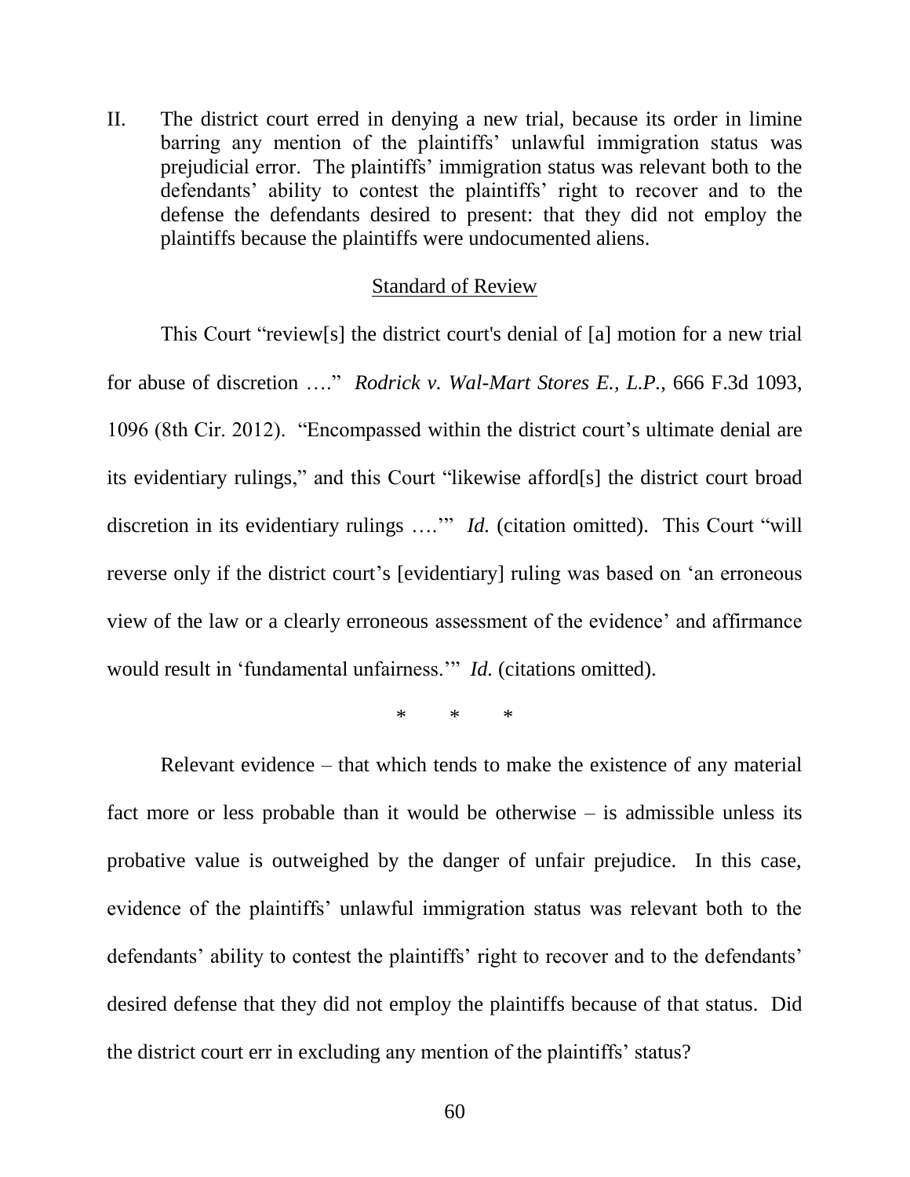II. The district court erred in denying a new trial, because its order in limine barring any mention of the plaintiffs' unlawful immigration status was prejudicial error. The plaintiffs' immigration status was relevant both to the defendants' ability to contest the plaintiffs' right to recover and to the defense the defendants desired to present: that they did not employ the plaintiffs because the plaintiffs were undocumented aliens.

Standard of Review

This Court "review[s] the district court's denial of [a] motion for a new trial for abuse of discretion …." *Rodrick v. Wal-Mart Stores E., L.P.*, 666 F.3d 1093, 1096 (8th Cir. 2012). "Encompassed within the district court's ultimate denial are its evidentiary rulings," and this Court "likewise afford[s] the district court broad discretion in its evidentiary rulings ….'" *Id.* (citation omitted). This Court "will reverse only if the district court's [evidentiary] ruling was based on 'an erroneous view of the law or a clearly erroneous assessment of the evidence' and affirmance would result in 'fundamental unfairness.'" *Id.* (citations omitted).

\* \* \*

Relevant evidence – that which tends to make the existence of any material fact more or less probable than it would be otherwise – is admissible unless its probative value is outweighed by the danger of unfair prejudice. In this case, evidence of the plaintiffs' unlawful immigration status was relevant both to the defendants' ability to contest the plaintiffs' right to recover and to the defendants' desired defense that they did not employ the plaintiffs because of that status. Did the district court err in excluding any mention of the plaintiffs' status?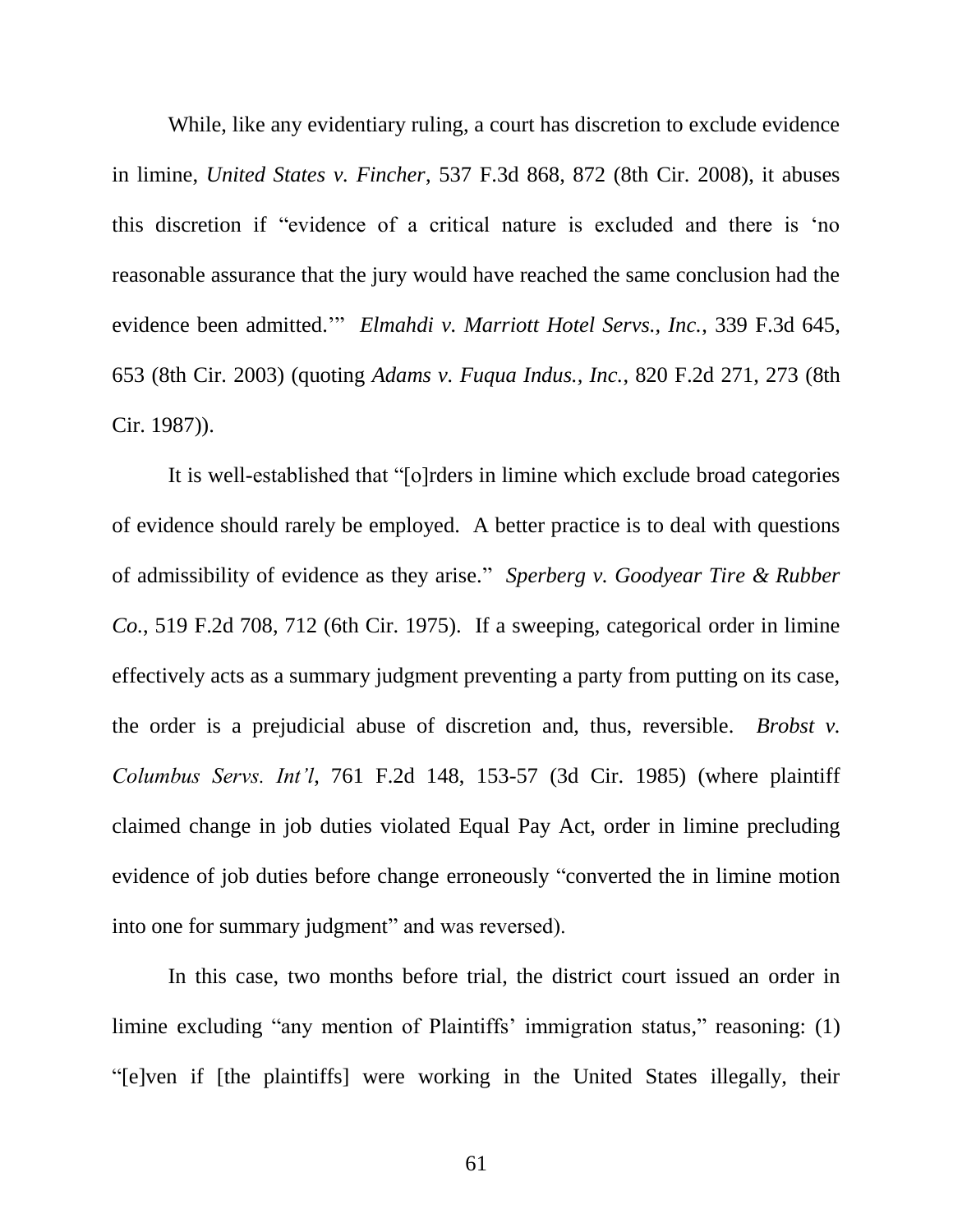While, like any evidentiary ruling, a court has discretion to exclude evidence in limine, *United States v. Fincher*, 537 F.3d 868, 872 (8th Cir. 2008), it abuses this discretion if "evidence of a critical nature is excluded and there is 'no reasonable assurance that the jury would have reached the same conclusion had the evidence been admitted.'" *Elmahdi v. Marriott Hotel Servs., Inc.*, 339 F.3d 645, 653 (8th Cir. 2003) (quoting *Adams v. Fuqua Indus., Inc.*, 820 F.2d 271, 273 (8th Cir. 1987)).

It is well-established that "[o]rders in limine which exclude broad categories of evidence should rarely be employed. A better practice is to deal with questions of admissibility of evidence as they arise." *Sperberg v. Goodyear Tire & Rubber Co.*, 519 F.2d 708, 712 (6th Cir. 1975). If a sweeping, categorical order in limine effectively acts as a summary judgment preventing a party from putting on its case, the order is a prejudicial abuse of discretion and, thus, reversible. *Brobst v. Columbus Servs. Int'l*, 761 F.2d 148, 153-57 (3d Cir. 1985) (where plaintiff claimed change in job duties violated Equal Pay Act, order in limine precluding evidence of job duties before change erroneously "converted the in limine motion into one for summary judgment" and was reversed).

In this case, two months before trial, the district court issued an order in limine excluding "any mention of Plaintiffs' immigration status," reasoning: (1) "[e]ven if [the plaintiffs] were working in the United States illegally, their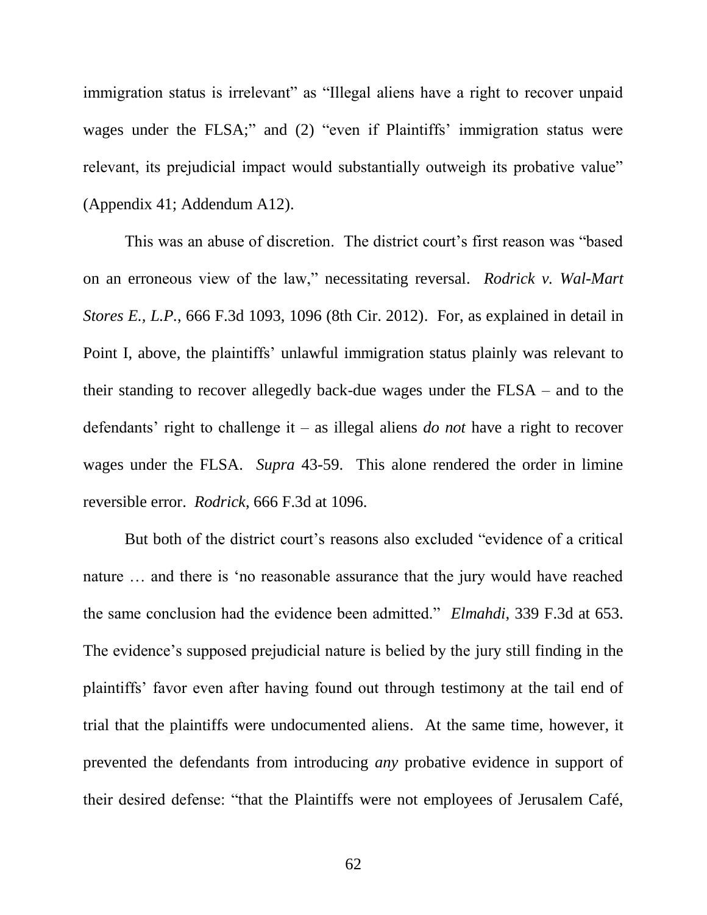immigration status is irrelevant" as "Illegal aliens have a right to recover unpaid wages under the FLSA;" and (2) "even if Plaintiffs' immigration status were relevant, its prejudicial impact would substantially outweigh its probative value" (Appendix 41; Addendum A12).

This was an abuse of discretion. The district court's first reason was "based on an erroneous view of the law," necessitating reversal. *Rodrick v. Wal-Mart Stores E., L.P.*, 666 F.3d 1093, 1096 (8th Cir. 2012). For, as explained in detail in Point I, above, the plaintiffs' unlawful immigration status plainly was relevant to their standing to recover allegedly back-due wages under the FLSA – and to the defendants' right to challenge it – as illegal aliens *do not* have a right to recover wages under the FLSA. *Supra* 43-59. This alone rendered the order in limine reversible error. *Rodrick*, 666 F.3d at 1096.

But both of the district court's reasons also excluded "evidence of a critical nature … and there is 'no reasonable assurance that the jury would have reached the same conclusion had the evidence been admitted." *Elmahdi*, 339 F.3d at 653. The evidence's supposed prejudicial nature is belied by the jury still finding in the plaintiffs' favor even after having found out through testimony at the tail end of trial that the plaintiffs were undocumented aliens. At the same time, however, it prevented the defendants from introducing *any* probative evidence in support of their desired defense: "that the Plaintiffs were not employees of Jerusalem Café,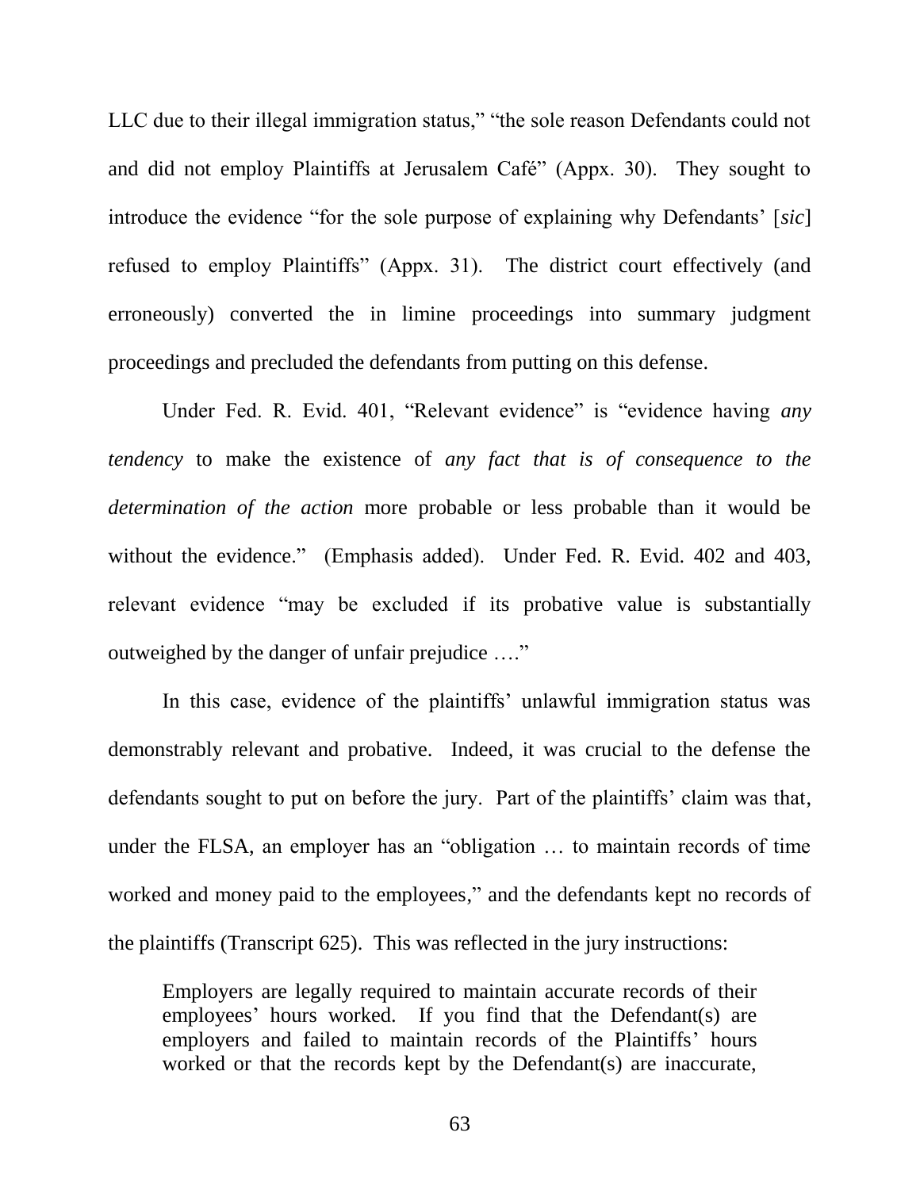LLC due to their illegal immigration status," "the sole reason Defendants could not and did not employ Plaintiffs at Jerusalem Café" (Appx. 30). They sought to introduce the evidence "for the sole purpose of explaining why Defendants' [*sic*] refused to employ Plaintiffs" (Appx. 31). The district court effectively (and erroneously) converted the in limine proceedings into summary judgment proceedings and precluded the defendants from putting on this defense.

Under Fed. R. Evid. 401, "Relevant evidence" is "evidence having *any tendency* to make the existence of *any fact that is of consequence to the determination of the action* more probable or less probable than it would be without the evidence." (Emphasis added). Under Fed. R. Evid. 402 and 403, relevant evidence "may be excluded if its probative value is substantially outweighed by the danger of unfair prejudice …."

In this case, evidence of the plaintiffs' unlawful immigration status was demonstrably relevant and probative. Indeed, it was crucial to the defense the defendants sought to put on before the jury. Part of the plaintiffs' claim was that, under the FLSA, an employer has an "obligation … to maintain records of time worked and money paid to the employees," and the defendants kept no records of the plaintiffs (Transcript 625). This was reflected in the jury instructions:

> Employers are legally required to maintain accurate records of their employees' hours worked. If you find that the Defendant(s) are employers and failed to maintain records of the Plaintiffs' hours worked or that the records kept by the Defendant(s) are inaccurate,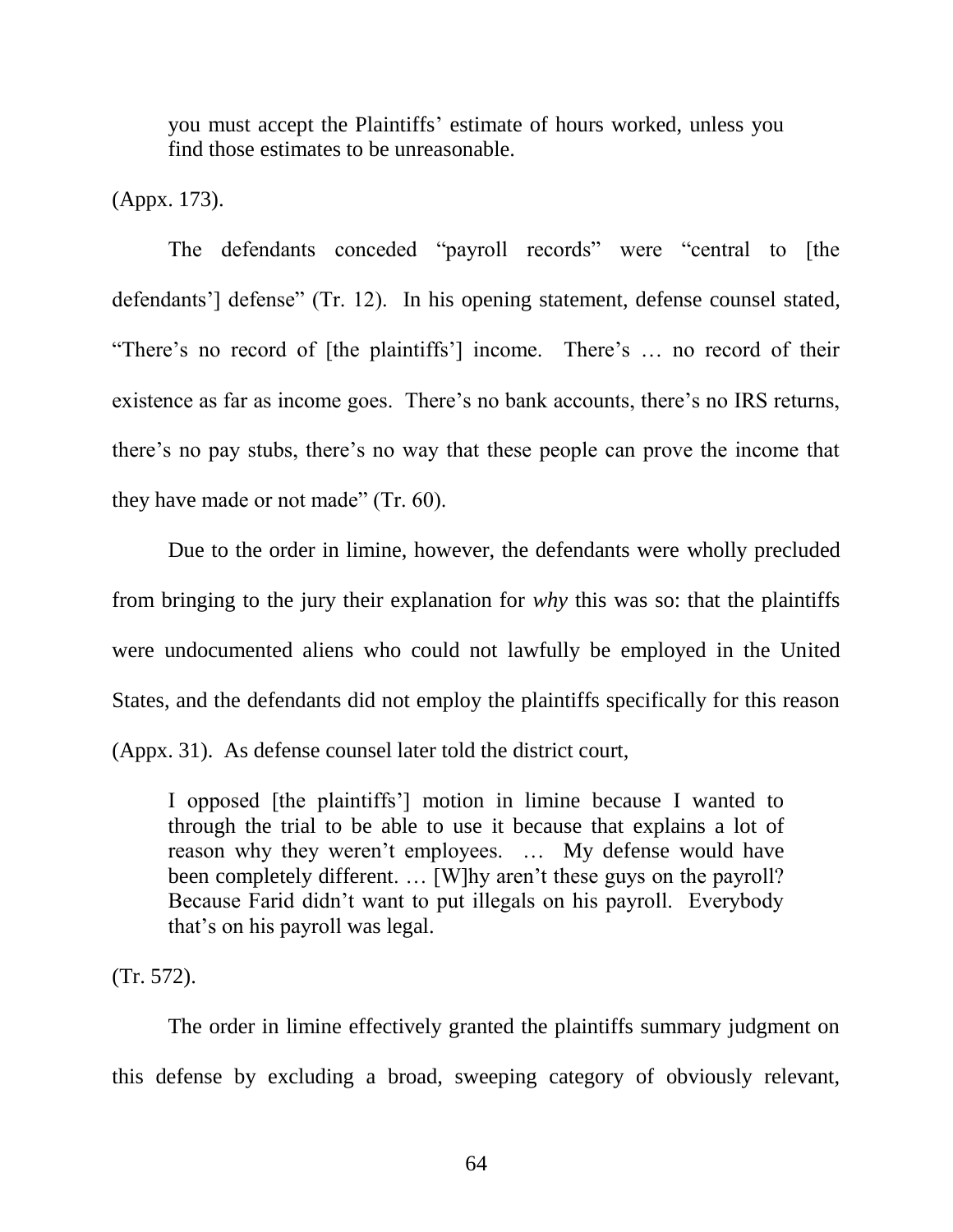> you must accept the Plaintiffs' estimate of hours worked, unless you find those estimates to be unreasonable.

(Appx. 173).

The defendants conceded "payroll records" were "central to [the defendants'] defense" (Tr. 12). In his opening statement, defense counsel stated, "There's no record of [the plaintiffs'] income. There's … no record of their existence as far as income goes. There's no bank accounts, there's no IRS returns, there's no pay stubs, there's no way that these people can prove the income that they have made or not made" (Tr. 60).

Due to the order in limine, however, the defendants were wholly precluded from bringing to the jury their explanation for *why* this was so: that the plaintiffs were undocumented aliens who could not lawfully be employed in the United States, and the defendants did not employ the plaintiffs specifically for this reason (Appx. 31). As defense counsel later told the district court,

> I opposed [the plaintiffs'] motion in limine because I wanted to through the trial to be able to use it because that explains a lot of reason why they weren't employees. … My defense would have been completely different. … [W]hy aren't these guys on the payroll? Because Farid didn't want to put illegals on his payroll. Everybody that's on his payroll was legal.

(Tr. 572).

The order in limine effectively granted the plaintiffs summary judgment on this defense by excluding a broad, sweeping category of obviously relevant,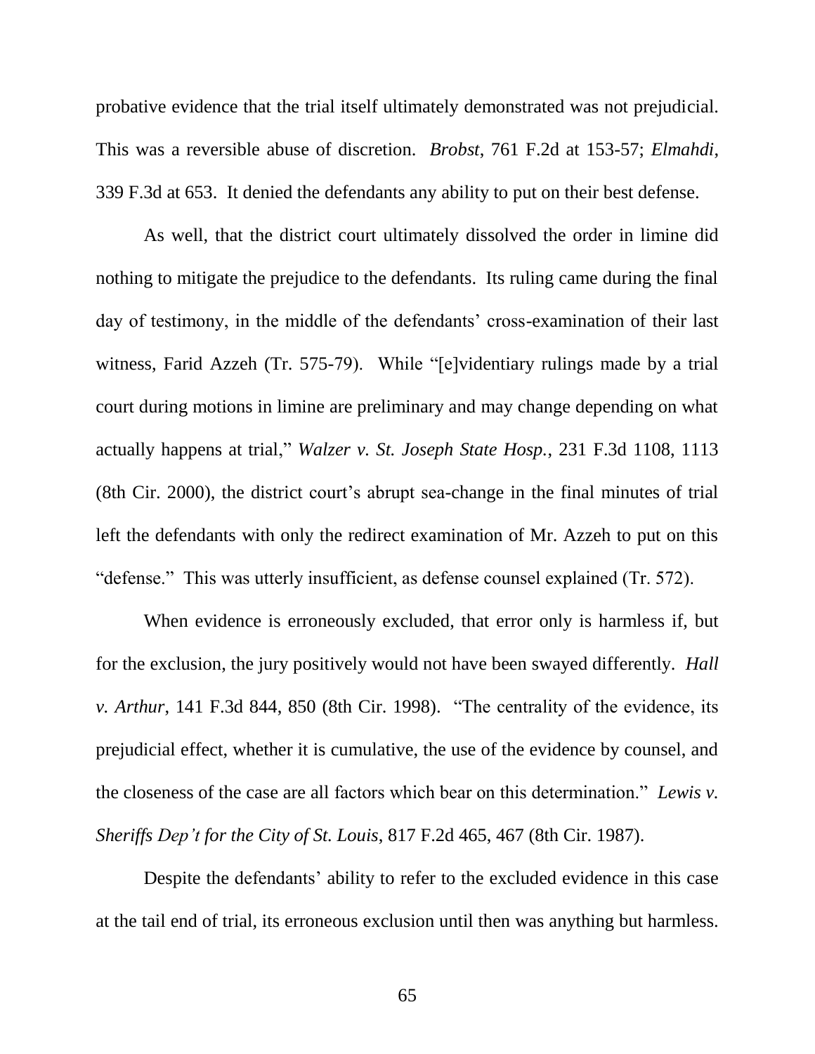probative evidence that the trial itself ultimately demonstrated was not prejudicial. This was a reversible abuse of discretion. *Brobst*, 761 F.2d at 153-57; *Elmahdi*, 339 F.3d at 653. It denied the defendants any ability to put on their best defense.

As well, that the district court ultimately dissolved the order in limine did nothing to mitigate the prejudice to the defendants. Its ruling came during the final day of testimony, in the middle of the defendants' cross-examination of their last witness, Farid Azzeh (Tr. 575-79). While "[e]videntiary rulings made by a trial court during motions in limine are preliminary and may change depending on what actually happens at trial," *Walzer v. St. Joseph State Hosp.*, 231 F.3d 1108, 1113 (8th Cir. 2000), the district court's abrupt sea-change in the final minutes of trial left the defendants with only the redirect examination of Mr. Azzeh to put on this "defense." This was utterly insufficient, as defense counsel explained (Tr. 572).

When evidence is erroneously excluded, that error only is harmless if, but for the exclusion, the jury positively would not have been swayed differently. *Hall v. Arthur*, 141 F.3d 844, 850 (8th Cir. 1998). "The centrality of the evidence, its prejudicial effect, whether it is cumulative, the use of the evidence by counsel, and the closeness of the case are all factors which bear on this determination." *Lewis v. Sheriffs Dep't for the City of St. Louis*, 817 F.2d 465, 467 (8th Cir. 1987).

Despite the defendants' ability to refer to the excluded evidence in this case at the tail end of trial, its erroneous exclusion until then was anything but harmless.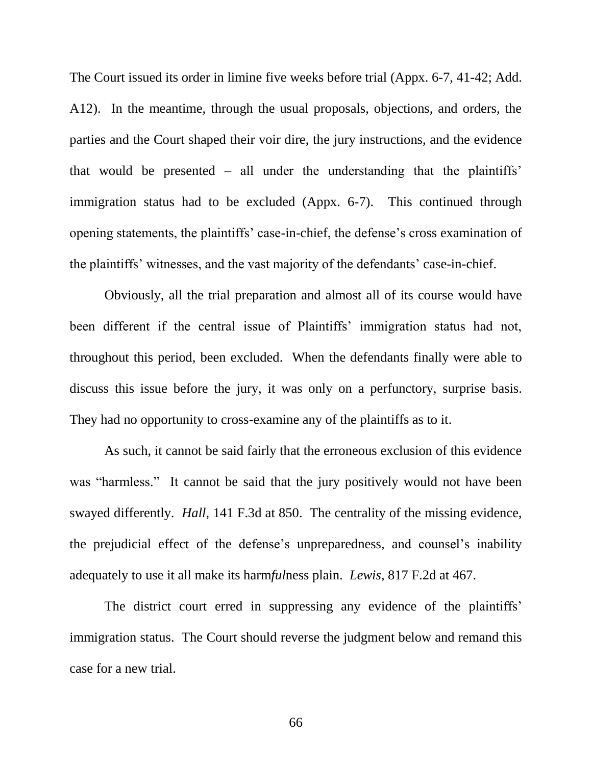The Court issued its order in limine five weeks before trial (Appx. 6-7, 41-42; Add. A12). In the meantime, through the usual proposals, objections, and orders, the parties and the Court shaped their voir dire, the jury instructions, and the evidence that would be presented – all under the understanding that the plaintiffs' immigration status had to be excluded (Appx. 6-7). This continued through opening statements, the plaintiffs' case-in-chief, the defense's cross examination of the plaintiffs' witnesses, and the vast majority of the defendants' case-in-chief.

Obviously, all the trial preparation and almost all of its course would have been different if the central issue of Plaintiffs' immigration status had not, throughout this period, been excluded. When the defendants finally were able to discuss this issue before the jury, it was only on a perfunctory, surprise basis. They had no opportunity to cross-examine any of the plaintiffs as to it.

As such, it cannot be said fairly that the erroneous exclusion of this evidence was "harmless." It cannot be said that the jury positively would not have been swayed differently. *Hall*, 141 F.3d at 850. The centrality of the missing evidence, the prejudicial effect of the defense's unpreparedness, and counsel's inability adequately to use it all make its harm*ful*ness plain. *Lewis*, 817 F.2d at 467.

The district court erred in suppressing any evidence of the plaintiffs' immigration status. The Court should reverse the judgment below and remand this case for a new trial.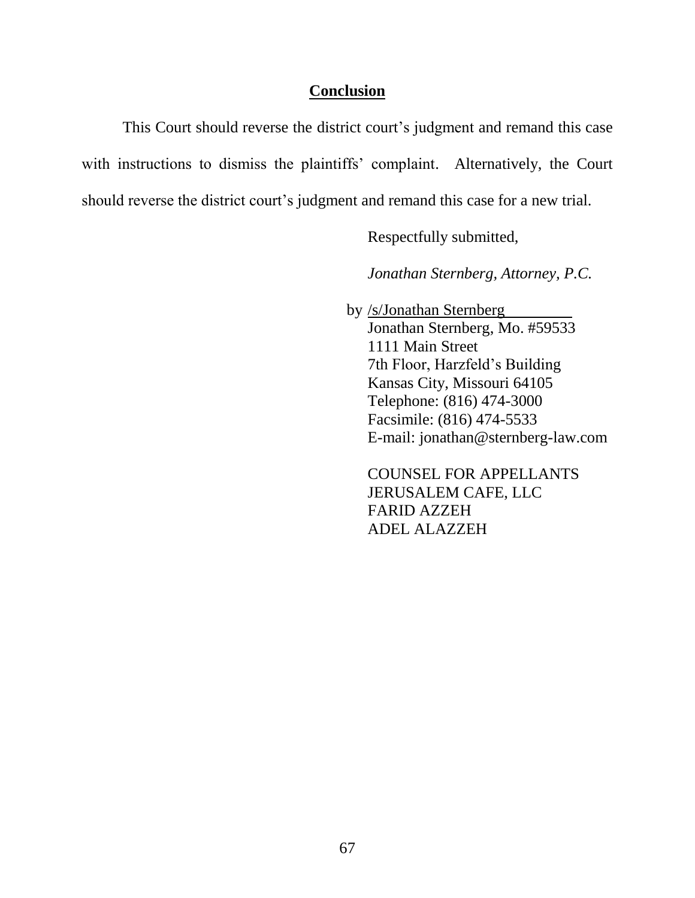## Conclusion

This Court should reverse the district court's judgment and remand this case with instructions to dismiss the plaintiffs' complaint. Alternatively, the Court should reverse the district court's judgment and remand this case for a new trial.

Respectfully submitted,

*Jonathan Sternberg, Attorney, P.C.*

by /s/Jonathan Sternberg
Jonathan Sternberg, Mo. #59533
1111 Main Street
7th Floor, Harzfeld's Building
Kansas City, Missouri 64105
Telephone: (816) 474-3000
Facsimile: (816) 474-5533
E-mail: jonathan@sternberg-law.com

COUNSEL FOR APPELLANTS
JERUSALEM CAFE, LLC
FARID AZZEH
ADEL ALAZZEH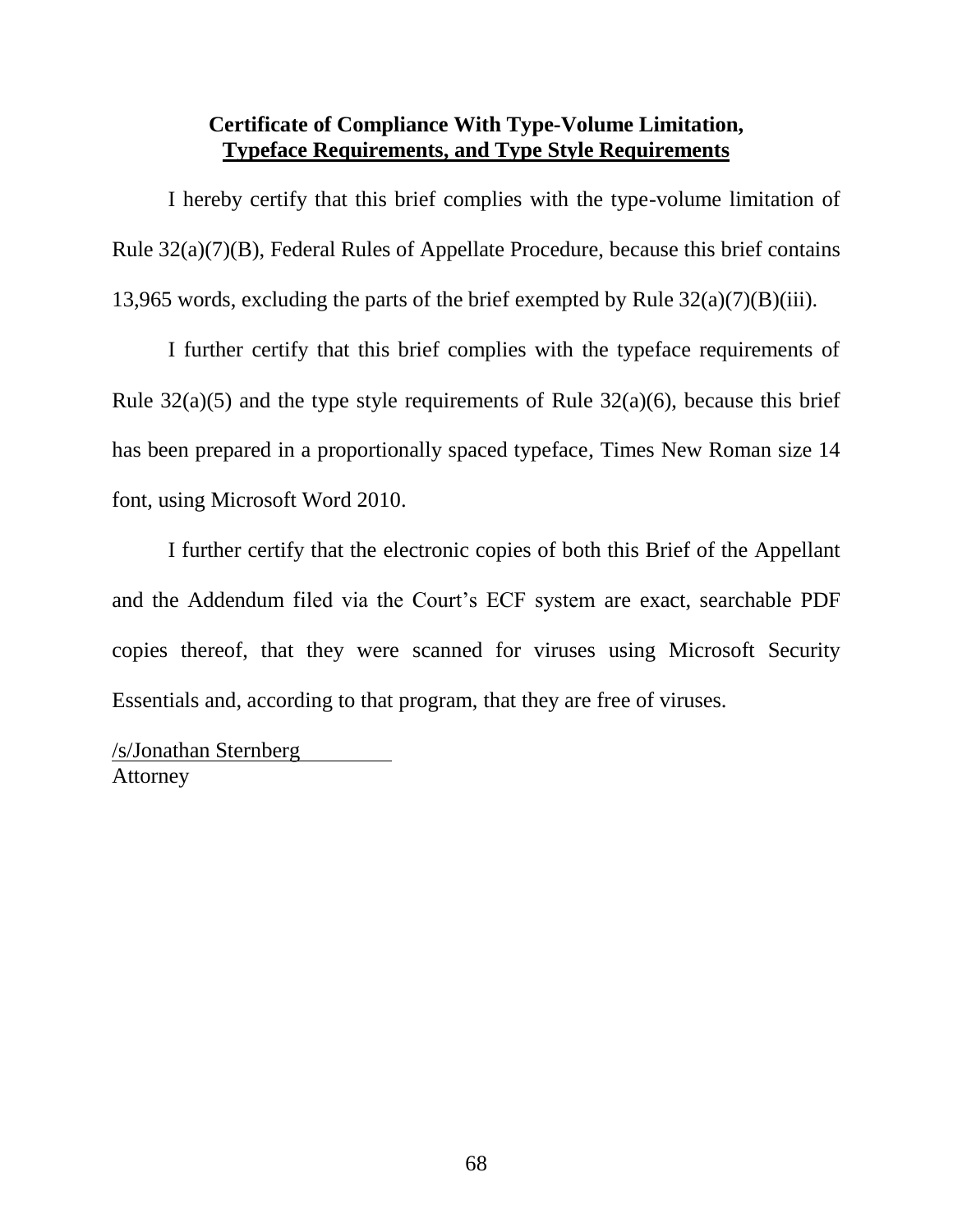**Certificate of Compliance With Type-Volume Limitation, Typeface Requirements, and Type Style Requirements**

I hereby certify that this brief complies with the type-volume limitation of Rule 32(a)(7)(B), Federal Rules of Appellate Procedure, because this brief contains 13,965 words, excluding the parts of the brief exempted by Rule 32(a)(7)(B)(iii).

I further certify that this brief complies with the typeface requirements of Rule 32(a)(5) and the type style requirements of Rule 32(a)(6), because this brief has been prepared in a proportionally spaced typeface, Times New Roman size 14 font, using Microsoft Word 2010.

I further certify that the electronic copies of both this Brief of the Appellant and the Addendum filed via the Court's ECF system are exact, searchable PDF copies thereof, that they were scanned for viruses using Microsoft Security Essentials and, according to that program, that they are free of viruses.

/s/Jonathan Sternberg
Attorney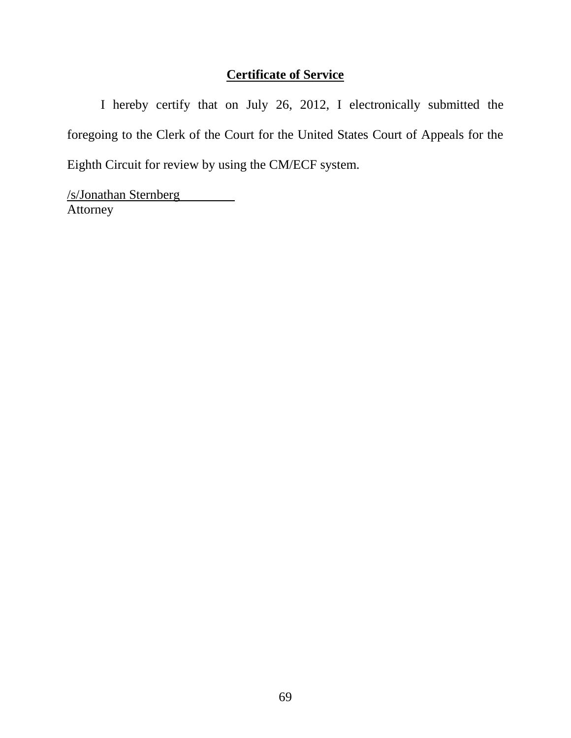## Certificate of Service

I hereby certify that on July 26, 2012, I electronically submitted the foregoing to the Clerk of the Court for the United States Court of Appeals for the Eighth Circuit for review by using the CM/ECF system.

/s/Jonathan Sternberg
Attorney